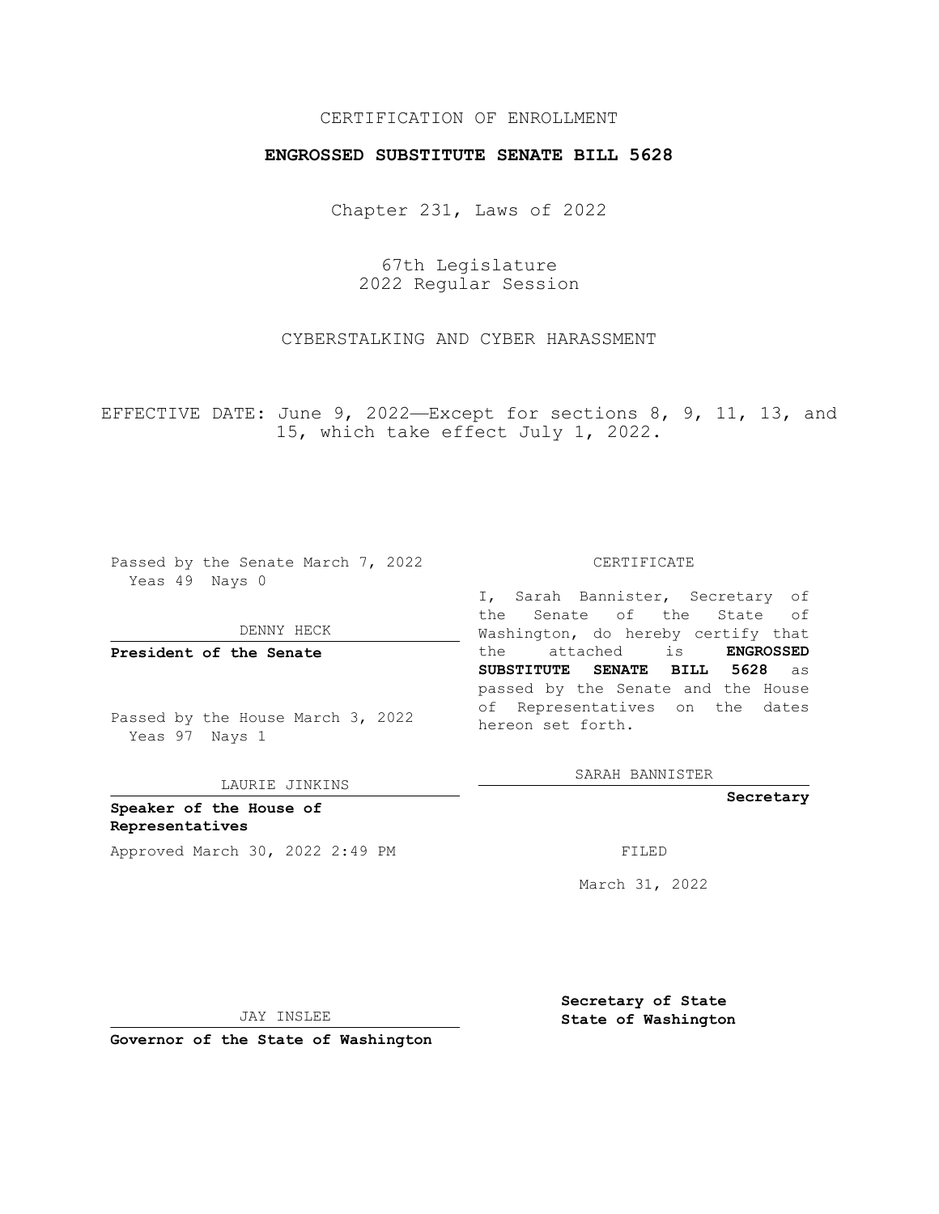CERTIFICATION OF ENROLLMENT

**ENGROSSED SUBSTITUTE SENATE BILL 5628**

Chapter 231, Laws of 2022

67th Legislature
2022 Regular Session

CYBERSTALKING AND CYBER HARASSMENT

EFFECTIVE DATE: June 9, 2022—Except for sections 8, 9, 11, 13, and 15, which take effect July 1, 2022.

Passed by the Senate March 7, 2022
Yeas 49 Nays 0

DENNY HECK

**President of the Senate**

Passed by the House March 3, 2022
Yeas 97 Nays 1

LAURIE JINKINS

**Speaker of the House of Representatives**

Approved March 30, 2022 2:49 PM

JAY INSLEE

**Governor of the State of Washington**

CERTIFICATE

I, Sarah Bannister, Secretary of the Senate of the State of Washington, do hereby certify that the attached is **ENGROSSED SUBSTITUTE SENATE BILL 5628** as passed by the Senate and the House of Representatives on the dates hereon set forth.

SARAH BANNISTER

**Secretary**

FILED

March 31, 2022

**Secretary of State**
**State of Washington**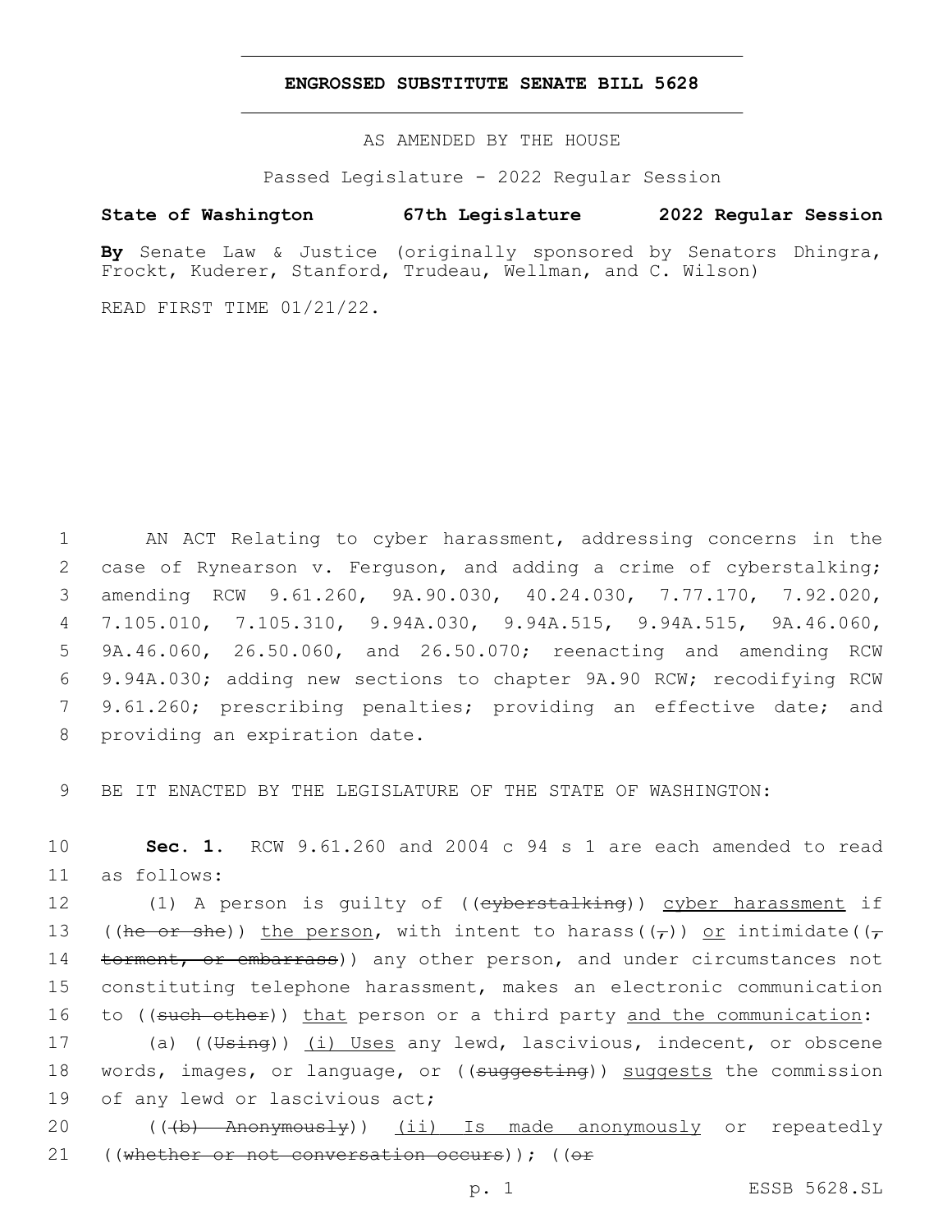# ENGROSSED SUBSTITUTE SENATE BILL 5628

AS AMENDED BY THE HOUSE

Passed Legislature - 2022 Regular Session

**State of Washington 67th Legislature 2022 Regular Session**

**By** Senate Law & Justice (originally sponsored by Senators Dhingra, Frockt, Kuderer, Stanford, Trudeau, Wellman, and C. Wilson)

READ FIRST TIME 01/21/22.

1 AN ACT Relating to cyber harassment, addressing concerns in the
2 case of Rynearson v. Ferguson, and adding a crime of cyberstalking;
3 amending RCW 9.61.260, 9A.90.030, 40.24.030, 7.77.170, 7.92.020,
4 7.105.010, 7.105.310, 9.94A.030, 9.94A.515, 9.94A.515, 9A.46.060,
5 9A.46.060, 26.50.060, and 26.50.070; reenacting and amending RCW
6 9.94A.030; adding new sections to chapter 9A.90 RCW; recodifying RCW
7 9.61.260; prescribing penalties; providing an effective date; and
8 providing an expiration date.

9 BE IT ENACTED BY THE LEGISLATURE OF THE STATE OF WASHINGTON:

10 **Sec. 1.** RCW 9.61.260 and 2004 c 94 s 1 are each amended to read
11 as follows:

12 (1) A person is guilty of ((~~cyberstalking~~)) <u>cyber harassment</u> if
13 ((~~he or she~~)) <u>the person</u>, with intent to harass((~~,~~)) <u>or</u> intimidate((~~,~~
14 ~~torment, or embarrass~~)) any other person, and under circumstances not
15 constituting telephone harassment, makes an electronic communication
16 to ((~~such other~~)) <u>that</u> person or a third party <u>and the communication</u>:

17 (a) ((~~Using~~)) <u>(i) Uses</u> any lewd, lascivious, indecent, or obscene
18 words, images, or language, or ((~~suggesting~~)) <u>suggests</u> the commission
19 of any lewd or lascivious act;

20 ((~~(b) Anonymously~~)) <u>(ii) Is made anonymously</u> or repeatedly
21 ((~~whether or not conversation occurs~~)); ((~~or~~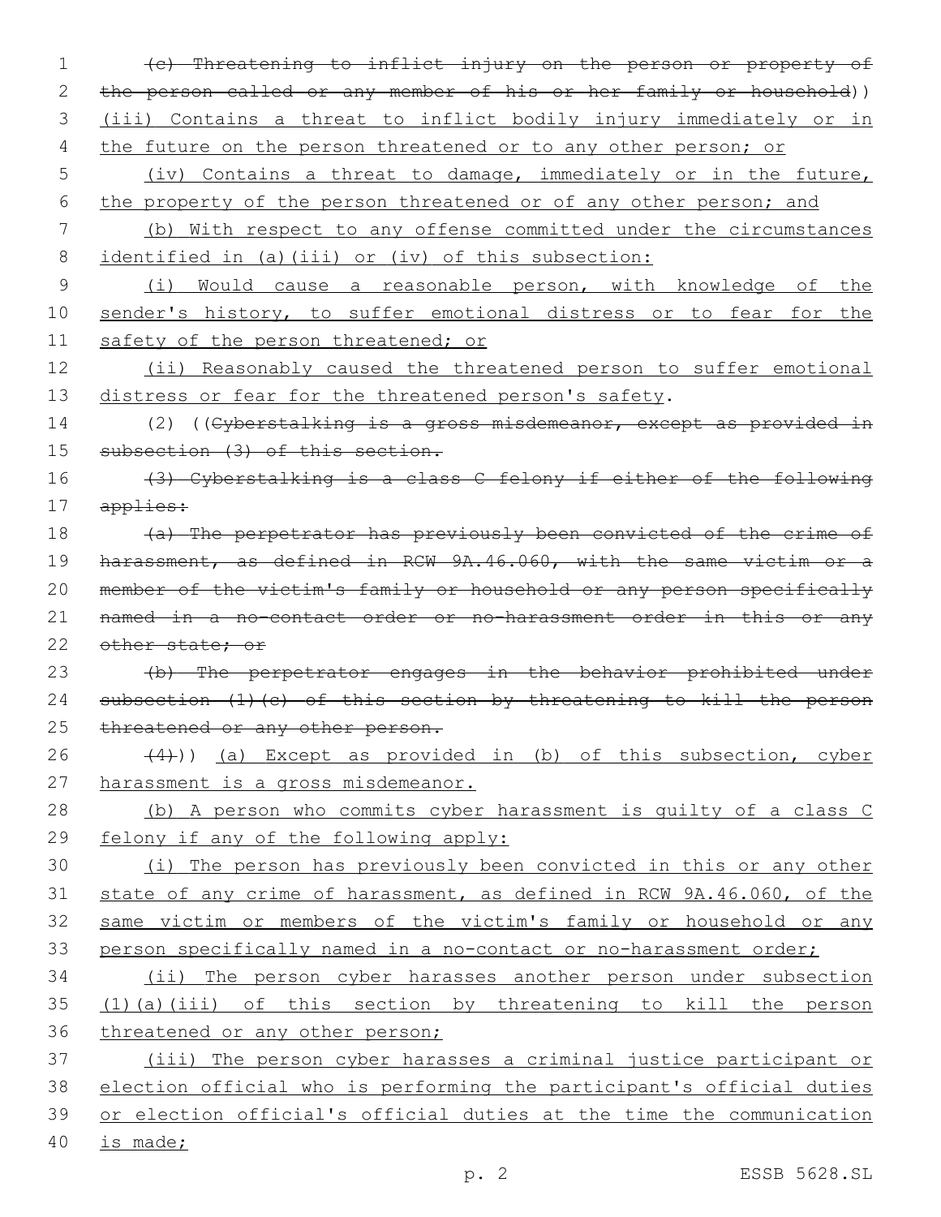(c) Threatening to inflict injury on the person or property of the person called or any member of his or her family or household)) (iii) Contains a threat to inflict bodily injury immediately or in the future on the person threatened or to any other person; or

(iv) Contains a threat to damage, immediately or in the future, the property of the person threatened or of any other person; and

(b) With respect to any offense committed under the circumstances identified in (a)(iii) or (iv) of this subsection:

(i) Would cause a reasonable person, with knowledge of the sender's history, to suffer emotional distress or to fear for the safety of the person threatened; or

(ii) Reasonably caused the threatened person to suffer emotional distress or fear for the threatened person's safety.

(2) ((Cyberstalking is a gross misdemeanor, except as provided in subsection (3) of this section.

(3) Cyberstalking is a class C felony if either of the following applies:

(a) The perpetrator has previously been convicted of the crime of harassment, as defined in RCW 9A.46.060, with the same victim or a member of the victim's family or household or any person specifically named in a no-contact order or no-harassment order in this or any other state; or

(b) The perpetrator engages in the behavior prohibited under subsection (1)(c) of this section by threatening to kill the person threatened or any other person.

(4))) (a) Except as provided in (b) of this subsection, cyber harassment is a gross misdemeanor.

(b) A person who commits cyber harassment is guilty of a class C felony if any of the following apply:

(i) The person has previously been convicted in this or any other state of any crime of harassment, as defined in RCW 9A.46.060, of the same victim or members of the victim's family or household or any person specifically named in a no-contact or no-harassment order;

(ii) The person cyber harasses another person under subsection (1)(a)(iii) of this section by threatening to kill the person threatened or any other person;

(iii) The person cyber harasses a criminal justice participant or election official who is performing the participant's official duties or election official's official duties at the time the communication is made;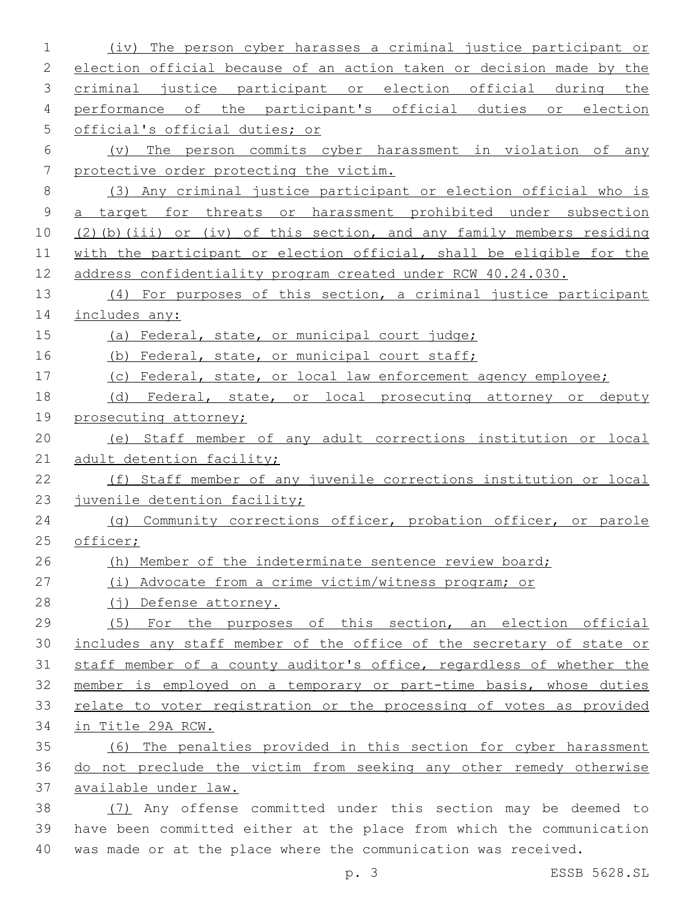(iv) The person cyber harasses a criminal justice participant or election official because of an action taken or decision made by the criminal justice participant or election official during the performance of the participant's official duties or election official's official duties; or

(v) The person commits cyber harassment in violation of any protective order protecting the victim.

(3) Any criminal justice participant or election official who is a target for threats or harassment prohibited under subsection (2)(b)(iii) or (iv) of this section, and any family members residing with the participant or election official, shall be eligible for the address confidentiality program created under RCW 40.24.030.

(4) For purposes of this section, a criminal justice participant includes any:

(a) Federal, state, or municipal court judge;

(b) Federal, state, or municipal court staff;

(c) Federal, state, or local law enforcement agency employee;

(d) Federal, state, or local prosecuting attorney or deputy prosecuting attorney;

(e) Staff member of any adult corrections institution or local adult detention facility;

(f) Staff member of any juvenile corrections institution or local juvenile detention facility;

(g) Community corrections officer, probation officer, or parole officer;

(h) Member of the indeterminate sentence review board;

(i) Advocate from a crime victim/witness program; or

(j) Defense attorney.

(5) For the purposes of this section, an election official includes any staff member of the office of the secretary of state or staff member of a county auditor's office, regardless of whether the member is employed on a temporary or part-time basis, whose duties relate to voter registration or the processing of votes as provided in Title 29A RCW.

(6) The penalties provided in this section for cyber harassment do not preclude the victim from seeking any other remedy otherwise available under law.

(7) Any offense committed under this section may be deemed to have been committed either at the place from which the communication was made or at the place where the communication was received.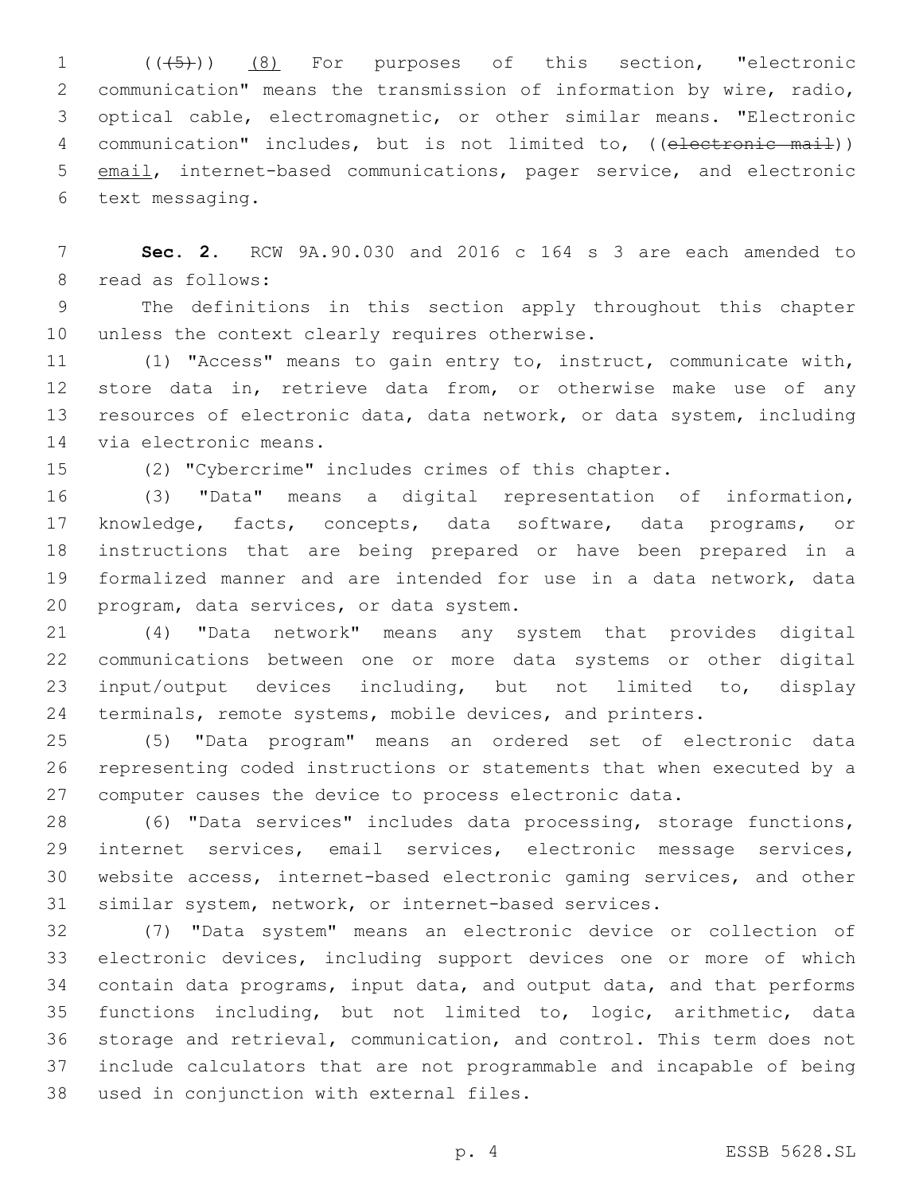(((5))) (8) For purposes of this section, "electronic communication" means the transmission of information by wire, radio, optical cable, electromagnetic, or other similar means. "Electronic communication" includes, but is not limited to, ((~~electronic mail~~)) email, internet-based communications, pager service, and electronic text messaging.

**Sec. 2.** RCW 9A.90.030 and 2016 c 164 s 3 are each amended to read as follows:

The definitions in this section apply throughout this chapter unless the context clearly requires otherwise.

(1) "Access" means to gain entry to, instruct, communicate with, store data in, retrieve data from, or otherwise make use of any resources of electronic data, data network, or data system, including via electronic means.

(2) "Cybercrime" includes crimes of this chapter.

(3) "Data" means a digital representation of information, knowledge, facts, concepts, data software, data programs, or instructions that are being prepared or have been prepared in a formalized manner and are intended for use in a data network, data program, data services, or data system.

(4) "Data network" means any system that provides digital communications between one or more data systems or other digital input/output devices including, but not limited to, display terminals, remote systems, mobile devices, and printers.

(5) "Data program" means an ordered set of electronic data representing coded instructions or statements that when executed by a computer causes the device to process electronic data.

(6) "Data services" includes data processing, storage functions, internet services, email services, electronic message services, website access, internet-based electronic gaming services, and other similar system, network, or internet-based services.

(7) "Data system" means an electronic device or collection of electronic devices, including support devices one or more of which contain data programs, input data, and output data, and that performs functions including, but not limited to, logic, arithmetic, data storage and retrieval, communication, and control. This term does not include calculators that are not programmable and incapable of being used in conjunction with external files.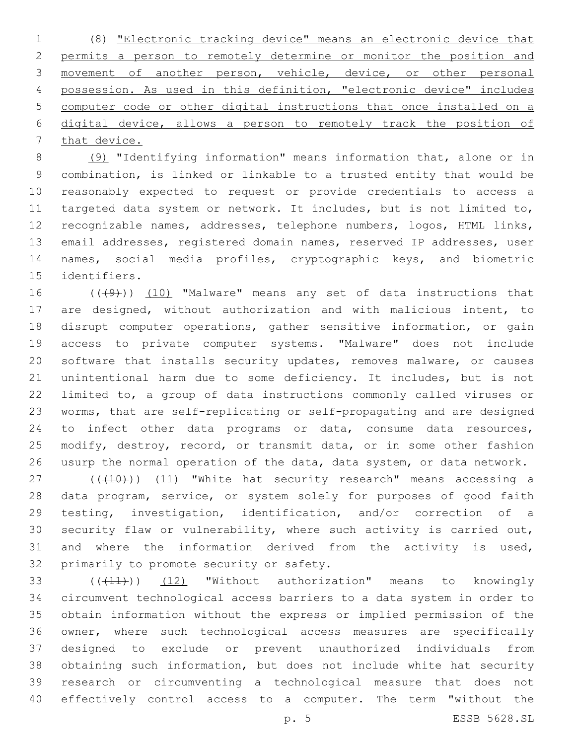(8) "Electronic tracking device" means an electronic device that permits a person to remotely determine or monitor the position and movement of another person, vehicle, device, or other personal possession. As used in this definition, "electronic device" includes computer code or other digital instructions that once installed on a digital device, allows a person to remotely track the position of that device.

(9) "Identifying information" means information that, alone or in combination, is linked or linkable to a trusted entity that would be reasonably expected to request or provide credentials to access a targeted data system or network. It includes, but is not limited to, recognizable names, addresses, telephone numbers, logos, HTML links, email addresses, registered domain names, reserved IP addresses, user names, social media profiles, cryptographic keys, and biometric identifiers.

(((9))) (10) "Malware" means any set of data instructions that are designed, without authorization and with malicious intent, to disrupt computer operations, gather sensitive information, or gain access to private computer systems. "Malware" does not include software that installs security updates, removes malware, or causes unintentional harm due to some deficiency. It includes, but is not limited to, a group of data instructions commonly called viruses or worms, that are self-replicating or self-propagating and are designed to infect other data programs or data, consume data resources, modify, destroy, record, or transmit data, or in some other fashion usurp the normal operation of the data, data system, or data network.

(((10))) (11) "White hat security research" means accessing a data program, service, or system solely for purposes of good faith testing, investigation, identification, and/or correction of a security flaw or vulnerability, where such activity is carried out, and where the information derived from the activity is used, primarily to promote security or safety.

(((11))) (12) "Without authorization" means to knowingly circumvent technological access barriers to a data system in order to obtain information without the express or implied permission of the owner, where such technological access measures are specifically designed to exclude or prevent unauthorized individuals from obtaining such information, but does not include white hat security research or circumventing a technological measure that does not effectively control access to a computer. The term "without the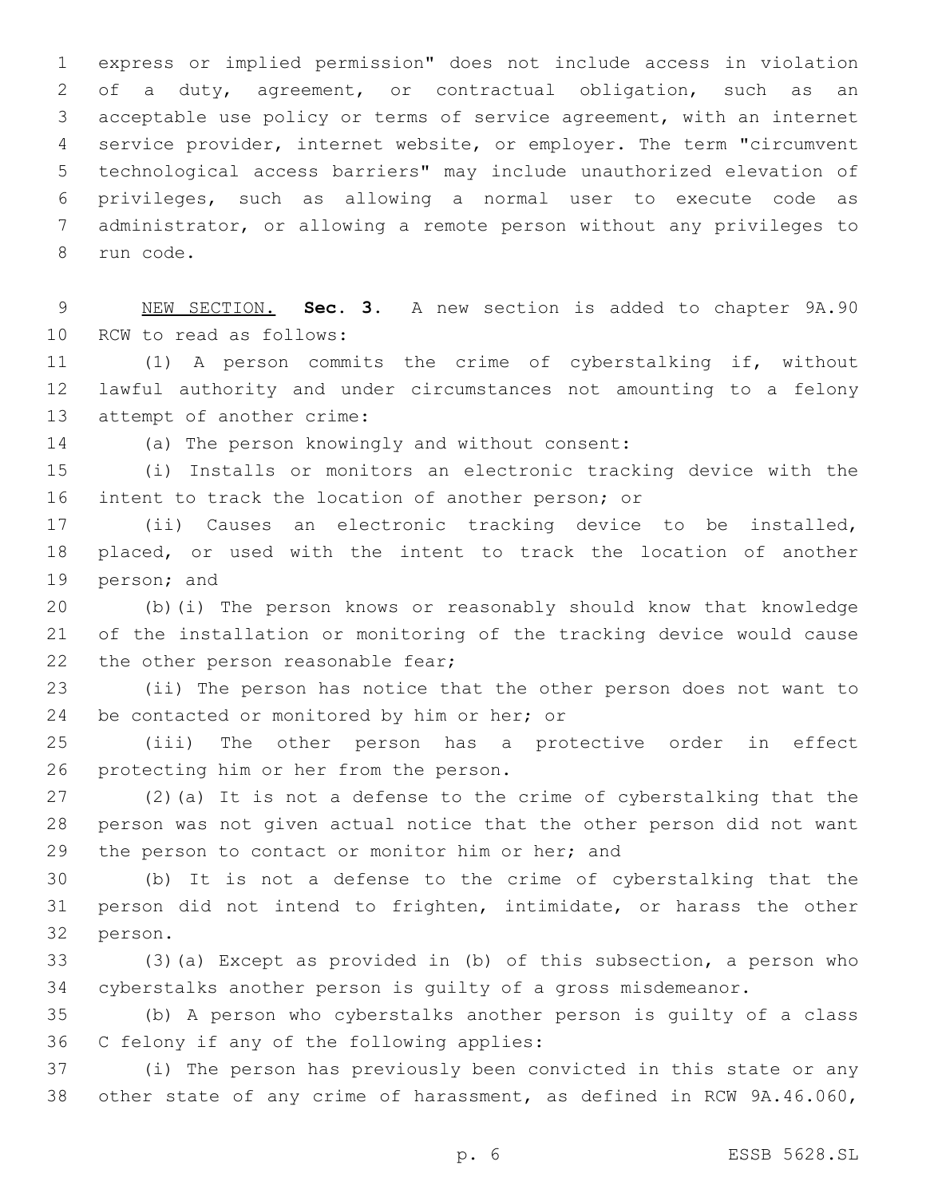express or implied permission" does not include access in violation of a duty, agreement, or contractual obligation, such as an acceptable use policy or terms of service agreement, with an internet service provider, internet website, or employer. The term "circumvent technological access barriers" may include unauthorized elevation of privileges, such as allowing a normal user to execute code as administrator, or allowing a remote person without any privileges to run code.

NEW SECTION. **Sec. 3.** A new section is added to chapter 9A.90 RCW to read as follows:

(1) A person commits the crime of cyberstalking if, without lawful authority and under circumstances not amounting to a felony attempt of another crime:

(a) The person knowingly and without consent:

(i) Installs or monitors an electronic tracking device with the intent to track the location of another person; or

(ii) Causes an electronic tracking device to be installed, placed, or used with the intent to track the location of another person; and

(b)(i) The person knows or reasonably should know that knowledge of the installation or monitoring of the tracking device would cause the other person reasonable fear;

(ii) The person has notice that the other person does not want to be contacted or monitored by him or her; or

(iii) The other person has a protective order in effect protecting him or her from the person.

(2)(a) It is not a defense to the crime of cyberstalking that the person was not given actual notice that the other person did not want the person to contact or monitor him or her; and

(b) It is not a defense to the crime of cyberstalking that the person did not intend to frighten, intimidate, or harass the other person.

(3)(a) Except as provided in (b) of this subsection, a person who cyberstalks another person is guilty of a gross misdemeanor.

(b) A person who cyberstalks another person is guilty of a class C felony if any of the following applies:

(i) The person has previously been convicted in this state or any other state of any crime of harassment, as defined in RCW 9A.46.060,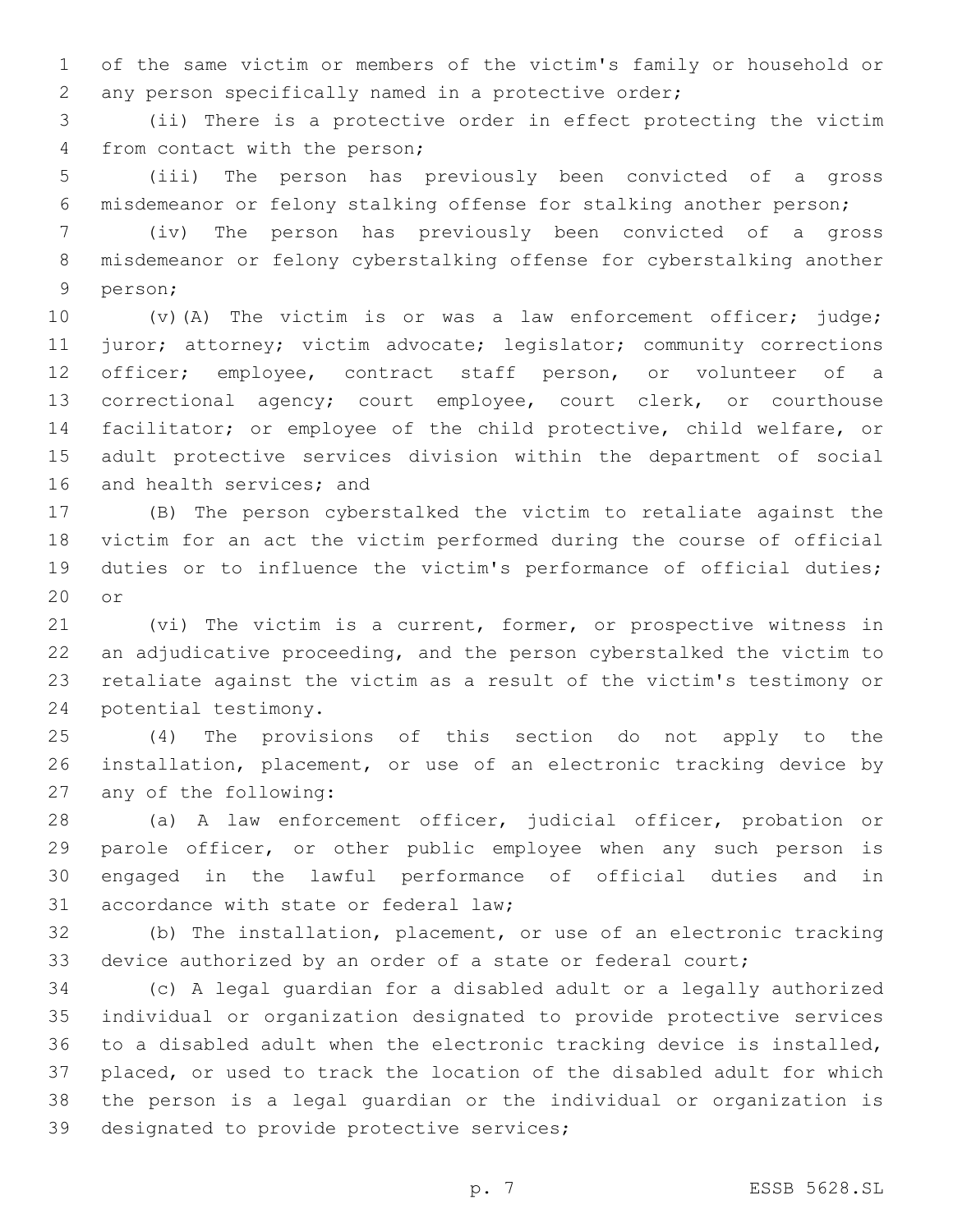of the same victim or members of the victim's family or household or any person specifically named in a protective order;

(ii) There is a protective order in effect protecting the victim from contact with the person;

(iii) The person has previously been convicted of a gross misdemeanor or felony stalking offense for stalking another person;

(iv) The person has previously been convicted of a gross misdemeanor or felony cyberstalking offense for cyberstalking another person;

(v)(A) The victim is or was a law enforcement officer; judge; juror; attorney; victim advocate; legislator; community corrections officer; employee, contract staff person, or volunteer of a correctional agency; court employee, court clerk, or courthouse facilitator; or employee of the child protective, child welfare, or adult protective services division within the department of social and health services; and

(B) The person cyberstalked the victim to retaliate against the victim for an act the victim performed during the course of official duties or to influence the victim's performance of official duties; or

(vi) The victim is a current, former, or prospective witness in an adjudicative proceeding, and the person cyberstalked the victim to retaliate against the victim as a result of the victim's testimony or potential testimony.

(4) The provisions of this section do not apply to the installation, placement, or use of an electronic tracking device by any of the following:

(a) A law enforcement officer, judicial officer, probation or parole officer, or other public employee when any such person is engaged in the lawful performance of official duties and in accordance with state or federal law;

(b) The installation, placement, or use of an electronic tracking device authorized by an order of a state or federal court;

(c) A legal guardian for a disabled adult or a legally authorized individual or organization designated to provide protective services to a disabled adult when the electronic tracking device is installed, placed, or used to track the location of the disabled adult for which the person is a legal guardian or the individual or organization is designated to provide protective services;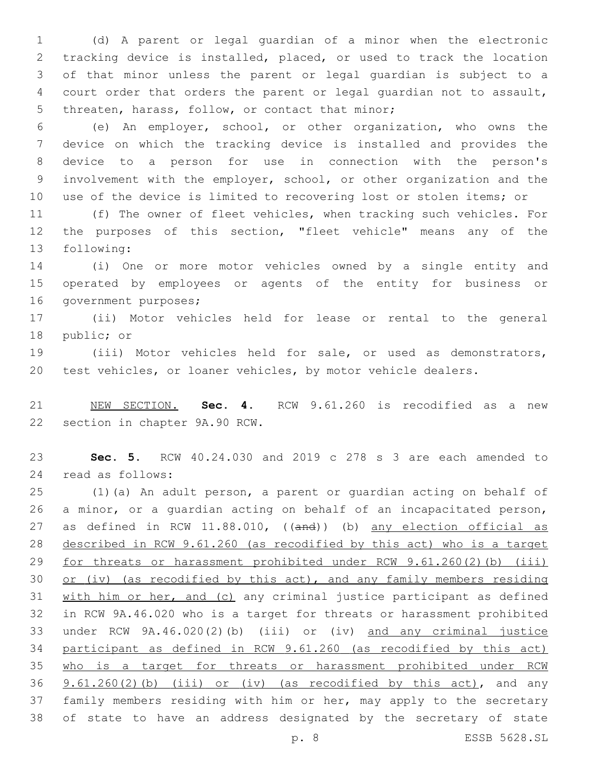(d) A parent or legal guardian of a minor when the electronic tracking device is installed, placed, or used to track the location of that minor unless the parent or legal guardian is subject to a court order that orders the parent or legal guardian not to assault, threaten, harass, follow, or contact that minor;

(e) An employer, school, or other organization, who owns the device on which the tracking device is installed and provides the device to a person for use in connection with the person's involvement with the employer, school, or other organization and the use of the device is limited to recovering lost or stolen items; or

(f) The owner of fleet vehicles, when tracking such vehicles. For the purposes of this section, "fleet vehicle" means any of the following:

(i) One or more motor vehicles owned by a single entity and operated by employees or agents of the entity for business or government purposes;

(ii) Motor vehicles held for lease or rental to the general public; or

(iii) Motor vehicles held for sale, or used as demonstrators, test vehicles, or loaner vehicles, by motor vehicle dealers.

<u>NEW SECTION.</u> **Sec. 4.** RCW 9.61.260 is recodified as a new section in chapter 9A.90 RCW.

**Sec. 5.** RCW 40.24.030 and 2019 c 278 s 3 are each amended to read as follows:

(1)(a) An adult person, a parent or guardian acting on behalf of a minor, or a guardian acting on behalf of an incapacitated person, as defined in RCW 11.88.010, ((~~and~~)) (b) <u>any election official as described in RCW 9.61.260 (as recodified by this act) who is a target for threats or harassment prohibited under RCW 9.61.260(2)(b) (iii) or (iv) (as recodified by this act), and any family members residing with him or her, and (c)</u> any criminal justice participant as defined in RCW 9A.46.020 who is a target for threats or harassment prohibited under RCW 9A.46.020(2)(b) (iii) or (iv) <u>and any criminal justice participant as defined in RCW 9.61.260 (as recodified by this act) who is a target for threats or harassment prohibited under RCW 9.61.260(2)(b) (iii) or (iv) (as recodified by this act)</u>, and any family members residing with him or her, may apply to the secretary of state to have an address designated by the secretary of state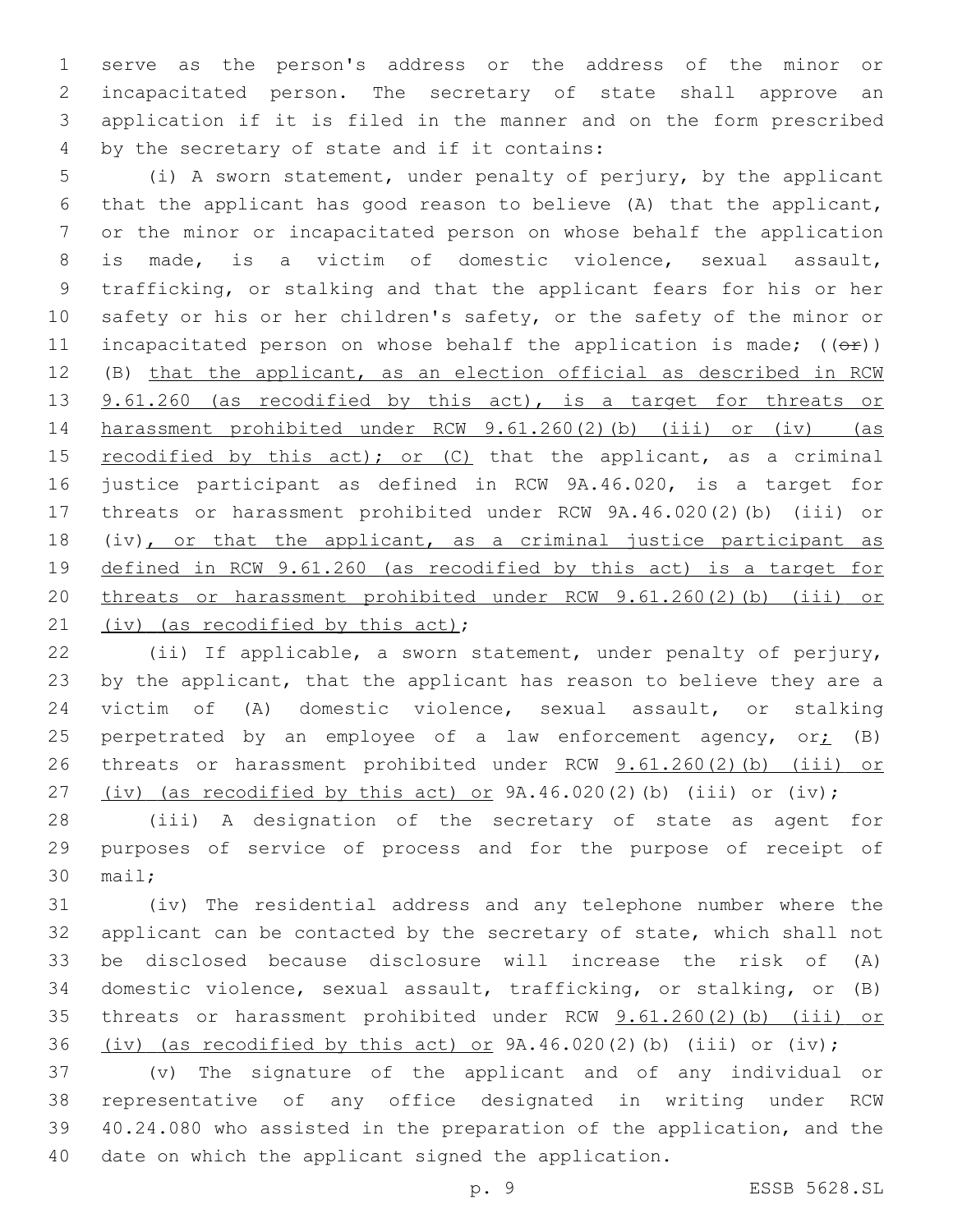serve as the person's address or the address of the minor or incapacitated person. The secretary of state shall approve an application if it is filed in the manner and on the form prescribed by the secretary of state and if it contains:

(i) A sworn statement, under penalty of perjury, by the applicant that the applicant has good reason to believe (A) that the applicant, or the minor or incapacitated person on whose behalf the application is made, is a victim of domestic violence, sexual assault, trafficking, or stalking and that the applicant fears for his or her safety or his or her children's safety, or the safety of the minor or incapacitated person on whose behalf the application is made; ((~~or~~)) (B) that the applicant, as an election official as described in RCW 9.61.260 (as recodified by this act), is a target for threats or harassment prohibited under RCW 9.61.260(2)(b) (iii) or (iv) (as recodified by this act); or (C) that the applicant, as a criminal justice participant as defined in RCW 9A.46.020, is a target for threats or harassment prohibited under RCW 9A.46.020(2)(b) (iii) or (iv), or that the applicant, as a criminal justice participant as defined in RCW 9.61.260 (as recodified by this act) is a target for threats or harassment prohibited under RCW 9.61.260(2)(b) (iii) or (iv) (as recodified by this act);

(ii) If applicable, a sworn statement, under penalty of perjury, by the applicant, that the applicant has reason to believe they are a victim of (A) domestic violence, sexual assault, or stalking perpetrated by an employee of a law enforcement agency, or; (B) threats or harassment prohibited under RCW 9.61.260(2)(b) (iii) or (iv) (as recodified by this act) or 9A.46.020(2)(b) (iii) or (iv);

(iii) A designation of the secretary of state as agent for purposes of service of process and for the purpose of receipt of mail;

(iv) The residential address and any telephone number where the applicant can be contacted by the secretary of state, which shall not be disclosed because disclosure will increase the risk of (A) domestic violence, sexual assault, trafficking, or stalking, or (B) threats or harassment prohibited under RCW 9.61.260(2)(b) (iii) or (iv) (as recodified by this act) or 9A.46.020(2)(b) (iii) or (iv);

(v) The signature of the applicant and of any individual or representative of any office designated in writing under RCW 40.24.080 who assisted in the preparation of the application, and the date on which the applicant signed the application.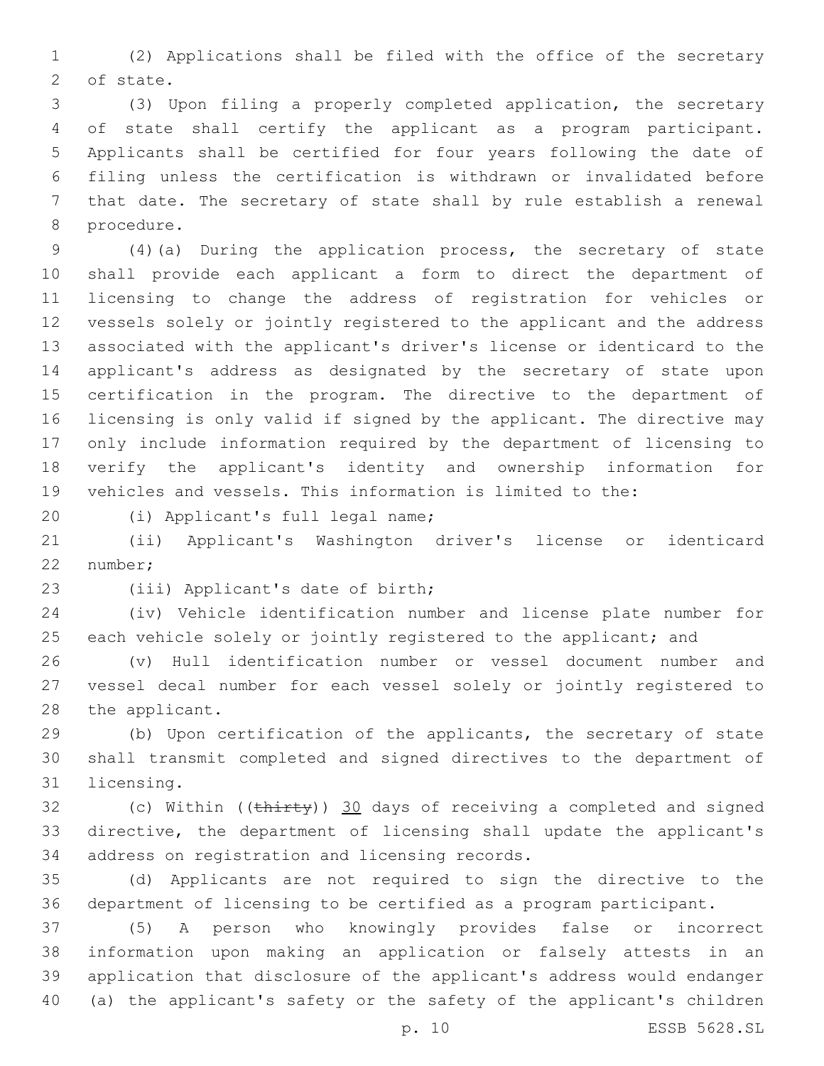(2) Applications shall be filed with the office of the secretary of state.

(3) Upon filing a properly completed application, the secretary of state shall certify the applicant as a program participant. Applicants shall be certified for four years following the date of filing unless the certification is withdrawn or invalidated before that date. The secretary of state shall by rule establish a renewal procedure.

(4)(a) During the application process, the secretary of state shall provide each applicant a form to direct the department of licensing to change the address of registration for vehicles or vessels solely or jointly registered to the applicant and the address associated with the applicant's driver's license or identicard to the applicant's address as designated by the secretary of state upon certification in the program. The directive to the department of licensing is only valid if signed by the applicant. The directive may only include information required by the department of licensing to verify the applicant's identity and ownership information for vehicles and vessels. This information is limited to the:

(i) Applicant's full legal name;

(ii) Applicant's Washington driver's license or identicard number;

(iii) Applicant's date of birth;

(iv) Vehicle identification number and license plate number for each vehicle solely or jointly registered to the applicant; and

(v) Hull identification number or vessel document number and vessel decal number for each vessel solely or jointly registered to the applicant.

(b) Upon certification of the applicants, the secretary of state shall transmit completed and signed directives to the department of licensing.

(c) Within ((~~thirty~~)) <u>30</u> days of receiving a completed and signed directive, the department of licensing shall update the applicant's address on registration and licensing records.

(d) Applicants are not required to sign the directive to the department of licensing to be certified as a program participant.

(5) A person who knowingly provides false or incorrect information upon making an application or falsely attests in an application that disclosure of the applicant's address would endanger (a) the applicant's safety or the safety of the applicant's children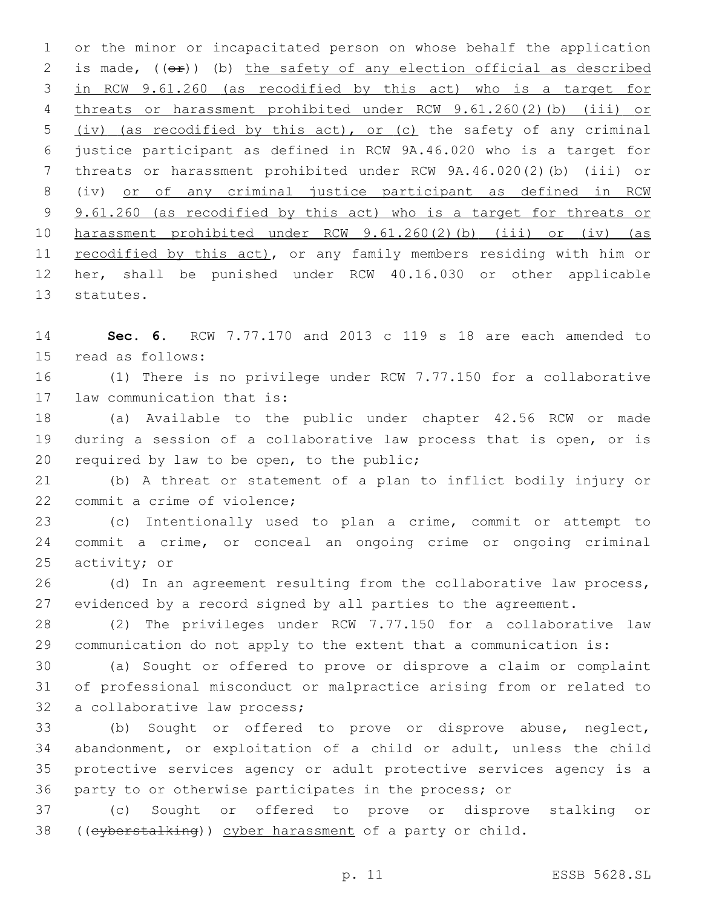or the minor or incapacitated person on whose behalf the application is made, ((~~or~~)) (b) <u>the safety of any election official as described in RCW 9.61.260 (as recodified by this act) who is a target for threats or harassment prohibited under RCW 9.61.260(2)(b) (iii) or (iv) (as recodified by this act), or (c)</u> the safety of any criminal justice participant as defined in RCW 9A.46.020 who is a target for threats or harassment prohibited under RCW 9A.46.020(2)(b) (iii) or (iv) <u>or of any criminal justice participant as defined in RCW 9.61.260 (as recodified by this act) who is a target for threats or harassment prohibited under RCW 9.61.260(2)(b) (iii) or (iv) (as recodified by this act)</u>, or any family members residing with him or her, shall be punished under RCW 40.16.030 or other applicable statutes.

**Sec. 6.** RCW 7.77.170 and 2013 c 119 s 18 are each amended to read as follows:

(1) There is no privilege under RCW 7.77.150 for a collaborative law communication that is:

(a) Available to the public under chapter 42.56 RCW or made during a session of a collaborative law process that is open, or is required by law to be open, to the public;

(b) A threat or statement of a plan to inflict bodily injury or commit a crime of violence;

(c) Intentionally used to plan a crime, commit or attempt to commit a crime, or conceal an ongoing crime or ongoing criminal activity; or

(d) In an agreement resulting from the collaborative law process, evidenced by a record signed by all parties to the agreement.

(2) The privileges under RCW 7.77.150 for a collaborative law communication do not apply to the extent that a communication is:

(a) Sought or offered to prove or disprove a claim or complaint of professional misconduct or malpractice arising from or related to a collaborative law process;

(b) Sought or offered to prove or disprove abuse, neglect, abandonment, or exploitation of a child or adult, unless the child protective services agency or adult protective services agency is a party to or otherwise participates in the process; or

(c) Sought or offered to prove or disprove stalking or ((~~cyberstalking~~)) <u>cyber harassment</u> of a party or child.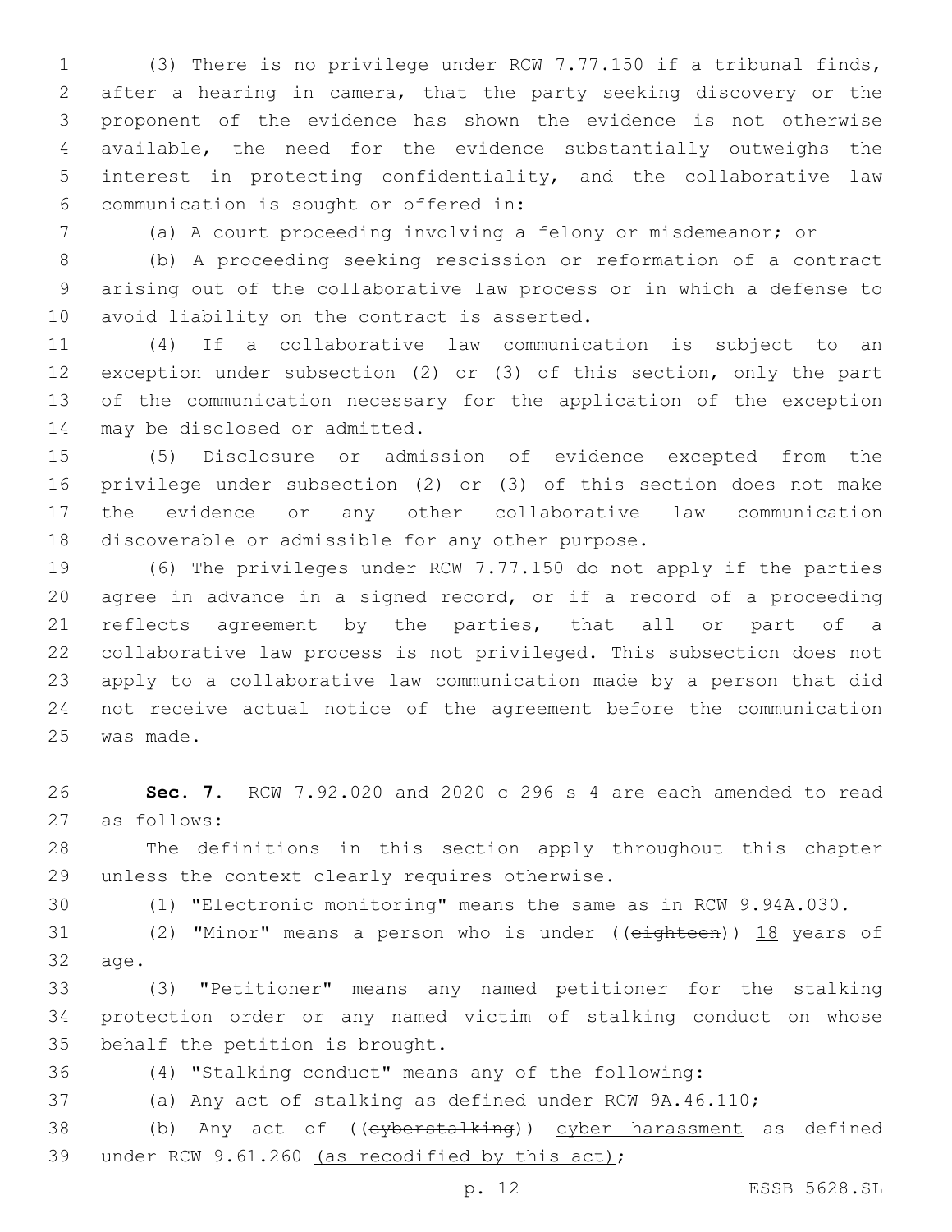(3) There is no privilege under RCW 7.77.150 if a tribunal finds, after a hearing in camera, that the party seeking discovery or the proponent of the evidence has shown the evidence is not otherwise available, the need for the evidence substantially outweighs the interest in protecting confidentiality, and the collaborative law communication is sought or offered in:

(a) A court proceeding involving a felony or misdemeanor; or

(b) A proceeding seeking rescission or reformation of a contract arising out of the collaborative law process or in which a defense to avoid liability on the contract is asserted.

(4) If a collaborative law communication is subject to an exception under subsection (2) or (3) of this section, only the part of the communication necessary for the application of the exception may be disclosed or admitted.

(5) Disclosure or admission of evidence excepted from the privilege under subsection (2) or (3) of this section does not make the evidence or any other collaborative law communication discoverable or admissible for any other purpose.

(6) The privileges under RCW 7.77.150 do not apply if the parties agree in advance in a signed record, or if a record of a proceeding reflects agreement by the parties, that all or part of a collaborative law process is not privileged. This subsection does not apply to a collaborative law communication made by a person that did not receive actual notice of the agreement before the communication was made.

**Sec. 7.** RCW 7.92.020 and 2020 c 296 s 4 are each amended to read as follows:

The definitions in this section apply throughout this chapter unless the context clearly requires otherwise.

(1) "Electronic monitoring" means the same as in RCW 9.94A.030.

(2) "Minor" means a person who is under ((~~eighteen~~)) <u>18</u> years of age.

(3) "Petitioner" means any named petitioner for the stalking protection order or any named victim of stalking conduct on whose behalf the petition is brought.

(4) "Stalking conduct" means any of the following:

(a) Any act of stalking as defined under RCW 9A.46.110;

(b) Any act of ((~~cyberstalking~~)) <u>cyber harassment</u> as defined under RCW 9.61.260 <u>(as recodified by this act)</u>;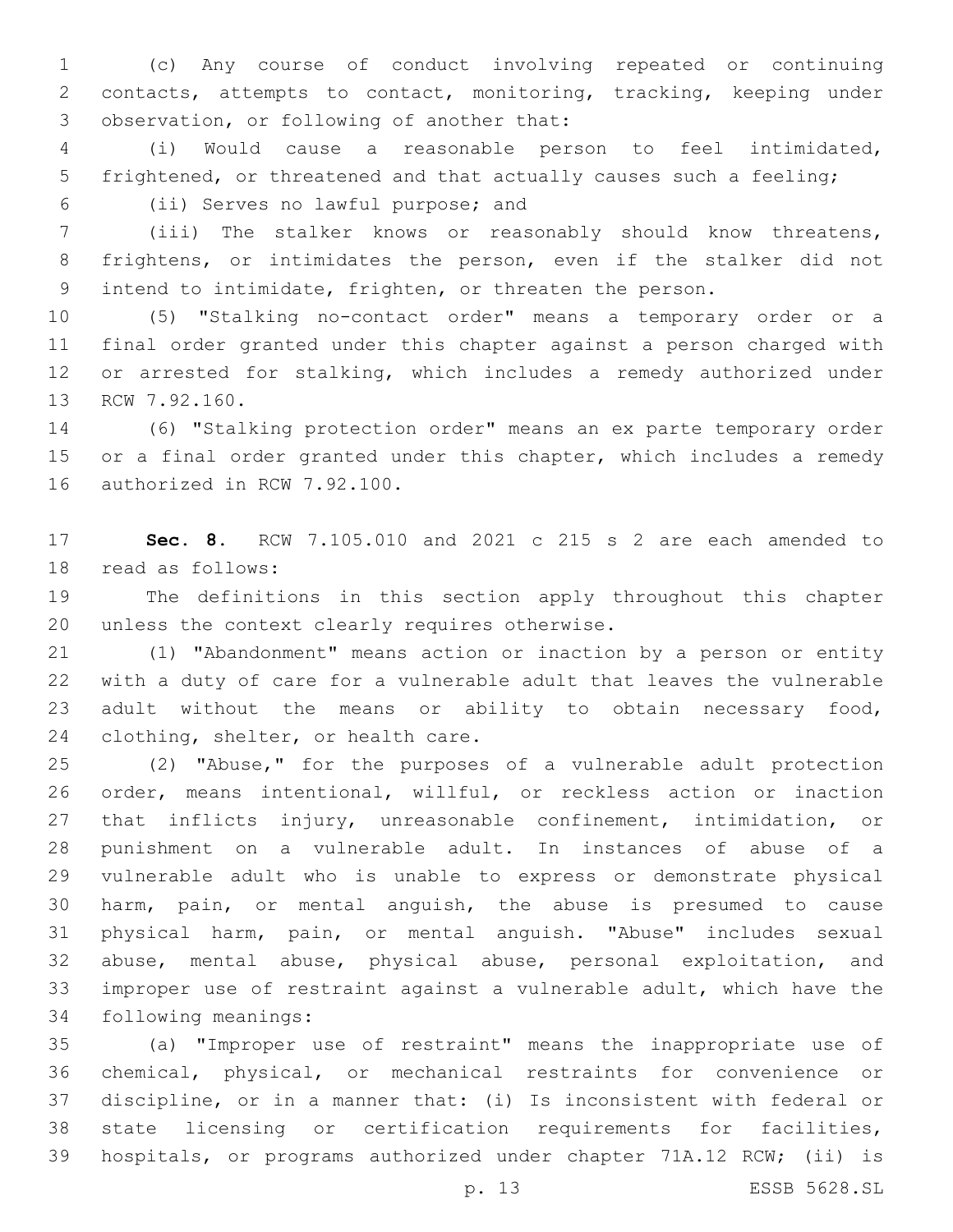(c) Any course of conduct involving repeated or continuing contacts, attempts to contact, monitoring, tracking, keeping under observation, or following of another that:

(i) Would cause a reasonable person to feel intimidated, frightened, or threatened and that actually causes such a feeling;

(ii) Serves no lawful purpose; and

(iii) The stalker knows or reasonably should know threatens, frightens, or intimidates the person, even if the stalker did not intend to intimidate, frighten, or threaten the person.

(5) "Stalking no-contact order" means a temporary order or a final order granted under this chapter against a person charged with or arrested for stalking, which includes a remedy authorized under RCW 7.92.160.

(6) "Stalking protection order" means an ex parte temporary order or a final order granted under this chapter, which includes a remedy authorized in RCW 7.92.100.

**Sec. 8.** RCW 7.105.010 and 2021 c 215 s 2 are each amended to read as follows:

The definitions in this section apply throughout this chapter unless the context clearly requires otherwise.

(1) "Abandonment" means action or inaction by a person or entity with a duty of care for a vulnerable adult that leaves the vulnerable adult without the means or ability to obtain necessary food, clothing, shelter, or health care.

(2) "Abuse," for the purposes of a vulnerable adult protection order, means intentional, willful, or reckless action or inaction that inflicts injury, unreasonable confinement, intimidation, or punishment on a vulnerable adult. In instances of abuse of a vulnerable adult who is unable to express or demonstrate physical harm, pain, or mental anguish, the abuse is presumed to cause physical harm, pain, or mental anguish. "Abuse" includes sexual abuse, mental abuse, physical abuse, personal exploitation, and improper use of restraint against a vulnerable adult, which have the following meanings:

(a) "Improper use of restraint" means the inappropriate use of chemical, physical, or mechanical restraints for convenience or discipline, or in a manner that: (i) Is inconsistent with federal or state licensing or certification requirements for facilities, hospitals, or programs authorized under chapter 71A.12 RCW; (ii) is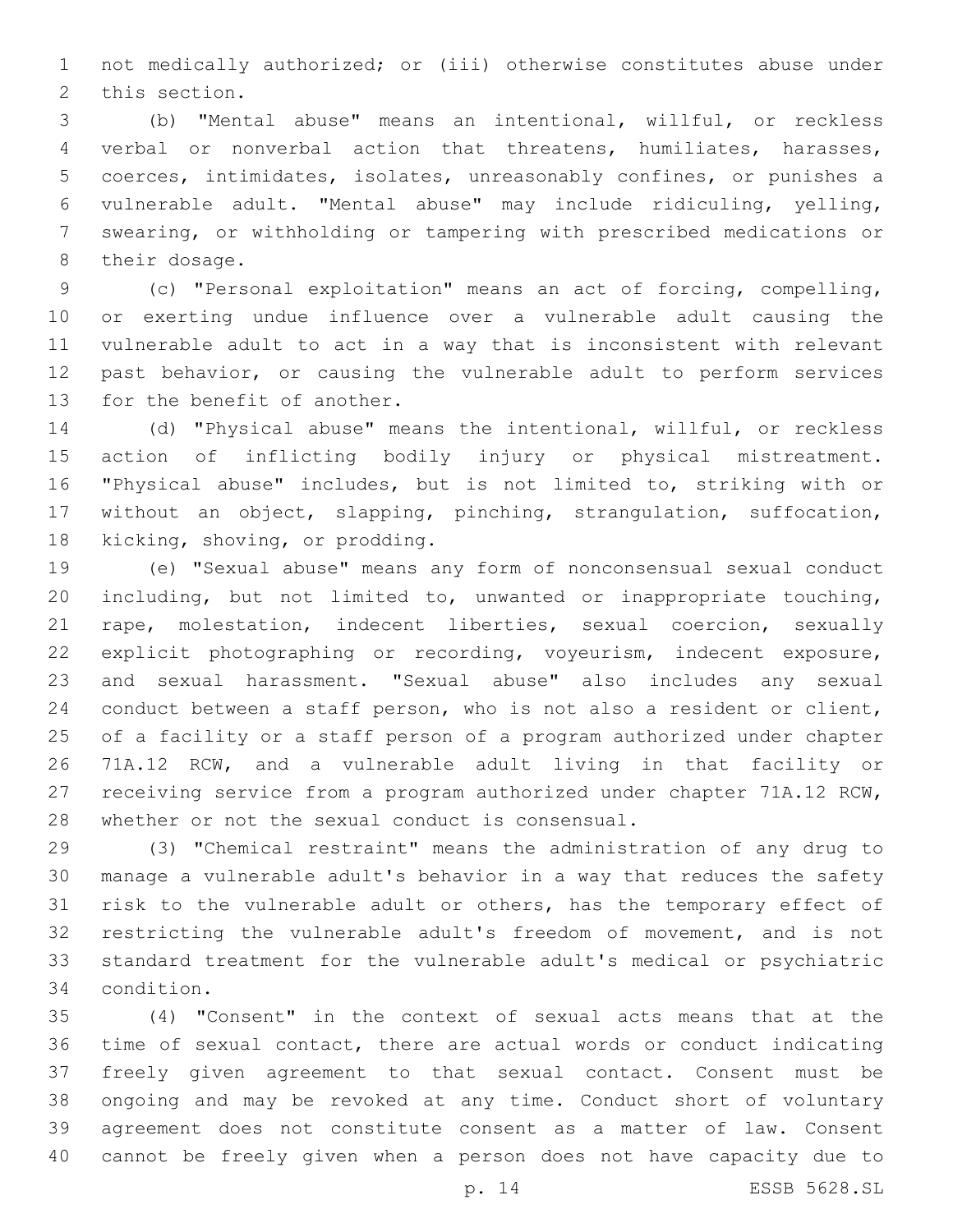not medically authorized; or (iii) otherwise constitutes abuse under this section.

(b) "Mental abuse" means an intentional, willful, or reckless verbal or nonverbal action that threatens, humiliates, harasses, coerces, intimidates, isolates, unreasonably confines, or punishes a vulnerable adult. "Mental abuse" may include ridiculing, yelling, swearing, or withholding or tampering with prescribed medications or their dosage.

(c) "Personal exploitation" means an act of forcing, compelling, or exerting undue influence over a vulnerable adult causing the vulnerable adult to act in a way that is inconsistent with relevant past behavior, or causing the vulnerable adult to perform services for the benefit of another.

(d) "Physical abuse" means the intentional, willful, or reckless action of inflicting bodily injury or physical mistreatment. "Physical abuse" includes, but is not limited to, striking with or without an object, slapping, pinching, strangulation, suffocation, kicking, shoving, or prodding.

(e) "Sexual abuse" means any form of nonconsensual sexual conduct including, but not limited to, unwanted or inappropriate touching, rape, molestation, indecent liberties, sexual coercion, sexually explicit photographing or recording, voyeurism, indecent exposure, and sexual harassment. "Sexual abuse" also includes any sexual conduct between a staff person, who is not also a resident or client, of a facility or a staff person of a program authorized under chapter 71A.12 RCW, and a vulnerable adult living in that facility or receiving service from a program authorized under chapter 71A.12 RCW, whether or not the sexual conduct is consensual.

(3) "Chemical restraint" means the administration of any drug to manage a vulnerable adult's behavior in a way that reduces the safety risk to the vulnerable adult or others, has the temporary effect of restricting the vulnerable adult's freedom of movement, and is not standard treatment for the vulnerable adult's medical or psychiatric condition.

(4) "Consent" in the context of sexual acts means that at the time of sexual contact, there are actual words or conduct indicating freely given agreement to that sexual contact. Consent must be ongoing and may be revoked at any time. Conduct short of voluntary agreement does not constitute consent as a matter of law. Consent cannot be freely given when a person does not have capacity due to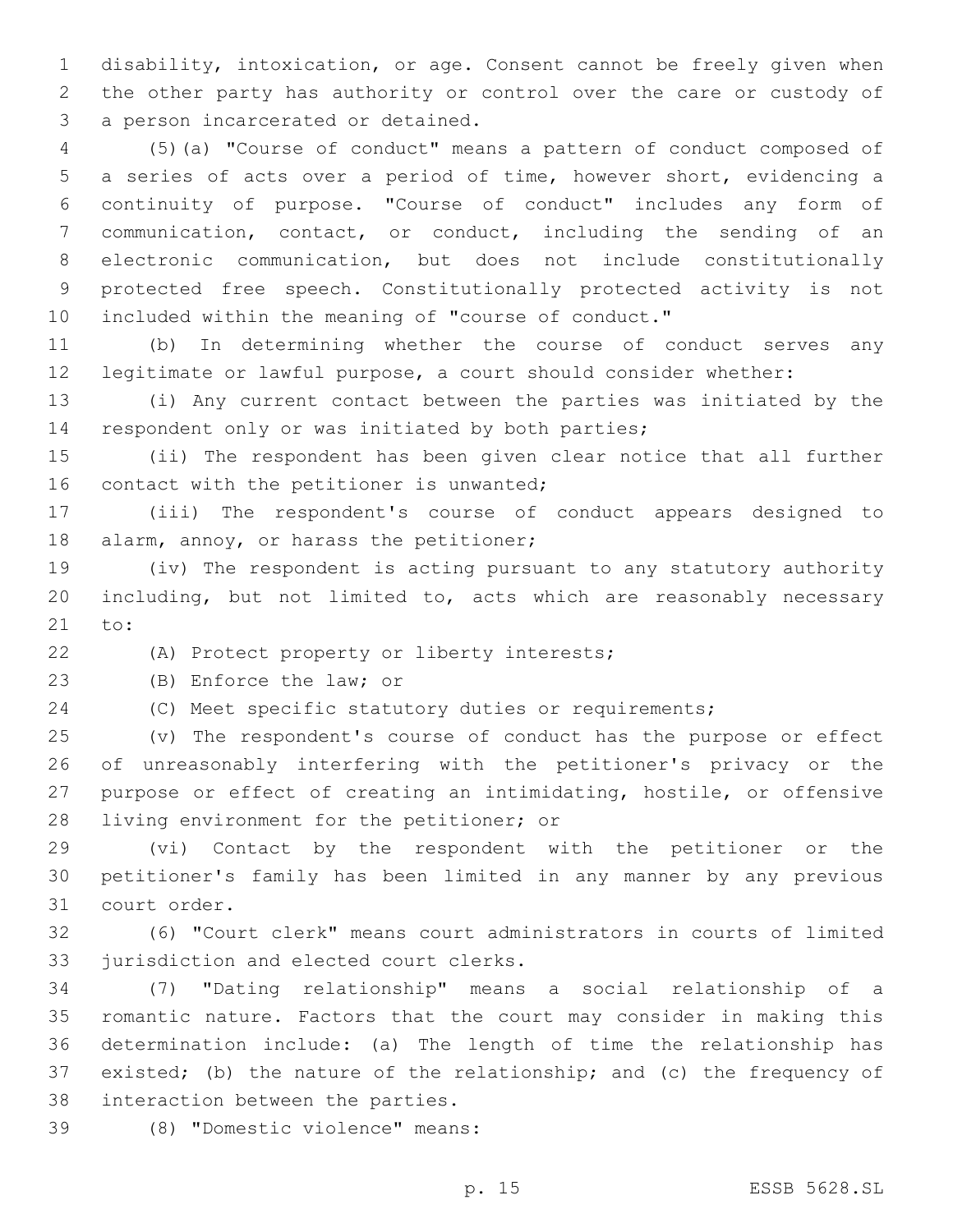disability, intoxication, or age. Consent cannot be freely given when the other party has authority or control over the care or custody of a person incarcerated or detained.

(5)(a) "Course of conduct" means a pattern of conduct composed of a series of acts over a period of time, however short, evidencing a continuity of purpose. "Course of conduct" includes any form of communication, contact, or conduct, including the sending of an electronic communication, but does not include constitutionally protected free speech. Constitutionally protected activity is not included within the meaning of "course of conduct."

(b) In determining whether the course of conduct serves any legitimate or lawful purpose, a court should consider whether:

(i) Any current contact between the parties was initiated by the respondent only or was initiated by both parties;

(ii) The respondent has been given clear notice that all further contact with the petitioner is unwanted;

(iii) The respondent's course of conduct appears designed to alarm, annoy, or harass the petitioner;

(iv) The respondent is acting pursuant to any statutory authority including, but not limited to, acts which are reasonably necessary to:

(A) Protect property or liberty interests;

(B) Enforce the law; or

(C) Meet specific statutory duties or requirements;

(v) The respondent's course of conduct has the purpose or effect of unreasonably interfering with the petitioner's privacy or the purpose or effect of creating an intimidating, hostile, or offensive living environment for the petitioner; or

(vi) Contact by the respondent with the petitioner or the petitioner's family has been limited in any manner by any previous court order.

(6) "Court clerk" means court administrators in courts of limited jurisdiction and elected court clerks.

(7) "Dating relationship" means a social relationship of a romantic nature. Factors that the court may consider in making this determination include: (a) The length of time the relationship has existed; (b) the nature of the relationship; and (c) the frequency of interaction between the parties.

(8) "Domestic violence" means: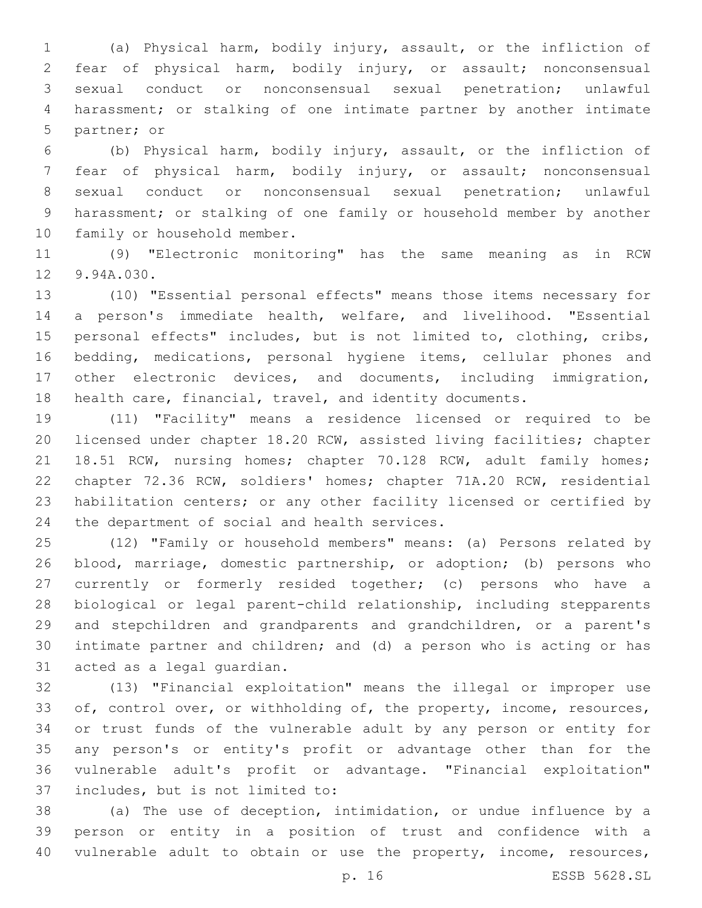(a) Physical harm, bodily injury, assault, or the infliction of fear of physical harm, bodily injury, or assault; nonconsensual sexual conduct or nonconsensual sexual penetration; unlawful harassment; or stalking of one intimate partner by another intimate partner; or

(b) Physical harm, bodily injury, assault, or the infliction of fear of physical harm, bodily injury, or assault; nonconsensual sexual conduct or nonconsensual sexual penetration; unlawful harassment; or stalking of one family or household member by another family or household member.

(9) "Electronic monitoring" has the same meaning as in RCW 9.94A.030.

(10) "Essential personal effects" means those items necessary for a person's immediate health, welfare, and livelihood. "Essential personal effects" includes, but is not limited to, clothing, cribs, bedding, medications, personal hygiene items, cellular phones and other electronic devices, and documents, including immigration, health care, financial, travel, and identity documents.

(11) "Facility" means a residence licensed or required to be licensed under chapter 18.20 RCW, assisted living facilities; chapter 18.51 RCW, nursing homes; chapter 70.128 RCW, adult family homes; chapter 72.36 RCW, soldiers' homes; chapter 71A.20 RCW, residential habilitation centers; or any other facility licensed or certified by the department of social and health services.

(12) "Family or household members" means: (a) Persons related by blood, marriage, domestic partnership, or adoption; (b) persons who currently or formerly resided together; (c) persons who have a biological or legal parent-child relationship, including stepparents and stepchildren and grandparents and grandchildren, or a parent's intimate partner and children; and (d) a person who is acting or has acted as a legal guardian.

(13) "Financial exploitation" means the illegal or improper use of, control over, or withholding of, the property, income, resources, or trust funds of the vulnerable adult by any person or entity for any person's or entity's profit or advantage other than for the vulnerable adult's profit or advantage. "Financial exploitation" includes, but is not limited to:

(a) The use of deception, intimidation, or undue influence by a person or entity in a position of trust and confidence with a vulnerable adult to obtain or use the property, income, resources,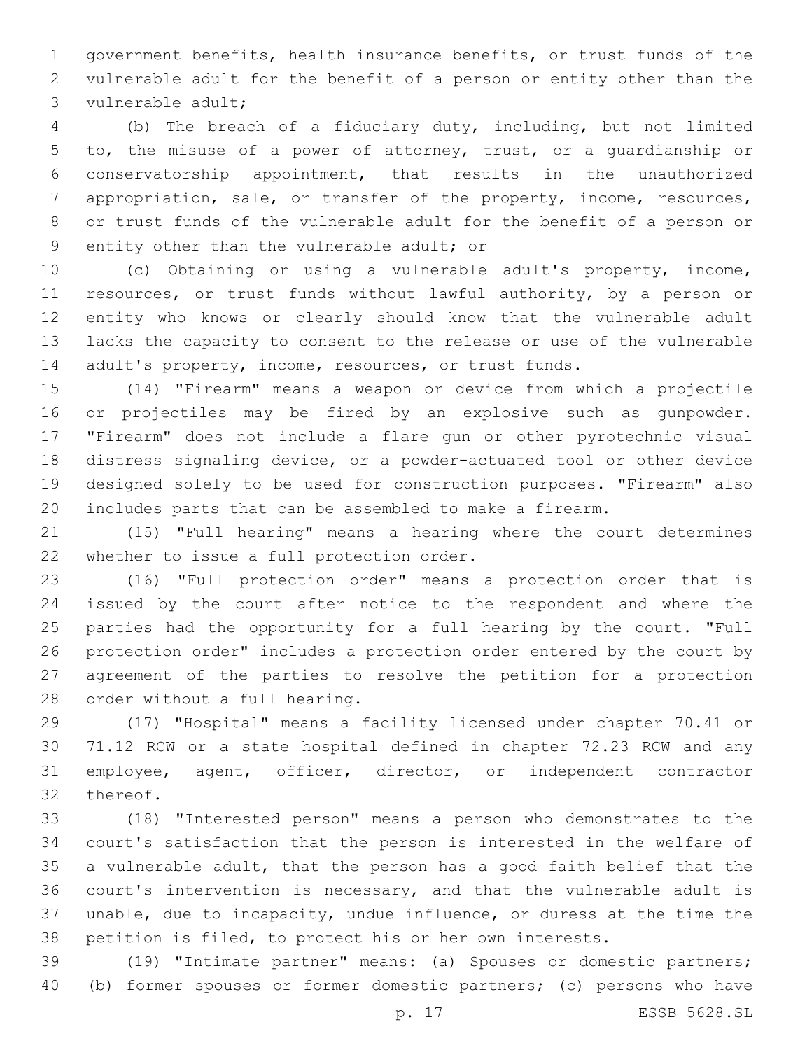government benefits, health insurance benefits, or trust funds of the vulnerable adult for the benefit of a person or entity other than the vulnerable adult;

(b) The breach of a fiduciary duty, including, but not limited to, the misuse of a power of attorney, trust, or a guardianship or conservatorship appointment, that results in the unauthorized appropriation, sale, or transfer of the property, income, resources, or trust funds of the vulnerable adult for the benefit of a person or entity other than the vulnerable adult; or

(c) Obtaining or using a vulnerable adult's property, income, resources, or trust funds without lawful authority, by a person or entity who knows or clearly should know that the vulnerable adult lacks the capacity to consent to the release or use of the vulnerable adult's property, income, resources, or trust funds.

(14) "Firearm" means a weapon or device from which a projectile or projectiles may be fired by an explosive such as gunpowder. "Firearm" does not include a flare gun or other pyrotechnic visual distress signaling device, or a powder-actuated tool or other device designed solely to be used for construction purposes. "Firearm" also includes parts that can be assembled to make a firearm.

(15) "Full hearing" means a hearing where the court determines whether to issue a full protection order.

(16) "Full protection order" means a protection order that is issued by the court after notice to the respondent and where the parties had the opportunity for a full hearing by the court. "Full protection order" includes a protection order entered by the court by agreement of the parties to resolve the petition for a protection order without a full hearing.

(17) "Hospital" means a facility licensed under chapter 70.41 or 71.12 RCW or a state hospital defined in chapter 72.23 RCW and any employee, agent, officer, director, or independent contractor thereof.

(18) "Interested person" means a person who demonstrates to the court's satisfaction that the person is interested in the welfare of a vulnerable adult, that the person has a good faith belief that the court's intervention is necessary, and that the vulnerable adult is unable, due to incapacity, undue influence, or duress at the time the petition is filed, to protect his or her own interests.

(19) "Intimate partner" means: (a) Spouses or domestic partners; (b) former spouses or former domestic partners; (c) persons who have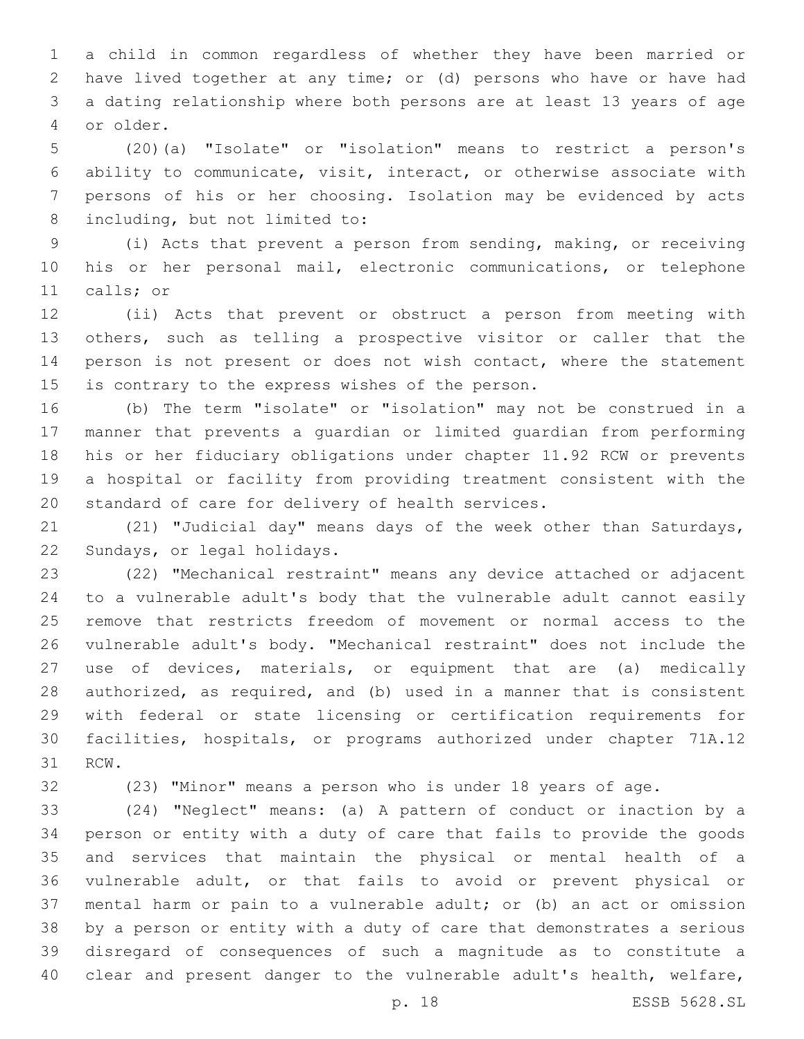a child in common regardless of whether they have been married or have lived together at any time; or (d) persons who have or have had a dating relationship where both persons are at least 13 years of age or older.

(20)(a) "Isolate" or "isolation" means to restrict a person's ability to communicate, visit, interact, or otherwise associate with persons of his or her choosing. Isolation may be evidenced by acts including, but not limited to:

(i) Acts that prevent a person from sending, making, or receiving his or her personal mail, electronic communications, or telephone calls; or

(ii) Acts that prevent or obstruct a person from meeting with others, such as telling a prospective visitor or caller that the person is not present or does not wish contact, where the statement is contrary to the express wishes of the person.

(b) The term "isolate" or "isolation" may not be construed in a manner that prevents a guardian or limited guardian from performing his or her fiduciary obligations under chapter 11.92 RCW or prevents a hospital or facility from providing treatment consistent with the standard of care for delivery of health services.

(21) "Judicial day" means days of the week other than Saturdays, Sundays, or legal holidays.

(22) "Mechanical restraint" means any device attached or adjacent to a vulnerable adult's body that the vulnerable adult cannot easily remove that restricts freedom of movement or normal access to the vulnerable adult's body. "Mechanical restraint" does not include the use of devices, materials, or equipment that are (a) medically authorized, as required, and (b) used in a manner that is consistent with federal or state licensing or certification requirements for facilities, hospitals, or programs authorized under chapter 71A.12 RCW.

(23) "Minor" means a person who is under 18 years of age.

(24) "Neglect" means: (a) A pattern of conduct or inaction by a person or entity with a duty of care that fails to provide the goods and services that maintain the physical or mental health of a vulnerable adult, or that fails to avoid or prevent physical or mental harm or pain to a vulnerable adult; or (b) an act or omission by a person or entity with a duty of care that demonstrates a serious disregard of consequences of such a magnitude as to constitute a clear and present danger to the vulnerable adult's health, welfare,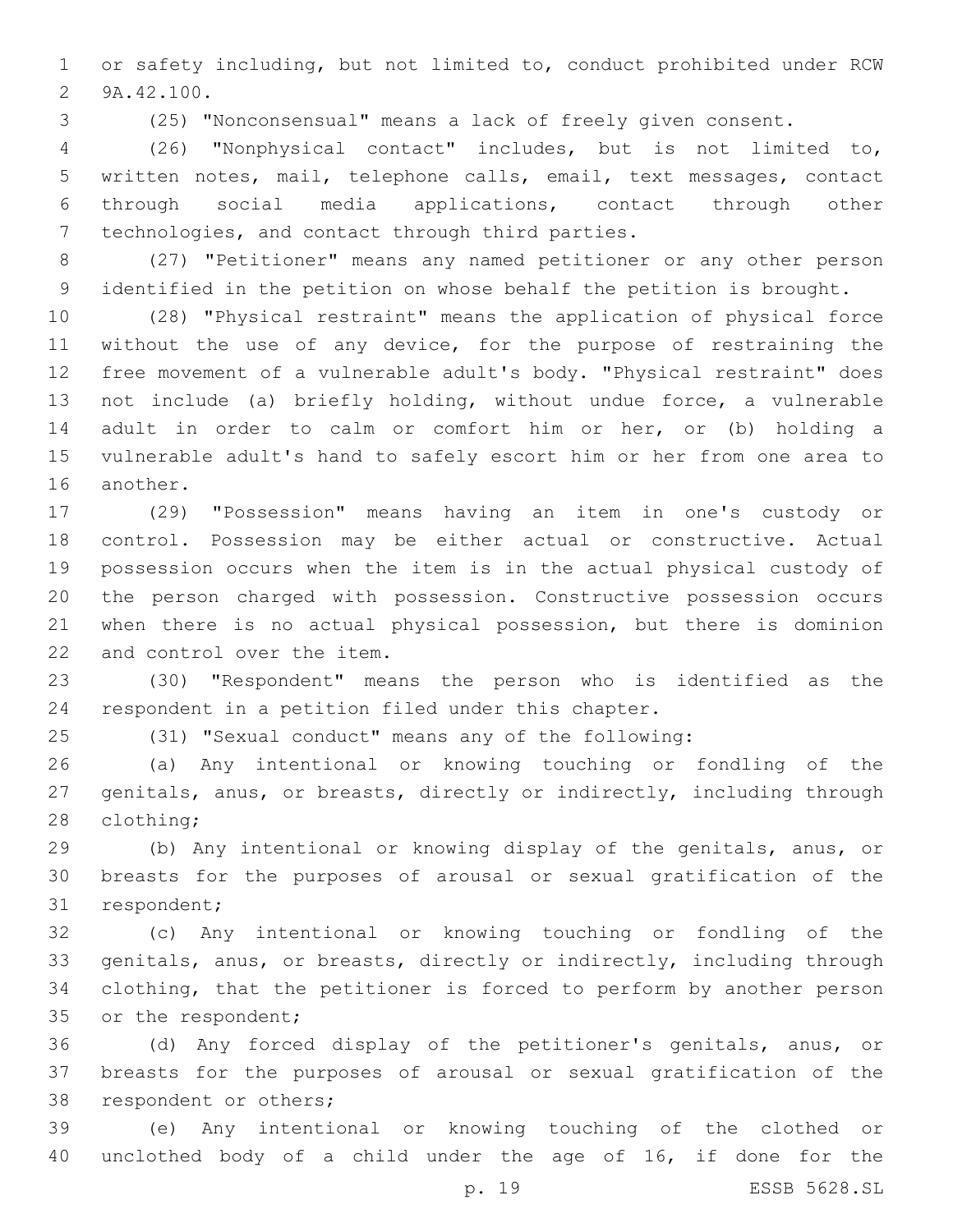or safety including, but not limited to, conduct prohibited under RCW 9A.42.100.

(25) "Nonconsensual" means a lack of freely given consent.

(26) "Nonphysical contact" includes, but is not limited to, written notes, mail, telephone calls, email, text messages, contact through social media applications, contact through other technologies, and contact through third parties.

(27) "Petitioner" means any named petitioner or any other person identified in the petition on whose behalf the petition is brought.

(28) "Physical restraint" means the application of physical force without the use of any device, for the purpose of restraining the free movement of a vulnerable adult's body. "Physical restraint" does not include (a) briefly holding, without undue force, a vulnerable adult in order to calm or comfort him or her, or (b) holding a vulnerable adult's hand to safely escort him or her from one area to another.

(29) "Possession" means having an item in one's custody or control. Possession may be either actual or constructive. Actual possession occurs when the item is in the actual physical custody of the person charged with possession. Constructive possession occurs when there is no actual physical possession, but there is dominion and control over the item.

(30) "Respondent" means the person who is identified as the respondent in a petition filed under this chapter.

(31) "Sexual conduct" means any of the following:

(a) Any intentional or knowing touching or fondling of the genitals, anus, or breasts, directly or indirectly, including through clothing;

(b) Any intentional or knowing display of the genitals, anus, or breasts for the purposes of arousal or sexual gratification of the respondent;

(c) Any intentional or knowing touching or fondling of the genitals, anus, or breasts, directly or indirectly, including through clothing, that the petitioner is forced to perform by another person or the respondent;

(d) Any forced display of the petitioner's genitals, anus, or breasts for the purposes of arousal or sexual gratification of the respondent or others;

(e) Any intentional or knowing touching of the clothed or unclothed body of a child under the age of 16, if done for the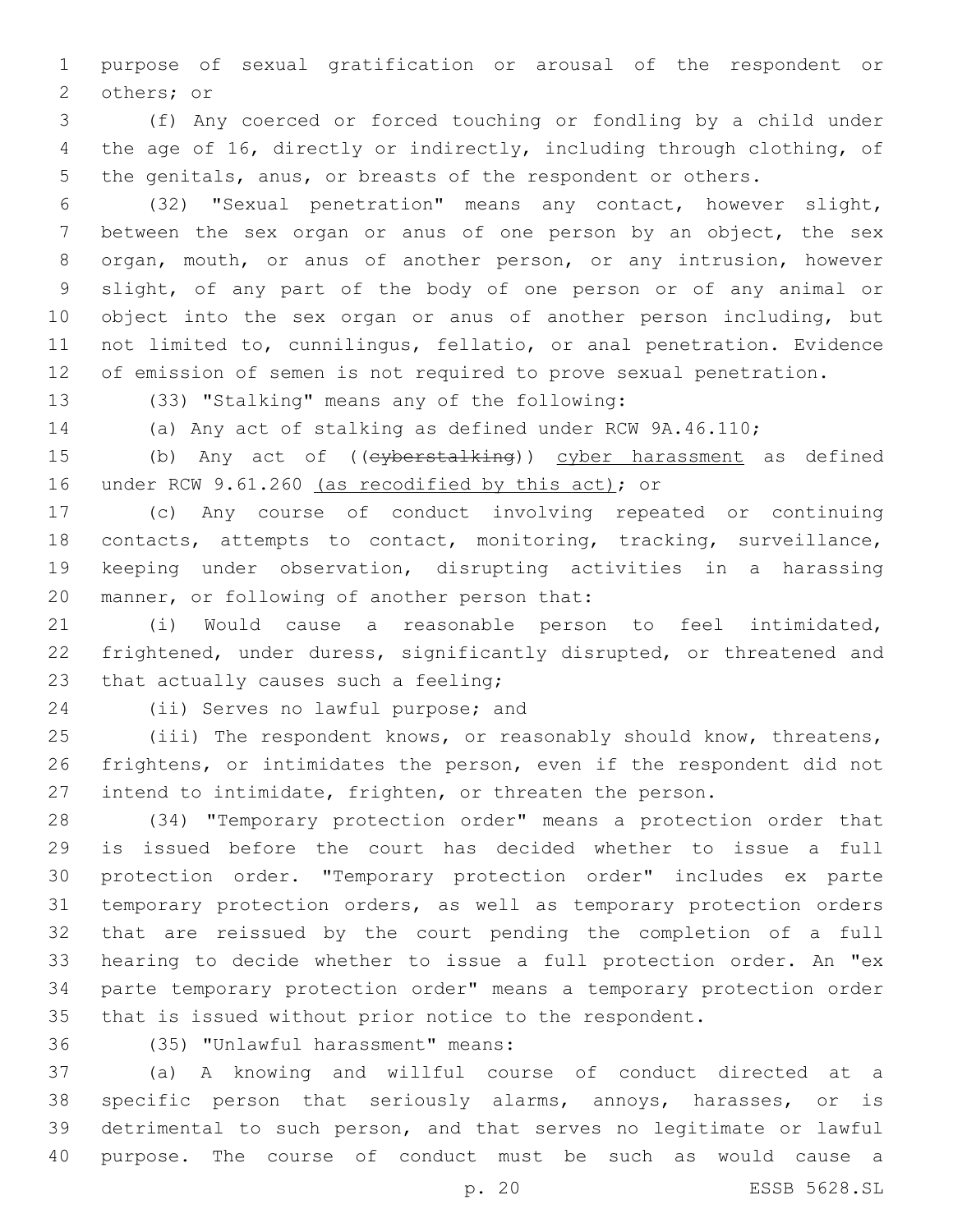purpose of sexual gratification or arousal of the respondent or others; or

(f) Any coerced or forced touching or fondling by a child under the age of 16, directly or indirectly, including through clothing, of the genitals, anus, or breasts of the respondent or others.

(32) "Sexual penetration" means any contact, however slight, between the sex organ or anus of one person by an object, the sex organ, mouth, or anus of another person, or any intrusion, however slight, of any part of the body of one person or of any animal or object into the sex organ or anus of another person including, but not limited to, cunnilingus, fellatio, or anal penetration. Evidence of emission of semen is not required to prove sexual penetration.

(33) "Stalking" means any of the following:

(a) Any act of stalking as defined under RCW 9A.46.110;

(b) Any act of ((~~cyberstalking~~)) cyber harassment as defined under RCW 9.61.260 (as recodified by this act); or

(c) Any course of conduct involving repeated or continuing contacts, attempts to contact, monitoring, tracking, surveillance, keeping under observation, disrupting activities in a harassing manner, or following of another person that:

(i) Would cause a reasonable person to feel intimidated, frightened, under duress, significantly disrupted, or threatened and that actually causes such a feeling;

(ii) Serves no lawful purpose; and

(iii) The respondent knows, or reasonably should know, threatens, frightens, or intimidates the person, even if the respondent did not intend to intimidate, frighten, or threaten the person.

(34) "Temporary protection order" means a protection order that is issued before the court has decided whether to issue a full protection order. "Temporary protection order" includes ex parte temporary protection orders, as well as temporary protection orders that are reissued by the court pending the completion of a full hearing to decide whether to issue a full protection order. An "ex parte temporary protection order" means a temporary protection order that is issued without prior notice to the respondent.

(35) "Unlawful harassment" means:

(a) A knowing and willful course of conduct directed at a specific person that seriously alarms, annoys, harasses, or is detrimental to such person, and that serves no legitimate or lawful purpose. The course of conduct must be such as would cause a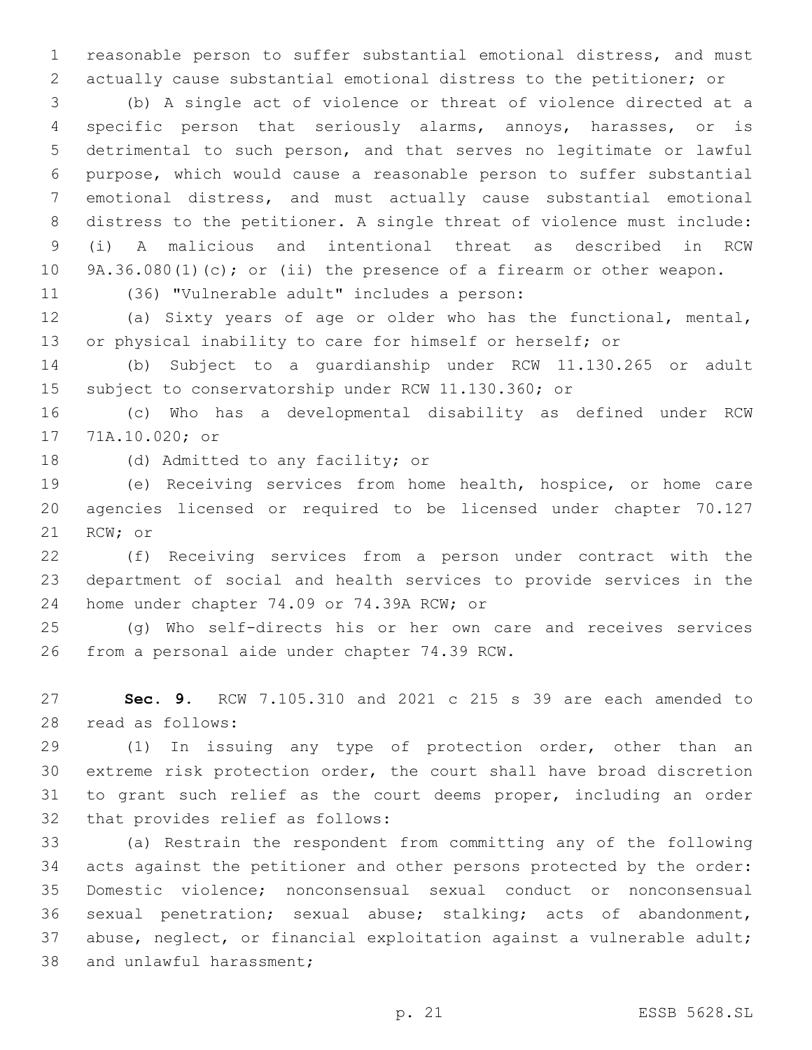reasonable person to suffer substantial emotional distress, and must actually cause substantial emotional distress to the petitioner; or

(b) A single act of violence or threat of violence directed at a specific person that seriously alarms, annoys, harasses, or is detrimental to such person, and that serves no legitimate or lawful purpose, which would cause a reasonable person to suffer substantial emotional distress, and must actually cause substantial emotional distress to the petitioner. A single threat of violence must include: (i) A malicious and intentional threat as described in RCW 9A.36.080(1)(c); or (ii) the presence of a firearm or other weapon.

(36) "Vulnerable adult" includes a person:

(a) Sixty years of age or older who has the functional, mental, or physical inability to care for himself or herself; or

(b) Subject to a guardianship under RCW 11.130.265 or adult subject to conservatorship under RCW 11.130.360; or

(c) Who has a developmental disability as defined under RCW 71A.10.020; or

(d) Admitted to any facility; or

(e) Receiving services from home health, hospice, or home care agencies licensed or required to be licensed under chapter 70.127 RCW; or

(f) Receiving services from a person under contract with the department of social and health services to provide services in the home under chapter 74.09 or 74.39A RCW; or

(g) Who self-directs his or her own care and receives services from a personal aide under chapter 74.39 RCW.

**Sec. 9.** RCW 7.105.310 and 2021 c 215 s 39 are each amended to read as follows:

(1) In issuing any type of protection order, other than an extreme risk protection order, the court shall have broad discretion to grant such relief as the court deems proper, including an order that provides relief as follows:

(a) Restrain the respondent from committing any of the following acts against the petitioner and other persons protected by the order: Domestic violence; nonconsensual sexual conduct or nonconsensual sexual penetration; sexual abuse; stalking; acts of abandonment, abuse, neglect, or financial exploitation against a vulnerable adult; and unlawful harassment;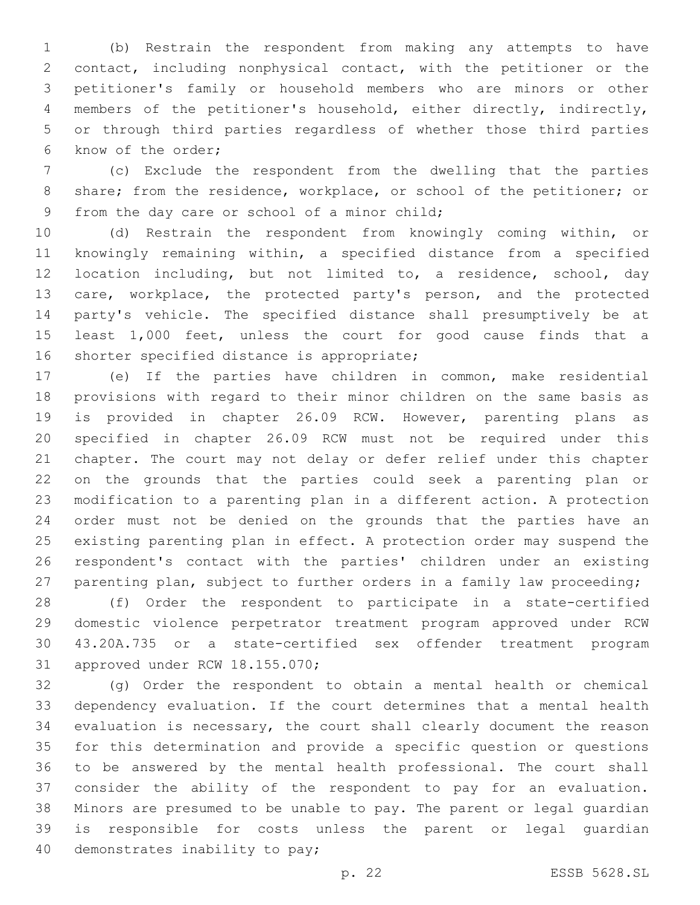(b) Restrain the respondent from making any attempts to have contact, including nonphysical contact, with the petitioner or the petitioner's family or household members who are minors or other members of the petitioner's household, either directly, indirectly, or through third parties regardless of whether those third parties know of the order;

(c) Exclude the respondent from the dwelling that the parties share; from the residence, workplace, or school of the petitioner; or from the day care or school of a minor child;

(d) Restrain the respondent from knowingly coming within, or knowingly remaining within, a specified distance from a specified location including, but not limited to, a residence, school, day care, workplace, the protected party's person, and the protected party's vehicle. The specified distance shall presumptively be at least 1,000 feet, unless the court for good cause finds that a shorter specified distance is appropriate;

(e) If the parties have children in common, make residential provisions with regard to their minor children on the same basis as is provided in chapter 26.09 RCW. However, parenting plans as specified in chapter 26.09 RCW must not be required under this chapter. The court may not delay or defer relief under this chapter on the grounds that the parties could seek a parenting plan or modification to a parenting plan in a different action. A protection order must not be denied on the grounds that the parties have an existing parenting plan in effect. A protection order may suspend the respondent's contact with the parties' children under an existing parenting plan, subject to further orders in a family law proceeding;

(f) Order the respondent to participate in a state-certified domestic violence perpetrator treatment program approved under RCW 43.20A.735 or a state-certified sex offender treatment program approved under RCW 18.155.070;

(g) Order the respondent to obtain a mental health or chemical dependency evaluation. If the court determines that a mental health evaluation is necessary, the court shall clearly document the reason for this determination and provide a specific question or questions to be answered by the mental health professional. The court shall consider the ability of the respondent to pay for an evaluation. Minors are presumed to be unable to pay. The parent or legal guardian is responsible for costs unless the parent or legal guardian demonstrates inability to pay;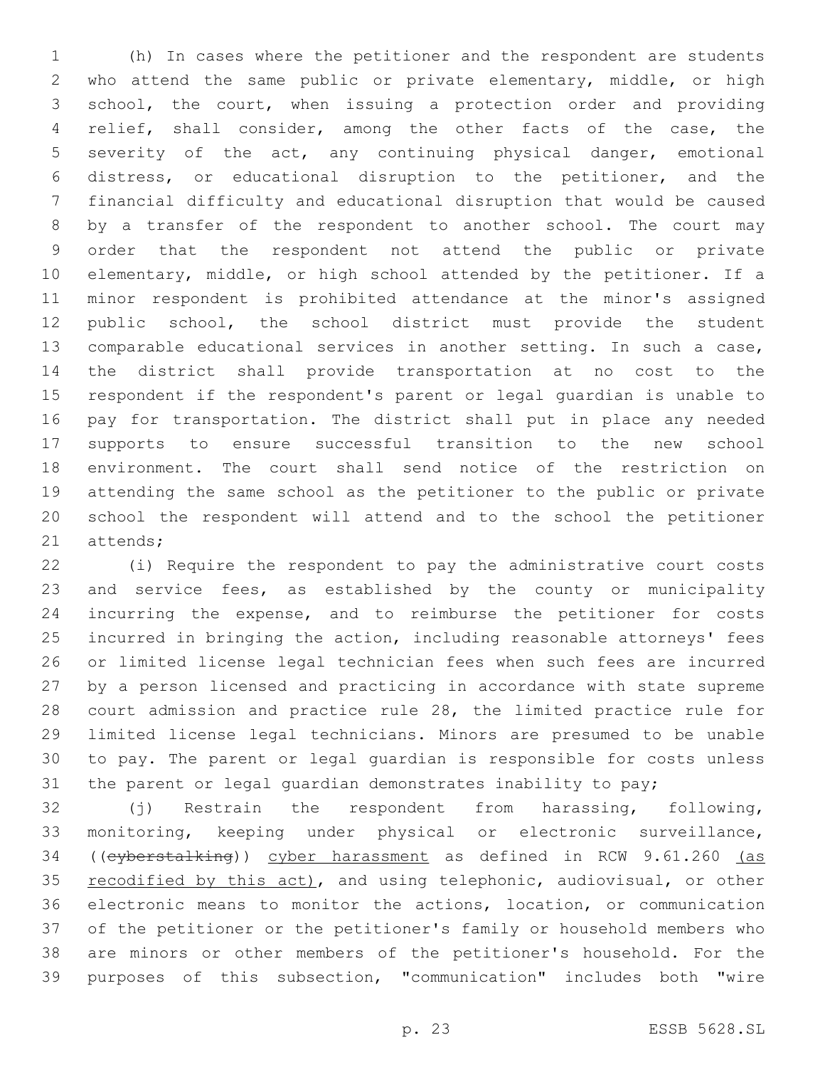(h) In cases where the petitioner and the respondent are students who attend the same public or private elementary, middle, or high school, the court, when issuing a protection order and providing relief, shall consider, among the other facts of the case, the severity of the act, any continuing physical danger, emotional distress, or educational disruption to the petitioner, and the financial difficulty and educational disruption that would be caused by a transfer of the respondent to another school. The court may order that the respondent not attend the public or private elementary, middle, or high school attended by the petitioner. If a minor respondent is prohibited attendance at the minor's assigned public school, the school district must provide the student comparable educational services in another setting. In such a case, the district shall provide transportation at no cost to the respondent if the respondent's parent or legal guardian is unable to pay for transportation. The district shall put in place any needed supports to ensure successful transition to the new school environment. The court shall send notice of the restriction on attending the same school as the petitioner to the public or private school the respondent will attend and to the school the petitioner attends;

(i) Require the respondent to pay the administrative court costs and service fees, as established by the county or municipality incurring the expense, and to reimburse the petitioner for costs incurred in bringing the action, including reasonable attorneys' fees or limited license legal technician fees when such fees are incurred by a person licensed and practicing in accordance with state supreme court admission and practice rule 28, the limited practice rule for limited license legal technicians. Minors are presumed to be unable to pay. The parent or legal guardian is responsible for costs unless the parent or legal guardian demonstrates inability to pay;

(j) Restrain the respondent from harassing, following, monitoring, keeping under physical or electronic surveillance, ((~~cyberstalking~~)) <u>cyber harassment</u> as defined in RCW 9.61.260 <u>(as recodified by this act)</u>, and using telephonic, audiovisual, or other electronic means to monitor the actions, location, or communication of the petitioner or the petitioner's family or household members who are minors or other members of the petitioner's household. For the purposes of this subsection, "communication" includes both "wire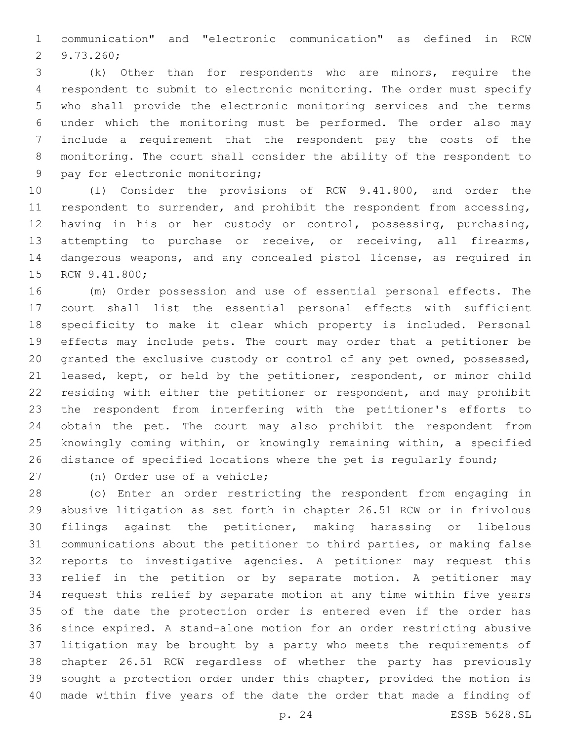communication" and "electronic communication" as defined in RCW 9.73.260;

(k) Other than for respondents who are minors, require the respondent to submit to electronic monitoring. The order must specify who shall provide the electronic monitoring services and the terms under which the monitoring must be performed. The order also may include a requirement that the respondent pay the costs of the monitoring. The court shall consider the ability of the respondent to pay for electronic monitoring;

(l) Consider the provisions of RCW 9.41.800, and order the respondent to surrender, and prohibit the respondent from accessing, having in his or her custody or control, possessing, purchasing, attempting to purchase or receive, or receiving, all firearms, dangerous weapons, and any concealed pistol license, as required in RCW 9.41.800;

(m) Order possession and use of essential personal effects. The court shall list the essential personal effects with sufficient specificity to make it clear which property is included. Personal effects may include pets. The court may order that a petitioner be granted the exclusive custody or control of any pet owned, possessed, leased, kept, or held by the petitioner, respondent, or minor child residing with either the petitioner or respondent, and may prohibit the respondent from interfering with the petitioner's efforts to obtain the pet. The court may also prohibit the respondent from knowingly coming within, or knowingly remaining within, a specified distance of specified locations where the pet is regularly found;

(n) Order use of a vehicle;

(o) Enter an order restricting the respondent from engaging in abusive litigation as set forth in chapter 26.51 RCW or in frivolous filings against the petitioner, making harassing or libelous communications about the petitioner to third parties, or making false reports to investigative agencies. A petitioner may request this relief in the petition or by separate motion. A petitioner may request this relief by separate motion at any time within five years of the date the protection order is entered even if the order has since expired. A stand-alone motion for an order restricting abusive litigation may be brought by a party who meets the requirements of chapter 26.51 RCW regardless of whether the party has previously sought a protection order under this chapter, provided the motion is made within five years of the date the order that made a finding of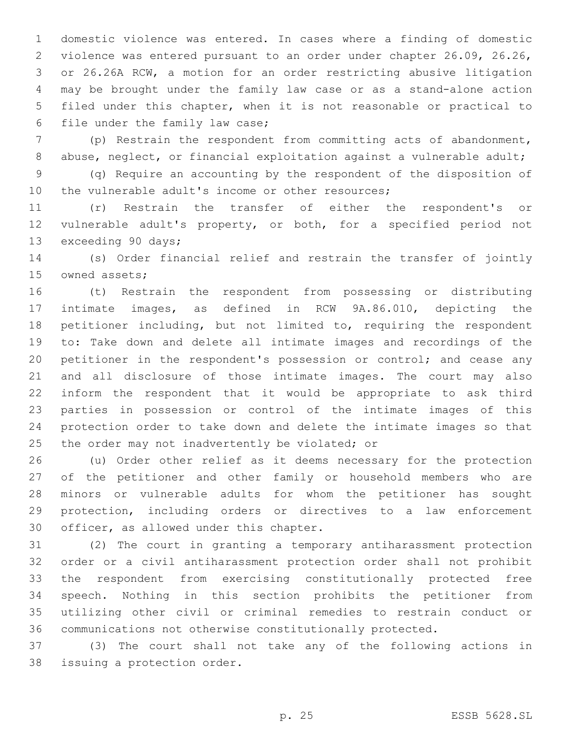domestic violence was entered. In cases where a finding of domestic violence was entered pursuant to an order under chapter 26.09, 26.26, or 26.26A RCW, a motion for an order restricting abusive litigation may be brought under the family law case or as a stand-alone action filed under this chapter, when it is not reasonable or practical to file under the family law case;

(p) Restrain the respondent from committing acts of abandonment, abuse, neglect, or financial exploitation against a vulnerable adult;

(q) Require an accounting by the respondent of the disposition of the vulnerable adult's income or other resources;

(r) Restrain the transfer of either the respondent's or vulnerable adult's property, or both, for a specified period not exceeding 90 days;

(s) Order financial relief and restrain the transfer of jointly owned assets;

(t) Restrain the respondent from possessing or distributing intimate images, as defined in RCW 9A.86.010, depicting the petitioner including, but not limited to, requiring the respondent to: Take down and delete all intimate images and recordings of the petitioner in the respondent's possession or control; and cease any and all disclosure of those intimate images. The court may also inform the respondent that it would be appropriate to ask third parties in possession or control of the intimate images of this protection order to take down and delete the intimate images so that the order may not inadvertently be violated; or

(u) Order other relief as it deems necessary for the protection of the petitioner and other family or household members who are minors or vulnerable adults for whom the petitioner has sought protection, including orders or directives to a law enforcement officer, as allowed under this chapter.

(2) The court in granting a temporary antiharassment protection order or a civil antiharassment protection order shall not prohibit the respondent from exercising constitutionally protected free speech. Nothing in this section prohibits the petitioner from utilizing other civil or criminal remedies to restrain conduct or communications not otherwise constitutionally protected.

(3) The court shall not take any of the following actions in issuing a protection order.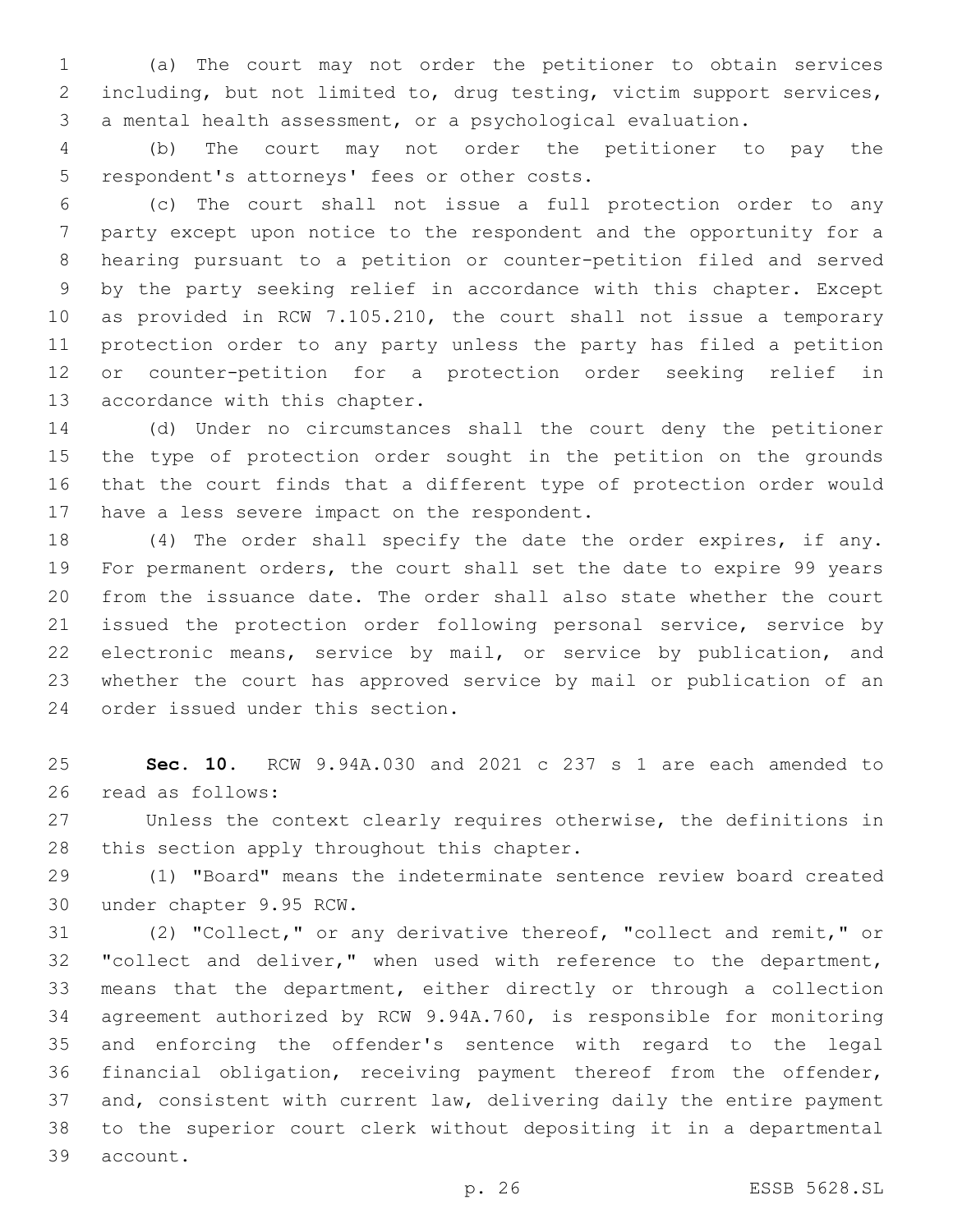(a) The court may not order the petitioner to obtain services including, but not limited to, drug testing, victim support services, a mental health assessment, or a psychological evaluation.

(b) The court may not order the petitioner to pay the respondent's attorneys' fees or other costs.

(c) The court shall not issue a full protection order to any party except upon notice to the respondent and the opportunity for a hearing pursuant to a petition or counter-petition filed and served by the party seeking relief in accordance with this chapter. Except as provided in RCW 7.105.210, the court shall not issue a temporary protection order to any party unless the party has filed a petition or counter-petition for a protection order seeking relief in accordance with this chapter.

(d) Under no circumstances shall the court deny the petitioner the type of protection order sought in the petition on the grounds that the court finds that a different type of protection order would have a less severe impact on the respondent.

(4) The order shall specify the date the order expires, if any. For permanent orders, the court shall set the date to expire 99 years from the issuance date. The order shall also state whether the court issued the protection order following personal service, service by electronic means, service by mail, or service by publication, and whether the court has approved service by mail or publication of an order issued under this section.

**Sec. 10.** RCW 9.94A.030 and 2021 c 237 s 1 are each amended to read as follows:

Unless the context clearly requires otherwise, the definitions in this section apply throughout this chapter.

(1) "Board" means the indeterminate sentence review board created under chapter 9.95 RCW.

(2) "Collect," or any derivative thereof, "collect and remit," or "collect and deliver," when used with reference to the department, means that the department, either directly or through a collection agreement authorized by RCW 9.94A.760, is responsible for monitoring and enforcing the offender's sentence with regard to the legal financial obligation, receiving payment thereof from the offender, and, consistent with current law, delivering daily the entire payment to the superior court clerk without depositing it in a departmental account.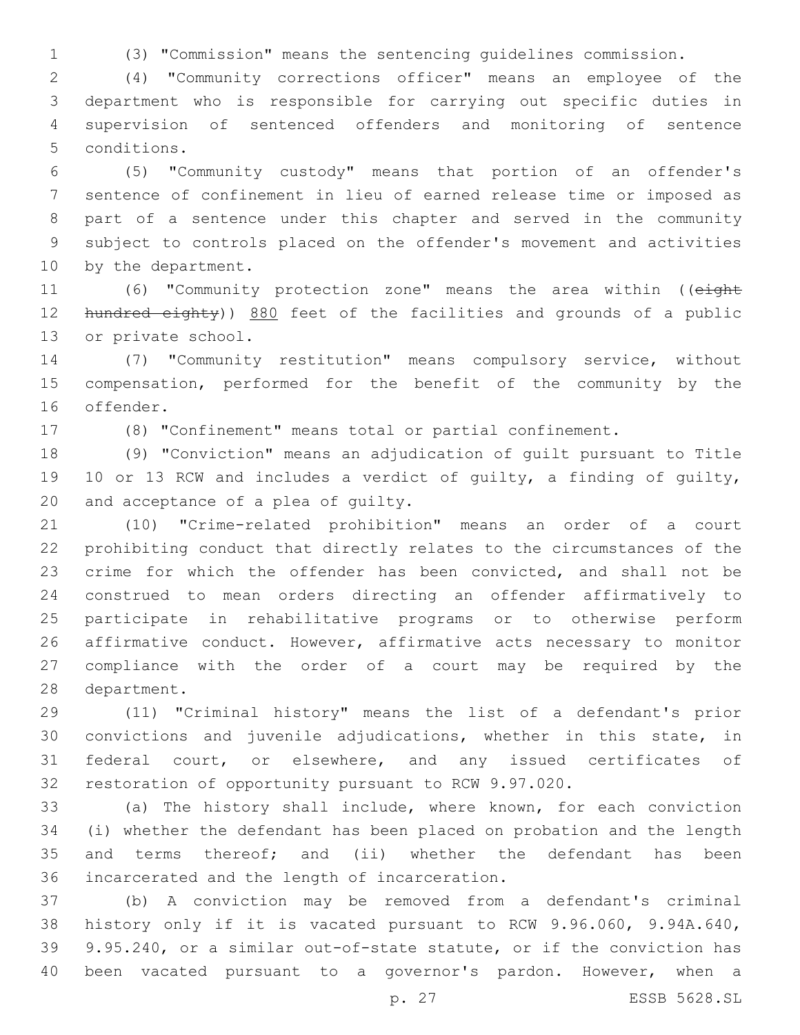(3) "Commission" means the sentencing guidelines commission.

(4) "Community corrections officer" means an employee of the department who is responsible for carrying out specific duties in supervision of sentenced offenders and monitoring of sentence conditions.

(5) "Community custody" means that portion of an offender's sentence of confinement in lieu of earned release time or imposed as part of a sentence under this chapter and served in the community subject to controls placed on the offender's movement and activities by the department.

(6) "Community protection zone" means the area within ((~~eight hundred eighty~~)) 880 feet of the facilities and grounds of a public or private school.

(7) "Community restitution" means compulsory service, without compensation, performed for the benefit of the community by the offender.

(8) "Confinement" means total or partial confinement.

(9) "Conviction" means an adjudication of guilt pursuant to Title 10 or 13 RCW and includes a verdict of guilty, a finding of guilty, and acceptance of a plea of guilty.

(10) "Crime-related prohibition" means an order of a court prohibiting conduct that directly relates to the circumstances of the crime for which the offender has been convicted, and shall not be construed to mean orders directing an offender affirmatively to participate in rehabilitative programs or to otherwise perform affirmative conduct. However, affirmative acts necessary to monitor compliance with the order of a court may be required by the department.

(11) "Criminal history" means the list of a defendant's prior convictions and juvenile adjudications, whether in this state, in federal court, or elsewhere, and any issued certificates of restoration of opportunity pursuant to RCW 9.97.020.

(a) The history shall include, where known, for each conviction (i) whether the defendant has been placed on probation and the length and terms thereof; and (ii) whether the defendant has been incarcerated and the length of incarceration.

(b) A conviction may be removed from a defendant's criminal history only if it is vacated pursuant to RCW 9.96.060, 9.94A.640, 9.95.240, or a similar out-of-state statute, or if the conviction has been vacated pursuant to a governor's pardon. However, when a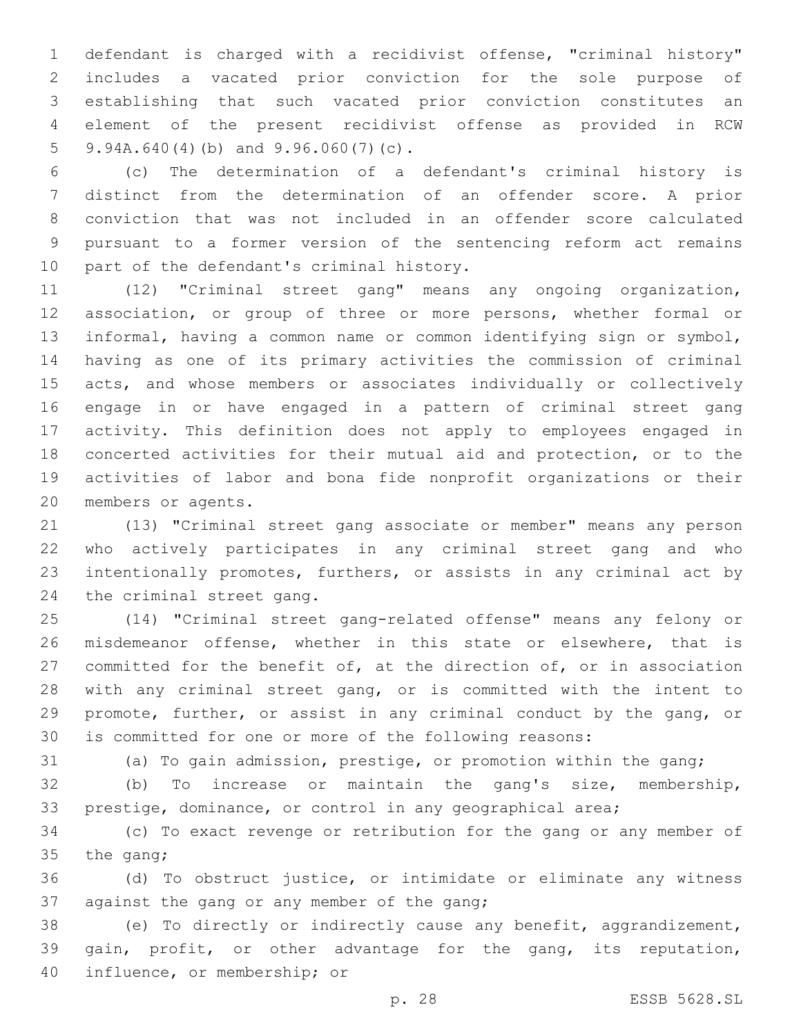defendant is charged with a recidivist offense, "criminal history" includes a vacated prior conviction for the sole purpose of establishing that such vacated prior conviction constitutes an element of the present recidivist offense as provided in RCW 9.94A.640(4)(b) and 9.96.060(7)(c).

(c) The determination of a defendant's criminal history is distinct from the determination of an offender score. A prior conviction that was not included in an offender score calculated pursuant to a former version of the sentencing reform act remains part of the defendant's criminal history.

(12) "Criminal street gang" means any ongoing organization, association, or group of three or more persons, whether formal or informal, having a common name or common identifying sign or symbol, having as one of its primary activities the commission of criminal acts, and whose members or associates individually or collectively engage in or have engaged in a pattern of criminal street gang activity. This definition does not apply to employees engaged in concerted activities for their mutual aid and protection, or to the activities of labor and bona fide nonprofit organizations or their members or agents.

(13) "Criminal street gang associate or member" means any person who actively participates in any criminal street gang and who intentionally promotes, furthers, or assists in any criminal act by the criminal street gang.

(14) "Criminal street gang-related offense" means any felony or misdemeanor offense, whether in this state or elsewhere, that is committed for the benefit of, at the direction of, or in association with any criminal street gang, or is committed with the intent to promote, further, or assist in any criminal conduct by the gang, or is committed for one or more of the following reasons:

(a) To gain admission, prestige, or promotion within the gang;

(b) To increase or maintain the gang's size, membership, prestige, dominance, or control in any geographical area;

(c) To exact revenge or retribution for the gang or any member of the gang;

(d) To obstruct justice, or intimidate or eliminate any witness against the gang or any member of the gang;

(e) To directly or indirectly cause any benefit, aggrandizement, gain, profit, or other advantage for the gang, its reputation, influence, or membership; or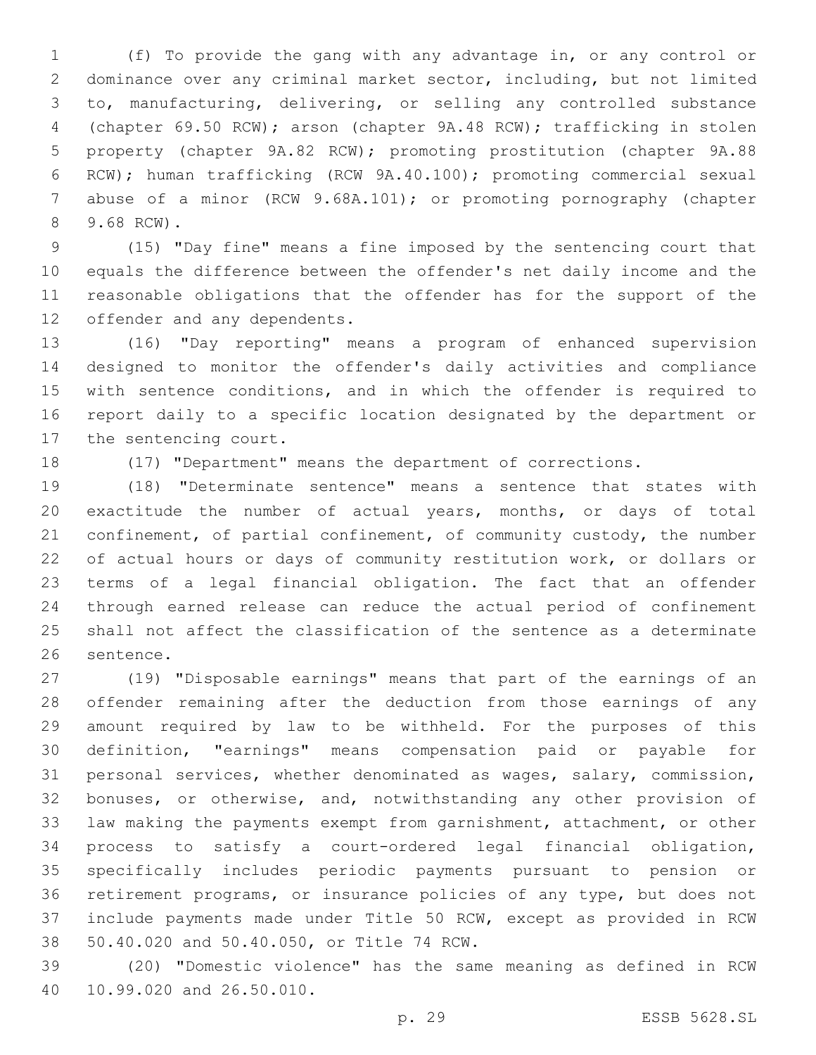(f) To provide the gang with any advantage in, or any control or dominance over any criminal market sector, including, but not limited to, manufacturing, delivering, or selling any controlled substance (chapter 69.50 RCW); arson (chapter 9A.48 RCW); trafficking in stolen property (chapter 9A.82 RCW); promoting prostitution (chapter 9A.88 RCW); human trafficking (RCW 9A.40.100); promoting commercial sexual abuse of a minor (RCW 9.68A.101); or promoting pornography (chapter 9.68 RCW).

(15) "Day fine" means a fine imposed by the sentencing court that equals the difference between the offender's net daily income and the reasonable obligations that the offender has for the support of the offender and any dependents.

(16) "Day reporting" means a program of enhanced supervision designed to monitor the offender's daily activities and compliance with sentence conditions, and in which the offender is required to report daily to a specific location designated by the department or the sentencing court.

(17) "Department" means the department of corrections.

(18) "Determinate sentence" means a sentence that states with exactitude the number of actual years, months, or days of total confinement, of partial confinement, of community custody, the number of actual hours or days of community restitution work, or dollars or terms of a legal financial obligation. The fact that an offender through earned release can reduce the actual period of confinement shall not affect the classification of the sentence as a determinate sentence.

(19) "Disposable earnings" means that part of the earnings of an offender remaining after the deduction from those earnings of any amount required by law to be withheld. For the purposes of this definition, "earnings" means compensation paid or payable for personal services, whether denominated as wages, salary, commission, bonuses, or otherwise, and, notwithstanding any other provision of law making the payments exempt from garnishment, attachment, or other process to satisfy a court-ordered legal financial obligation, specifically includes periodic payments pursuant to pension or retirement programs, or insurance policies of any type, but does not include payments made under Title 50 RCW, except as provided in RCW 50.40.020 and 50.40.050, or Title 74 RCW.

(20) "Domestic violence" has the same meaning as defined in RCW 10.99.020 and 26.50.010.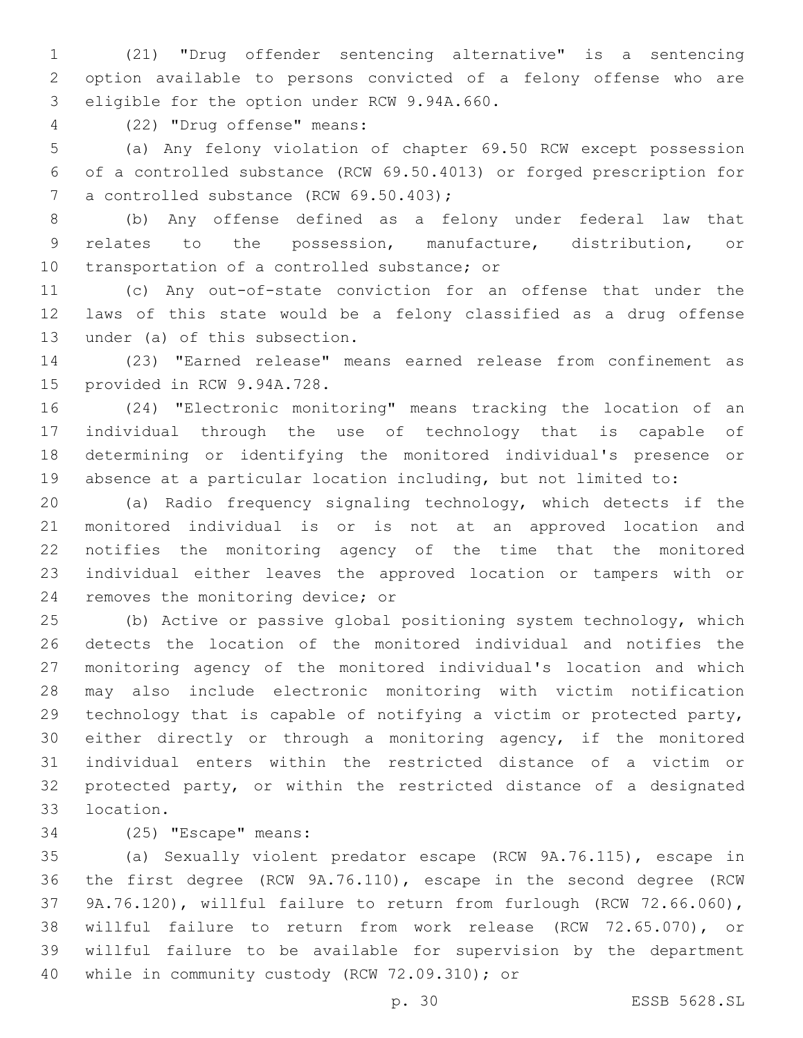(21) "Drug offender sentencing alternative" is a sentencing option available to persons convicted of a felony offense who are eligible for the option under RCW 9.94A.660.

(22) "Drug offense" means:

(a) Any felony violation of chapter 69.50 RCW except possession of a controlled substance (RCW 69.50.4013) or forged prescription for a controlled substance (RCW 69.50.403);

(b) Any offense defined as a felony under federal law that relates to the possession, manufacture, distribution, or transportation of a controlled substance; or

(c) Any out-of-state conviction for an offense that under the laws of this state would be a felony classified as a drug offense under (a) of this subsection.

(23) "Earned release" means earned release from confinement as provided in RCW 9.94A.728.

(24) "Electronic monitoring" means tracking the location of an individual through the use of technology that is capable of determining or identifying the monitored individual's presence or absence at a particular location including, but not limited to:

(a) Radio frequency signaling technology, which detects if the monitored individual is or is not at an approved location and notifies the monitoring agency of the time that the monitored individual either leaves the approved location or tampers with or removes the monitoring device; or

(b) Active or passive global positioning system technology, which detects the location of the monitored individual and notifies the monitoring agency of the monitored individual's location and which may also include electronic monitoring with victim notification technology that is capable of notifying a victim or protected party, either directly or through a monitoring agency, if the monitored individual enters within the restricted distance of a victim or protected party, or within the restricted distance of a designated location.

(25) "Escape" means:

(a) Sexually violent predator escape (RCW 9A.76.115), escape in the first degree (RCW 9A.76.110), escape in the second degree (RCW 9A.76.120), willful failure to return from furlough (RCW 72.66.060), willful failure to return from work release (RCW 72.65.070), or willful failure to be available for supervision by the department while in community custody (RCW 72.09.310); or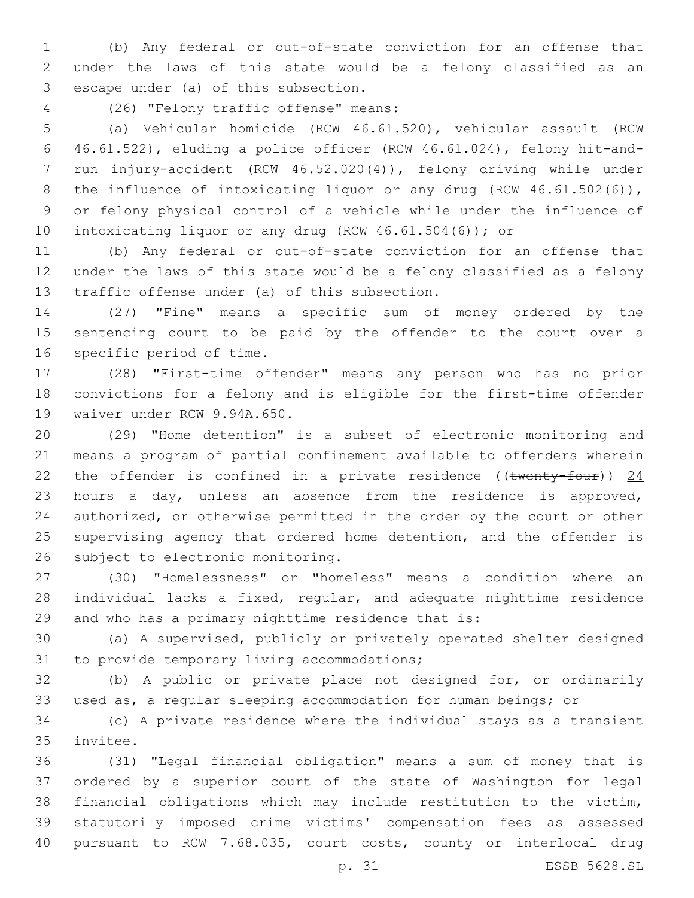(b) Any federal or out-of-state conviction for an offense that under the laws of this state would be a felony classified as an escape under (a) of this subsection.

(26) "Felony traffic offense" means:

(a) Vehicular homicide (RCW 46.61.520), vehicular assault (RCW 46.61.522), eluding a police officer (RCW 46.61.024), felony hit-and-run injury-accident (RCW 46.52.020(4)), felony driving while under the influence of intoxicating liquor or any drug (RCW 46.61.502(6)), or felony physical control of a vehicle while under the influence of intoxicating liquor or any drug (RCW 46.61.504(6)); or

(b) Any federal or out-of-state conviction for an offense that under the laws of this state would be a felony classified as a felony traffic offense under (a) of this subsection.

(27) "Fine" means a specific sum of money ordered by the sentencing court to be paid by the offender to the court over a specific period of time.

(28) "First-time offender" means any person who has no prior convictions for a felony and is eligible for the first-time offender waiver under RCW 9.94A.650.

(29) "Home detention" is a subset of electronic monitoring and means a program of partial confinement available to offenders wherein the offender is confined in a private residence ((~~twenty-four~~)) <u>24</u> hours a day, unless an absence from the residence is approved, authorized, or otherwise permitted in the order by the court or other supervising agency that ordered home detention, and the offender is subject to electronic monitoring.

(30) "Homelessness" or "homeless" means a condition where an individual lacks a fixed, regular, and adequate nighttime residence and who has a primary nighttime residence that is:

(a) A supervised, publicly or privately operated shelter designed to provide temporary living accommodations;

(b) A public or private place not designed for, or ordinarily used as, a regular sleeping accommodation for human beings; or

(c) A private residence where the individual stays as a transient invitee.

(31) "Legal financial obligation" means a sum of money that is ordered by a superior court of the state of Washington for legal financial obligations which may include restitution to the victim, statutorily imposed crime victims' compensation fees as assessed pursuant to RCW 7.68.035, court costs, county or interlocal drug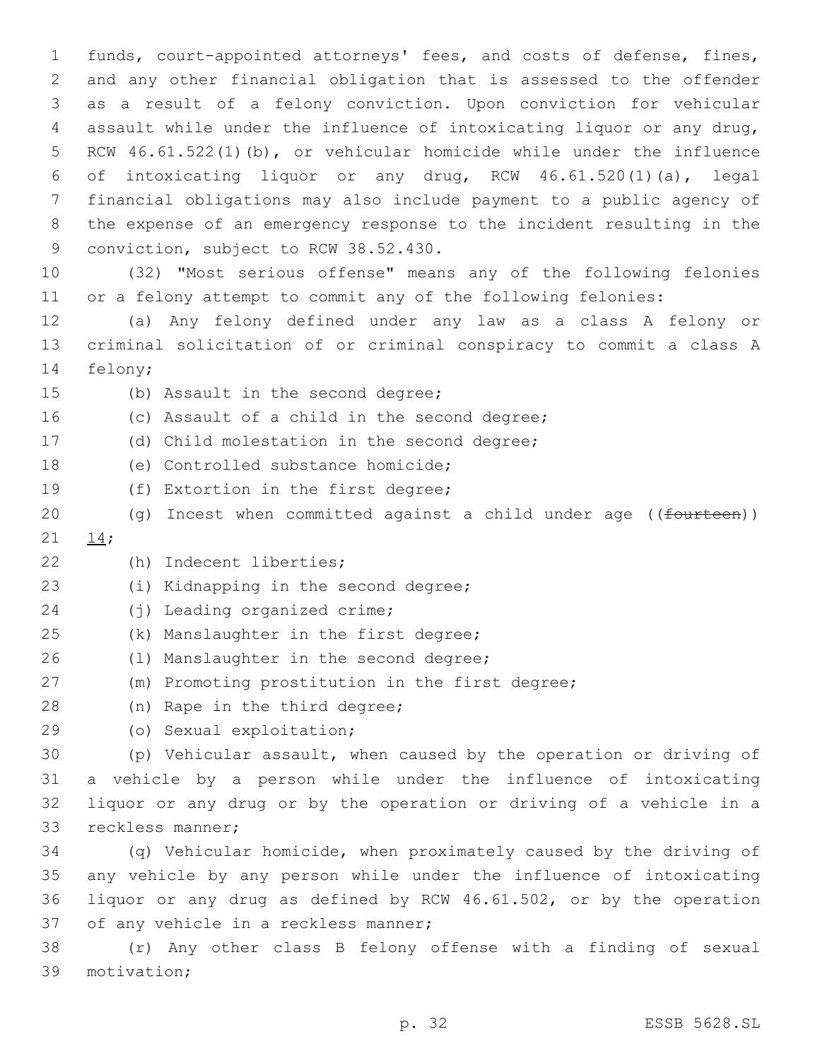funds, court-appointed attorneys' fees, and costs of defense, fines, and any other financial obligation that is assessed to the offender as a result of a felony conviction. Upon conviction for vehicular assault while under the influence of intoxicating liquor or any drug, RCW 46.61.522(1)(b), or vehicular homicide while under the influence of intoxicating liquor or any drug, RCW 46.61.520(1)(a), legal financial obligations may also include payment to a public agency of the expense of an emergency response to the incident resulting in the conviction, subject to RCW 38.52.430.

(32) "Most serious offense" means any of the following felonies or a felony attempt to commit any of the following felonies:

(a) Any felony defined under any law as a class A felony or criminal solicitation of or criminal conspiracy to commit a class A felony;

(b) Assault in the second degree;

(c) Assault of a child in the second degree;

(d) Child molestation in the second degree;

(e) Controlled substance homicide;

(f) Extortion in the first degree;

(g) Incest when committed against a child under age ((~~fourteen~~)) 14;

(h) Indecent liberties;

(i) Kidnapping in the second degree;

(j) Leading organized crime;

(k) Manslaughter in the first degree;

(l) Manslaughter in the second degree;

(m) Promoting prostitution in the first degree;

(n) Rape in the third degree;

(o) Sexual exploitation;

(p) Vehicular assault, when caused by the operation or driving of a vehicle by a person while under the influence of intoxicating liquor or any drug or by the operation or driving of a vehicle in a reckless manner;

(q) Vehicular homicide, when proximately caused by the driving of any vehicle by any person while under the influence of intoxicating liquor or any drug as defined by RCW 46.61.502, or by the operation of any vehicle in a reckless manner;

(r) Any other class B felony offense with a finding of sexual motivation;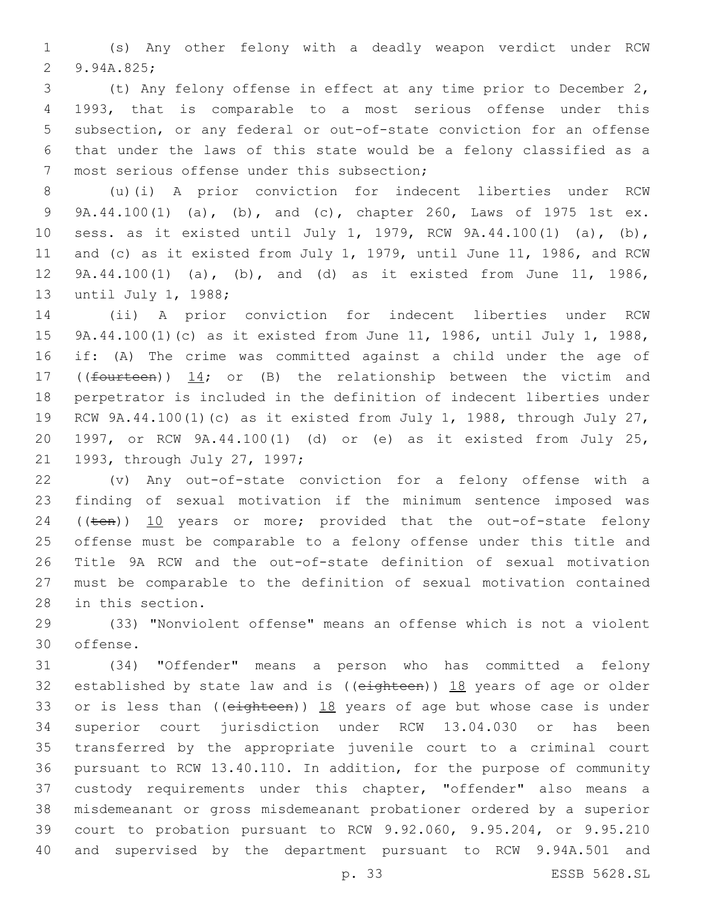(s) Any other felony with a deadly weapon verdict under RCW 9.94A.825;

(t) Any felony offense in effect at any time prior to December 2, 1993, that is comparable to a most serious offense under this subsection, or any federal or out-of-state conviction for an offense that under the laws of this state would be a felony classified as a most serious offense under this subsection;

(u)(i) A prior conviction for indecent liberties under RCW 9A.44.100(1) (a), (b), and (c), chapter 260, Laws of 1975 1st ex. sess. as it existed until July 1, 1979, RCW 9A.44.100(1) (a), (b), and (c) as it existed from July 1, 1979, until June 11, 1986, and RCW 9A.44.100(1) (a), (b), and (d) as it existed from June 11, 1986, until July 1, 1988;

(ii) A prior conviction for indecent liberties under RCW 9A.44.100(1)(c) as it existed from June 11, 1986, until July 1, 1988, if: (A) The crime was committed against a child under the age of ((~~fourteen~~)) 14; or (B) the relationship between the victim and perpetrator is included in the definition of indecent liberties under RCW 9A.44.100(1)(c) as it existed from July 1, 1988, through July 27, 1997, or RCW 9A.44.100(1) (d) or (e) as it existed from July 25, 1993, through July 27, 1997;

(v) Any out-of-state conviction for a felony offense with a finding of sexual motivation if the minimum sentence imposed was ((~~ten~~)) 10 years or more; provided that the out-of-state felony offense must be comparable to a felony offense under this title and Title 9A RCW and the out-of-state definition of sexual motivation must be comparable to the definition of sexual motivation contained in this section.

(33) "Nonviolent offense" means an offense which is not a violent offense.

(34) "Offender" means a person who has committed a felony established by state law and is ((~~eighteen~~)) 18 years of age or older or is less than ((~~eighteen~~)) 18 years of age but whose case is under superior court jurisdiction under RCW 13.04.030 or has been transferred by the appropriate juvenile court to a criminal court pursuant to RCW 13.40.110. In addition, for the purpose of community custody requirements under this chapter, "offender" also means a misdemeanant or gross misdemeanant probationer ordered by a superior court to probation pursuant to RCW 9.92.060, 9.95.204, or 9.95.210 and supervised by the department pursuant to RCW 9.94A.501 and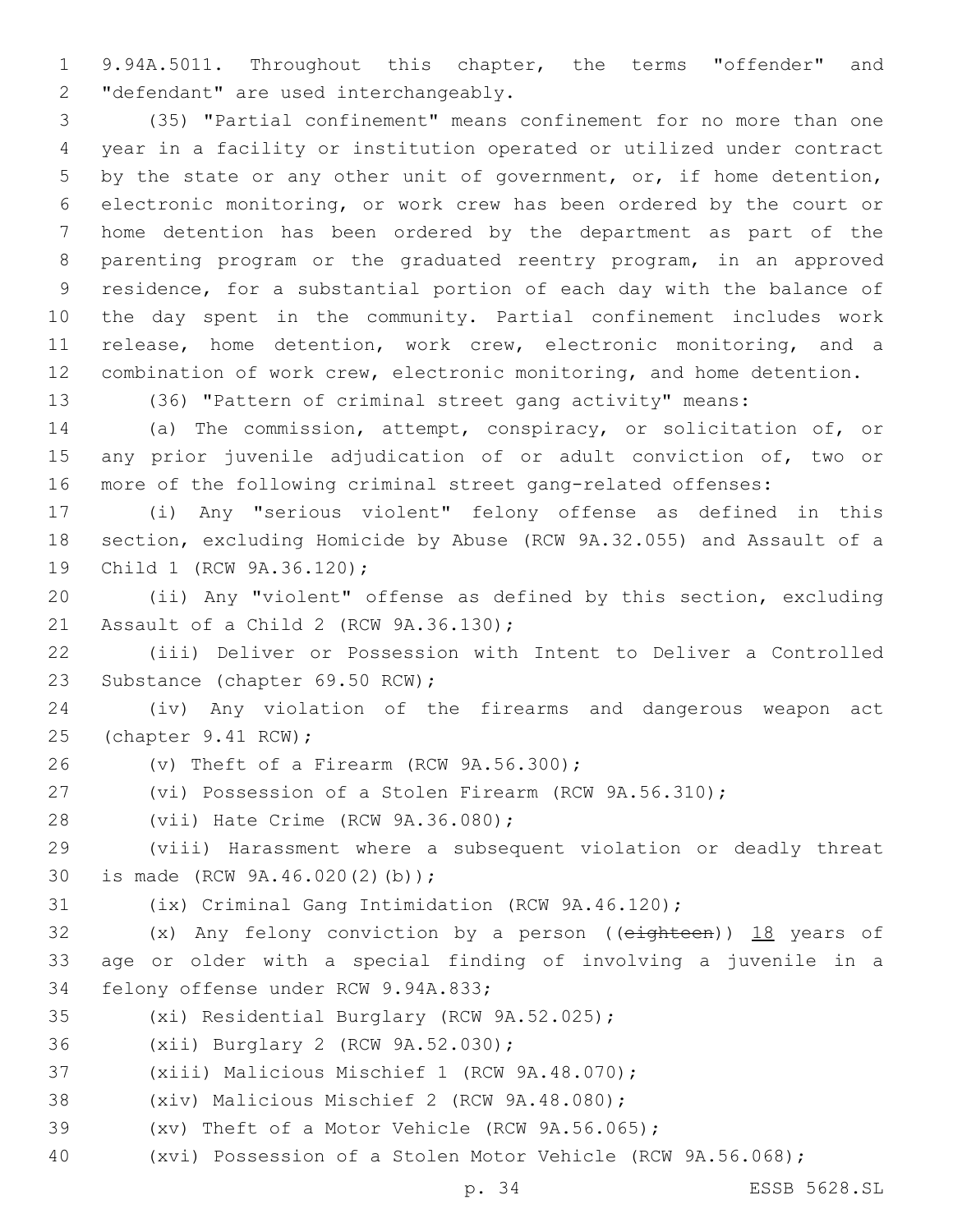9.94A.5011. Throughout this chapter, the terms "offender" and "defendant" are used interchangeably.

(35) "Partial confinement" means confinement for no more than one year in a facility or institution operated or utilized under contract by the state or any other unit of government, or, if home detention, electronic monitoring, or work crew has been ordered by the court or home detention has been ordered by the department as part of the parenting program or the graduated reentry program, in an approved residence, for a substantial portion of each day with the balance of the day spent in the community. Partial confinement includes work release, home detention, work crew, electronic monitoring, and a combination of work crew, electronic monitoring, and home detention.

(36) "Pattern of criminal street gang activity" means:

(a) The commission, attempt, conspiracy, or solicitation of, or any prior juvenile adjudication of or adult conviction of, two or more of the following criminal street gang-related offenses:

(i) Any "serious violent" felony offense as defined in this section, excluding Homicide by Abuse (RCW 9A.32.055) and Assault of a Child 1 (RCW 9A.36.120);

(ii) Any "violent" offense as defined by this section, excluding Assault of a Child 2 (RCW 9A.36.130);

(iii) Deliver or Possession with Intent to Deliver a Controlled Substance (chapter 69.50 RCW);

(iv) Any violation of the firearms and dangerous weapon act (chapter 9.41 RCW);

(v) Theft of a Firearm (RCW 9A.56.300);

(vi) Possession of a Stolen Firearm (RCW 9A.56.310);

(vii) Hate Crime (RCW 9A.36.080);

(viii) Harassment where a subsequent violation or deadly threat is made (RCW 9A.46.020(2)(b));

(ix) Criminal Gang Intimidation (RCW 9A.46.120);

(x) Any felony conviction by a person ((~~eighteen~~)) <u>18</u> years of age or older with a special finding of involving a juvenile in a felony offense under RCW 9.94A.833;

(xi) Residential Burglary (RCW 9A.52.025);

(xii) Burglary 2 (RCW 9A.52.030);

(xiii) Malicious Mischief 1 (RCW 9A.48.070);

(xiv) Malicious Mischief 2 (RCW 9A.48.080);

(xv) Theft of a Motor Vehicle (RCW 9A.56.065);

(xvi) Possession of a Stolen Motor Vehicle (RCW 9A.56.068);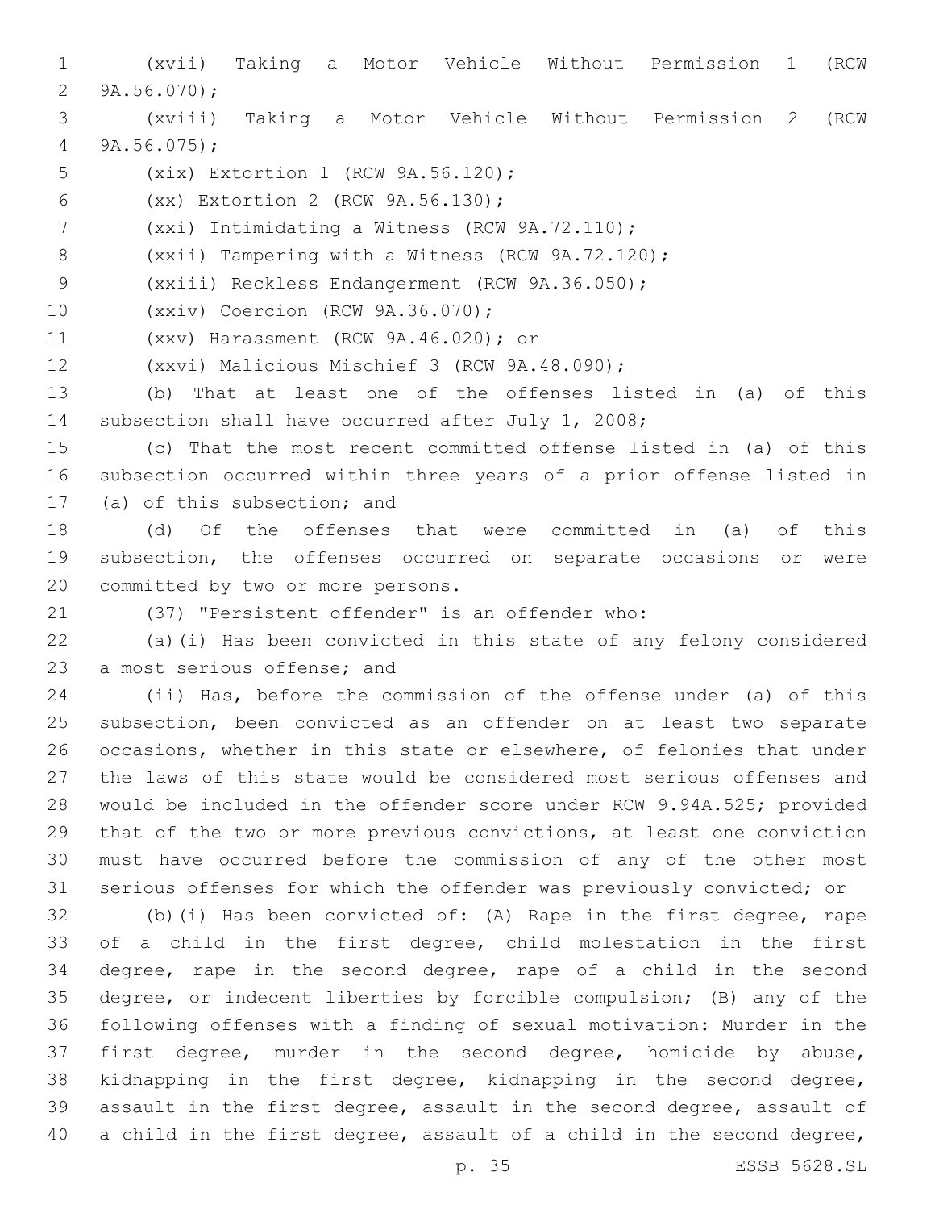(xvii) Taking a Motor Vehicle Without Permission 1 (RCW 9A.56.070);

(xviii) Taking a Motor Vehicle Without Permission 2 (RCW 9A.56.075);

(xix) Extortion 1 (RCW 9A.56.120);

(xx) Extortion 2 (RCW 9A.56.130);

(xxi) Intimidating a Witness (RCW 9A.72.110);

(xxii) Tampering with a Witness (RCW 9A.72.120);

(xxiii) Reckless Endangerment (RCW 9A.36.050);

(xxiv) Coercion (RCW 9A.36.070);

(xxv) Harassment (RCW 9A.46.020); or

(xxvi) Malicious Mischief 3 (RCW 9A.48.090);

(b) That at least one of the offenses listed in (a) of this subsection shall have occurred after July 1, 2008;

(c) That the most recent committed offense listed in (a) of this subsection occurred within three years of a prior offense listed in (a) of this subsection; and

(d) Of the offenses that were committed in (a) of this subsection, the offenses occurred on separate occasions or were committed by two or more persons.

(37) "Persistent offender" is an offender who:

(a)(i) Has been convicted in this state of any felony considered a most serious offense; and

(ii) Has, before the commission of the offense under (a) of this subsection, been convicted as an offender on at least two separate occasions, whether in this state or elsewhere, of felonies that under the laws of this state would be considered most serious offenses and would be included in the offender score under RCW 9.94A.525; provided that of the two or more previous convictions, at least one conviction must have occurred before the commission of any of the other most serious offenses for which the offender was previously convicted; or

(b)(i) Has been convicted of: (A) Rape in the first degree, rape of a child in the first degree, child molestation in the first degree, rape in the second degree, rape of a child in the second degree, or indecent liberties by forcible compulsion; (B) any of the following offenses with a finding of sexual motivation: Murder in the first degree, murder in the second degree, homicide by abuse, kidnapping in the first degree, kidnapping in the second degree, assault in the first degree, assault in the second degree, assault of a child in the first degree, assault of a child in the second degree,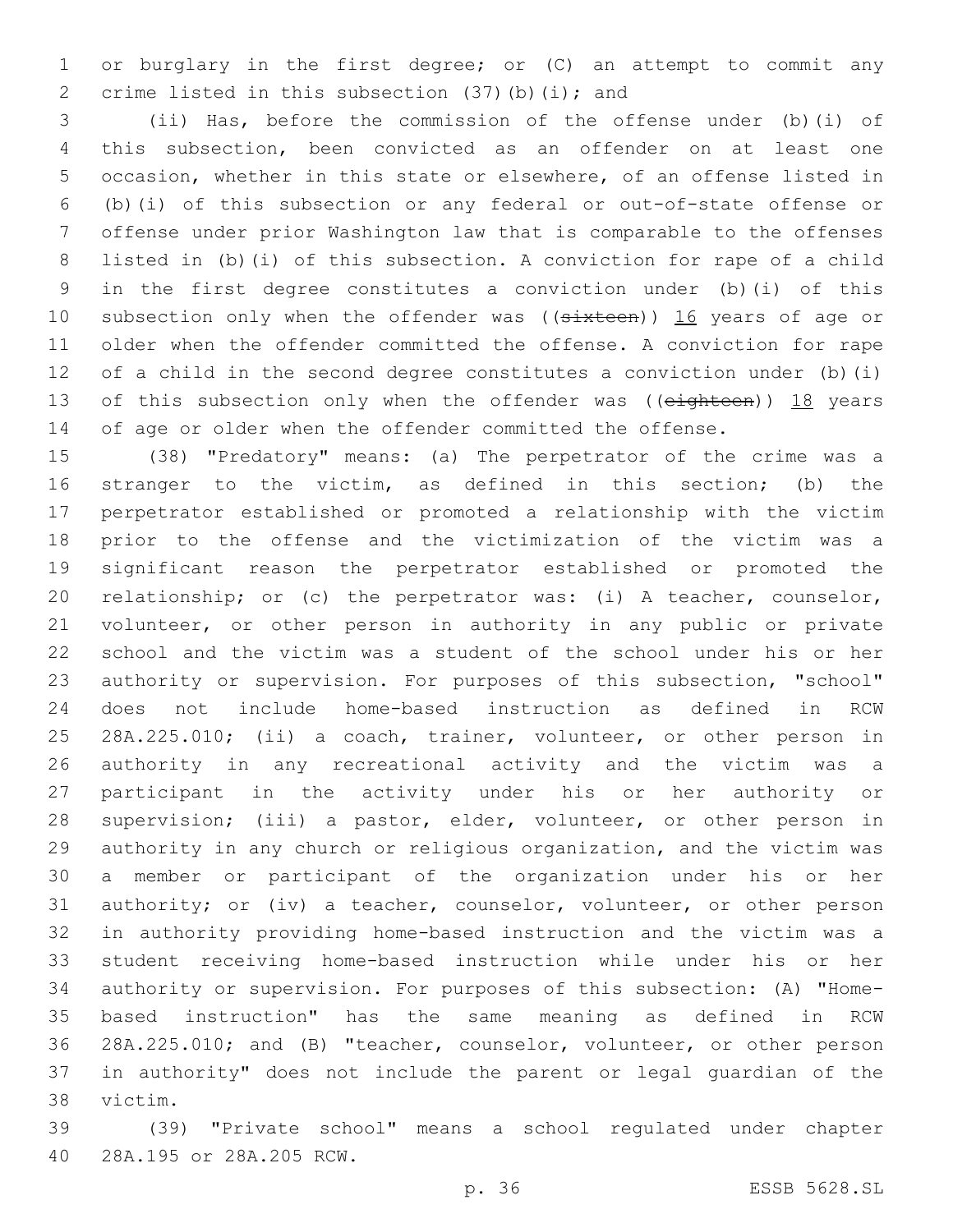or burglary in the first degree; or (C) an attempt to commit any crime listed in this subsection (37)(b)(i); and

(ii) Has, before the commission of the offense under (b)(i) of this subsection, been convicted as an offender on at least one occasion, whether in this state or elsewhere, of an offense listed in (b)(i) of this subsection or any federal or out-of-state offense or offense under prior Washington law that is comparable to the offenses listed in (b)(i) of this subsection. A conviction for rape of a child in the first degree constitutes a conviction under (b)(i) of this subsection only when the offender was ((~~sixteen~~)) 16 years of age or older when the offender committed the offense. A conviction for rape of a child in the second degree constitutes a conviction under (b)(i) of this subsection only when the offender was ((~~eighteen~~)) 18 years of age or older when the offender committed the offense.

(38) "Predatory" means: (a) The perpetrator of the crime was a stranger to the victim, as defined in this section; (b) the perpetrator established or promoted a relationship with the victim prior to the offense and the victimization of the victim was a significant reason the perpetrator established or promoted the relationship; or (c) the perpetrator was: (i) A teacher, counselor, volunteer, or other person in authority in any public or private school and the victim was a student of the school under his or her authority or supervision. For purposes of this subsection, "school" does not include home-based instruction as defined in RCW 28A.225.010; (ii) a coach, trainer, volunteer, or other person in authority in any recreational activity and the victim was a participant in the activity under his or her authority or supervision; (iii) a pastor, elder, volunteer, or other person in authority in any church or religious organization, and the victim was a member or participant of the organization under his or her authority; or (iv) a teacher, counselor, volunteer, or other person in authority providing home-based instruction and the victim was a student receiving home-based instruction while under his or her authority or supervision. For purposes of this subsection: (A) "Home-based instruction" has the same meaning as defined in RCW 28A.225.010; and (B) "teacher, counselor, volunteer, or other person in authority" does not include the parent or legal guardian of the victim.

(39) "Private school" means a school regulated under chapter 28A.195 or 28A.205 RCW.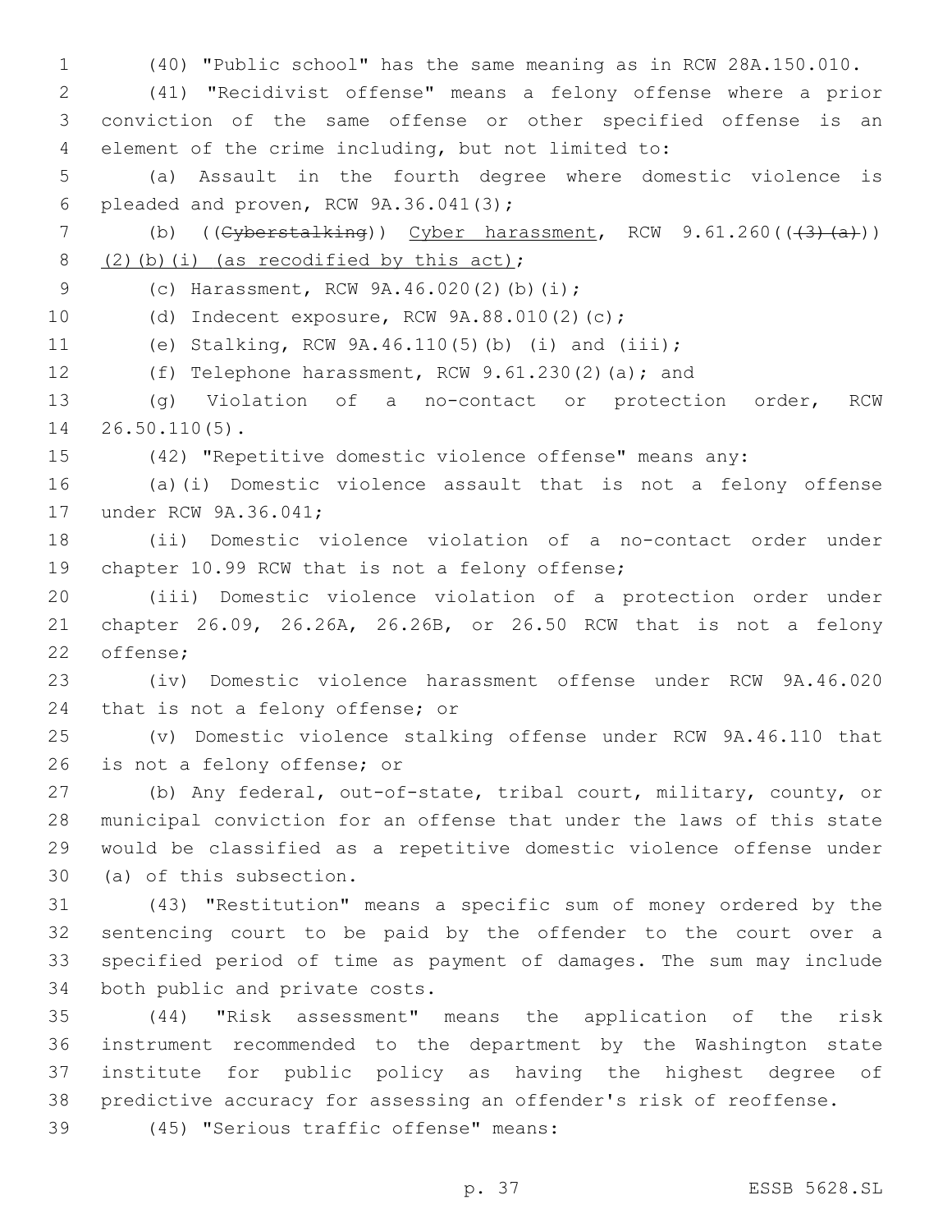(40) "Public school" has the same meaning as in RCW 28A.150.010.

(41) "Recidivist offense" means a felony offense where a prior conviction of the same offense or other specified offense is an element of the crime including, but not limited to:

(a) Assault in the fourth degree where domestic violence is pleaded and proven, RCW 9A.36.041(3);

(b) ((~~Cyberstalking~~)) <u>Cyber harassment</u>, RCW 9.61.260((~~(3)(a)~~)) <u>(2)(b)(i) (as recodified by this act)</u>;

(c) Harassment, RCW 9A.46.020(2)(b)(i);

(d) Indecent exposure, RCW 9A.88.010(2)(c);

(e) Stalking, RCW 9A.46.110(5)(b) (i) and (iii);

(f) Telephone harassment, RCW 9.61.230(2)(a); and

(g) Violation of a no-contact or protection order, RCW 26.50.110(5).

(42) "Repetitive domestic violence offense" means any:

(a)(i) Domestic violence assault that is not a felony offense under RCW 9A.36.041;

(ii) Domestic violence violation of a no-contact order under chapter 10.99 RCW that is not a felony offense;

(iii) Domestic violence violation of a protection order under chapter 26.09, 26.26A, 26.26B, or 26.50 RCW that is not a felony offense;

(iv) Domestic violence harassment offense under RCW 9A.46.020 that is not a felony offense; or

(v) Domestic violence stalking offense under RCW 9A.46.110 that is not a felony offense; or

(b) Any federal, out-of-state, tribal court, military, county, or municipal conviction for an offense that under the laws of this state would be classified as a repetitive domestic violence offense under (a) of this subsection.

(43) "Restitution" means a specific sum of money ordered by the sentencing court to be paid by the offender to the court over a specified period of time as payment of damages. The sum may include both public and private costs.

(44) "Risk assessment" means the application of the risk instrument recommended to the department by the Washington state institute for public policy as having the highest degree of predictive accuracy for assessing an offender's risk of reoffense.

(45) "Serious traffic offense" means: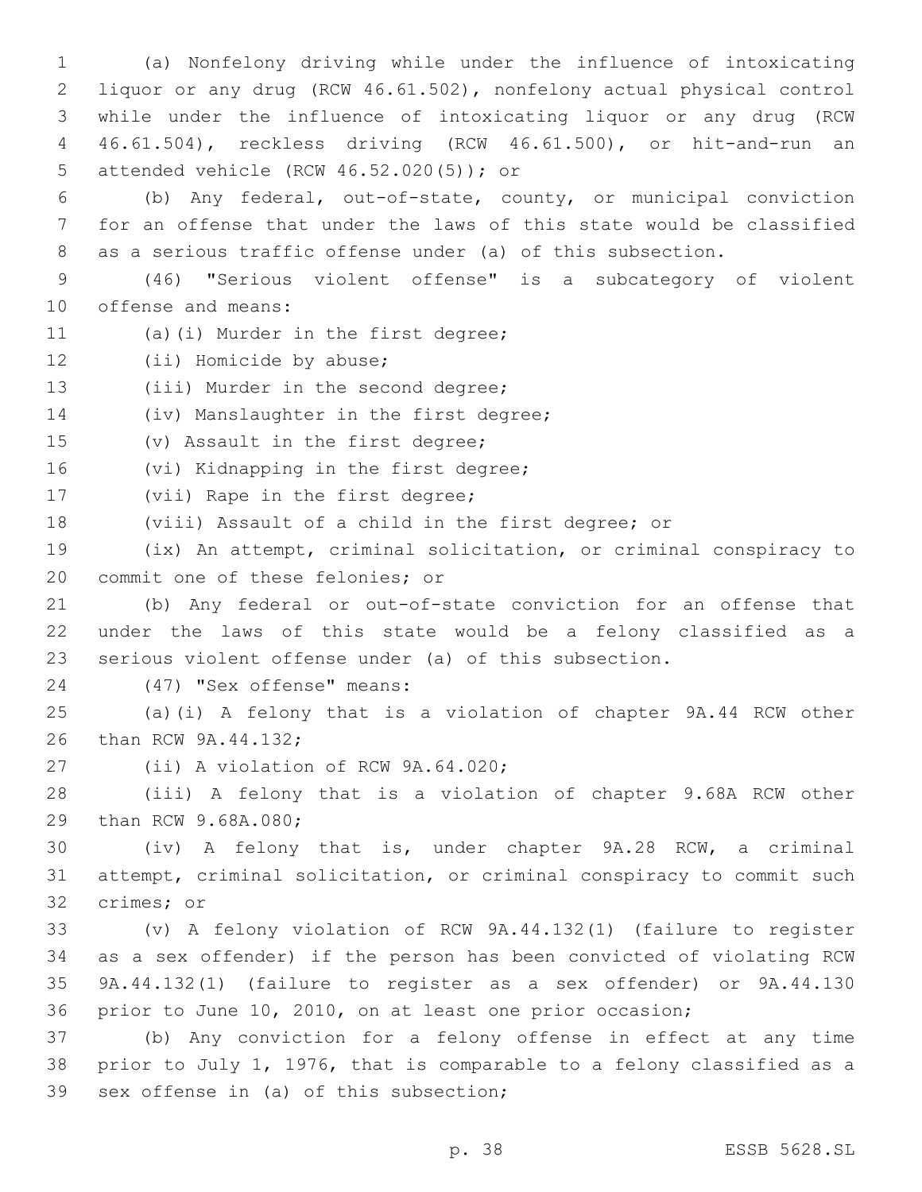(a) Nonfelony driving while under the influence of intoxicating liquor or any drug (RCW 46.61.502), nonfelony actual physical control while under the influence of intoxicating liquor or any drug (RCW 46.61.504), reckless driving (RCW 46.61.500), or hit-and-run an attended vehicle (RCW 46.52.020(5)); or

(b) Any federal, out-of-state, county, or municipal conviction for an offense that under the laws of this state would be classified as a serious traffic offense under (a) of this subsection.

(46) "Serious violent offense" is a subcategory of violent offense and means:

(a)(i) Murder in the first degree;

(ii) Homicide by abuse;

(iii) Murder in the second degree;

(iv) Manslaughter in the first degree;

(v) Assault in the first degree;

(vi) Kidnapping in the first degree;

(vii) Rape in the first degree;

(viii) Assault of a child in the first degree; or

(ix) An attempt, criminal solicitation, or criminal conspiracy to commit one of these felonies; or

(b) Any federal or out-of-state conviction for an offense that under the laws of this state would be a felony classified as a serious violent offense under (a) of this subsection.

(47) "Sex offense" means:

(a)(i) A felony that is a violation of chapter 9A.44 RCW other than RCW 9A.44.132;

(ii) A violation of RCW 9A.64.020;

(iii) A felony that is a violation of chapter 9.68A RCW other than RCW 9.68A.080;

(iv) A felony that is, under chapter 9A.28 RCW, a criminal attempt, criminal solicitation, or criminal conspiracy to commit such crimes; or

(v) A felony violation of RCW 9A.44.132(1) (failure to register as a sex offender) if the person has been convicted of violating RCW 9A.44.132(1) (failure to register as a sex offender) or 9A.44.130 prior to June 10, 2010, on at least one prior occasion;

(b) Any conviction for a felony offense in effect at any time prior to July 1, 1976, that is comparable to a felony classified as a sex offense in (a) of this subsection;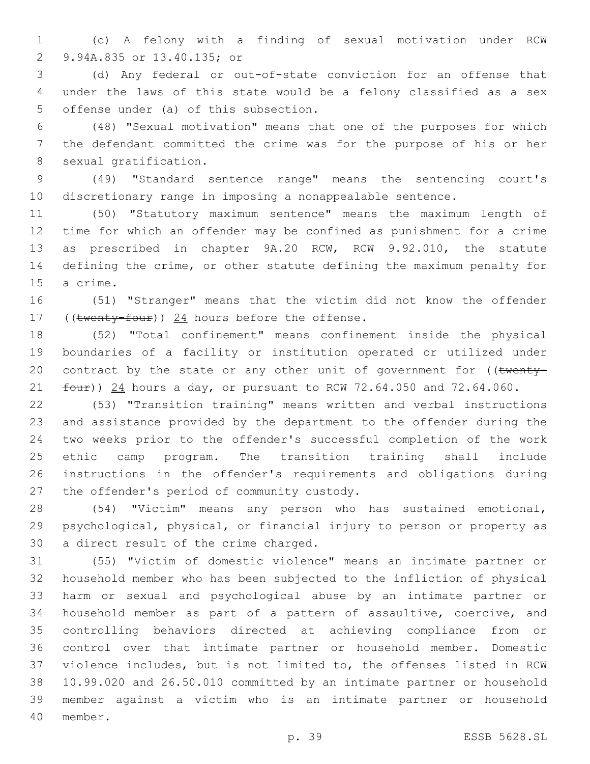(c) A felony with a finding of sexual motivation under RCW 9.94A.835 or 13.40.135; or

(d) Any federal or out-of-state conviction for an offense that under the laws of this state would be a felony classified as a sex offense under (a) of this subsection.

(48) "Sexual motivation" means that one of the purposes for which the defendant committed the crime was for the purpose of his or her sexual gratification.

(49) "Standard sentence range" means the sentencing court's discretionary range in imposing a nonappealable sentence.

(50) "Statutory maximum sentence" means the maximum length of time for which an offender may be confined as punishment for a crime as prescribed in chapter 9A.20 RCW, RCW 9.92.010, the statute defining the crime, or other statute defining the maximum penalty for a crime.

(51) "Stranger" means that the victim did not know the offender ((~~twenty-four~~)) <u>24</u> hours before the offense.

(52) "Total confinement" means confinement inside the physical boundaries of a facility or institution operated or utilized under contract by the state or any other unit of government for ((~~twenty-four~~)) <u>24</u> hours a day, or pursuant to RCW 72.64.050 and 72.64.060.

(53) "Transition training" means written and verbal instructions and assistance provided by the department to the offender during the two weeks prior to the offender's successful completion of the work ethic camp program. The transition training shall include instructions in the offender's requirements and obligations during the offender's period of community custody.

(54) "Victim" means any person who has sustained emotional, psychological, physical, or financial injury to person or property as a direct result of the crime charged.

(55) "Victim of domestic violence" means an intimate partner or household member who has been subjected to the infliction of physical harm or sexual and psychological abuse by an intimate partner or household member as part of a pattern of assaultive, coercive, and controlling behaviors directed at achieving compliance from or control over that intimate partner or household member. Domestic violence includes, but is not limited to, the offenses listed in RCW 10.99.020 and 26.50.010 committed by an intimate partner or household member against a victim who is an intimate partner or household member.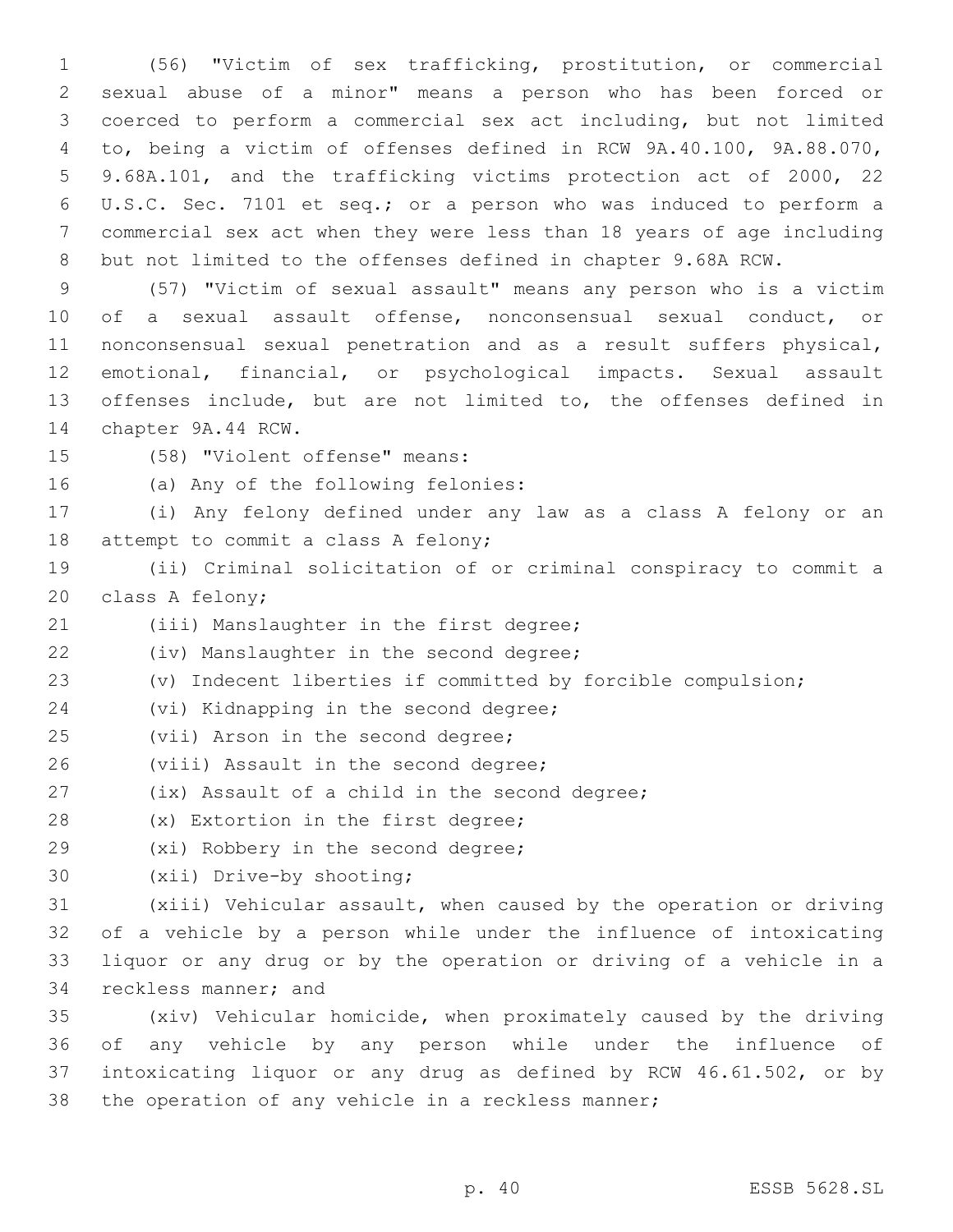(56) "Victim of sex trafficking, prostitution, or commercial sexual abuse of a minor" means a person who has been forced or coerced to perform a commercial sex act including, but not limited to, being a victim of offenses defined in RCW 9A.40.100, 9A.88.070, 9.68A.101, and the trafficking victims protection act of 2000, 22 U.S.C. Sec. 7101 et seq.; or a person who was induced to perform a commercial sex act when they were less than 18 years of age including but not limited to the offenses defined in chapter 9.68A RCW.

(57) "Victim of sexual assault" means any person who is a victim of a sexual assault offense, nonconsensual sexual conduct, or nonconsensual sexual penetration and as a result suffers physical, emotional, financial, or psychological impacts. Sexual assault offenses include, but are not limited to, the offenses defined in chapter 9A.44 RCW.

(58) "Violent offense" means:

(a) Any of the following felonies:

(i) Any felony defined under any law as a class A felony or an attempt to commit a class A felony;

(ii) Criminal solicitation of or criminal conspiracy to commit a class A felony;

(iii) Manslaughter in the first degree;

(iv) Manslaughter in the second degree;

(v) Indecent liberties if committed by forcible compulsion;

(vi) Kidnapping in the second degree;

(vii) Arson in the second degree;

(viii) Assault in the second degree;

(ix) Assault of a child in the second degree;

(x) Extortion in the first degree;

(xi) Robbery in the second degree;

(xii) Drive-by shooting;

(xiii) Vehicular assault, when caused by the operation or driving of a vehicle by a person while under the influence of intoxicating liquor or any drug or by the operation or driving of a vehicle in a reckless manner; and

(xiv) Vehicular homicide, when proximately caused by the driving of any vehicle by any person while under the influence of intoxicating liquor or any drug as defined by RCW 46.61.502, or by the operation of any vehicle in a reckless manner;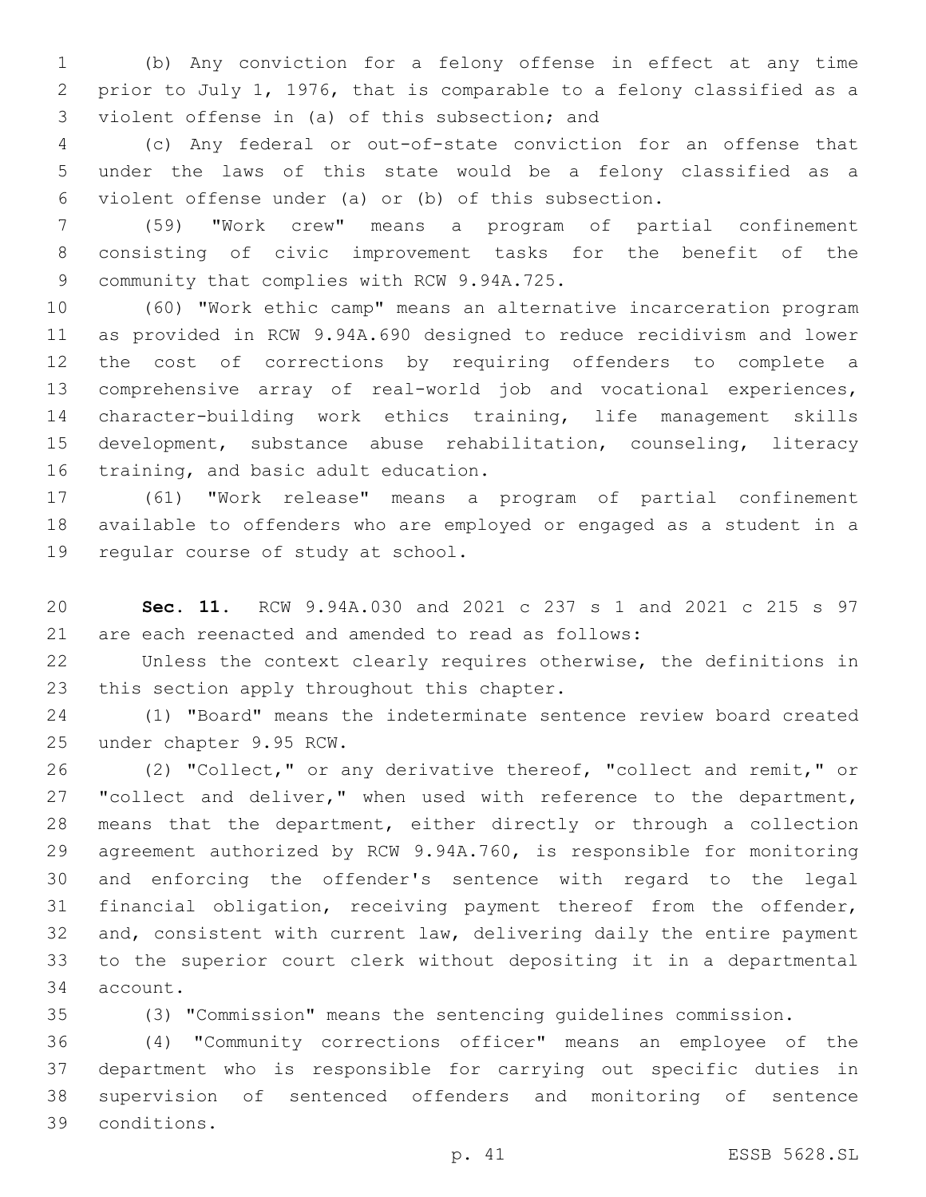(b) Any conviction for a felony offense in effect at any time prior to July 1, 1976, that is comparable to a felony classified as a violent offense in (a) of this subsection; and

(c) Any federal or out-of-state conviction for an offense that under the laws of this state would be a felony classified as a violent offense under (a) or (b) of this subsection.

(59) "Work crew" means a program of partial confinement consisting of civic improvement tasks for the benefit of the community that complies with RCW 9.94A.725.

(60) "Work ethic camp" means an alternative incarceration program as provided in RCW 9.94A.690 designed to reduce recidivism and lower the cost of corrections by requiring offenders to complete a comprehensive array of real-world job and vocational experiences, character-building work ethics training, life management skills development, substance abuse rehabilitation, counseling, literacy training, and basic adult education.

(61) "Work release" means a program of partial confinement available to offenders who are employed or engaged as a student in a regular course of study at school.

**Sec. 11.** RCW 9.94A.030 and 2021 c 237 s 1 and 2021 c 215 s 97 are each reenacted and amended to read as follows:

Unless the context clearly requires otherwise, the definitions in this section apply throughout this chapter.

(1) "Board" means the indeterminate sentence review board created under chapter 9.95 RCW.

(2) "Collect," or any derivative thereof, "collect and remit," or "collect and deliver," when used with reference to the department, means that the department, either directly or through a collection agreement authorized by RCW 9.94A.760, is responsible for monitoring and enforcing the offender's sentence with regard to the legal financial obligation, receiving payment thereof from the offender, and, consistent with current law, delivering daily the entire payment to the superior court clerk without depositing it in a departmental account.

(3) "Commission" means the sentencing guidelines commission.

(4) "Community corrections officer" means an employee of the department who is responsible for carrying out specific duties in supervision of sentenced offenders and monitoring of sentence conditions.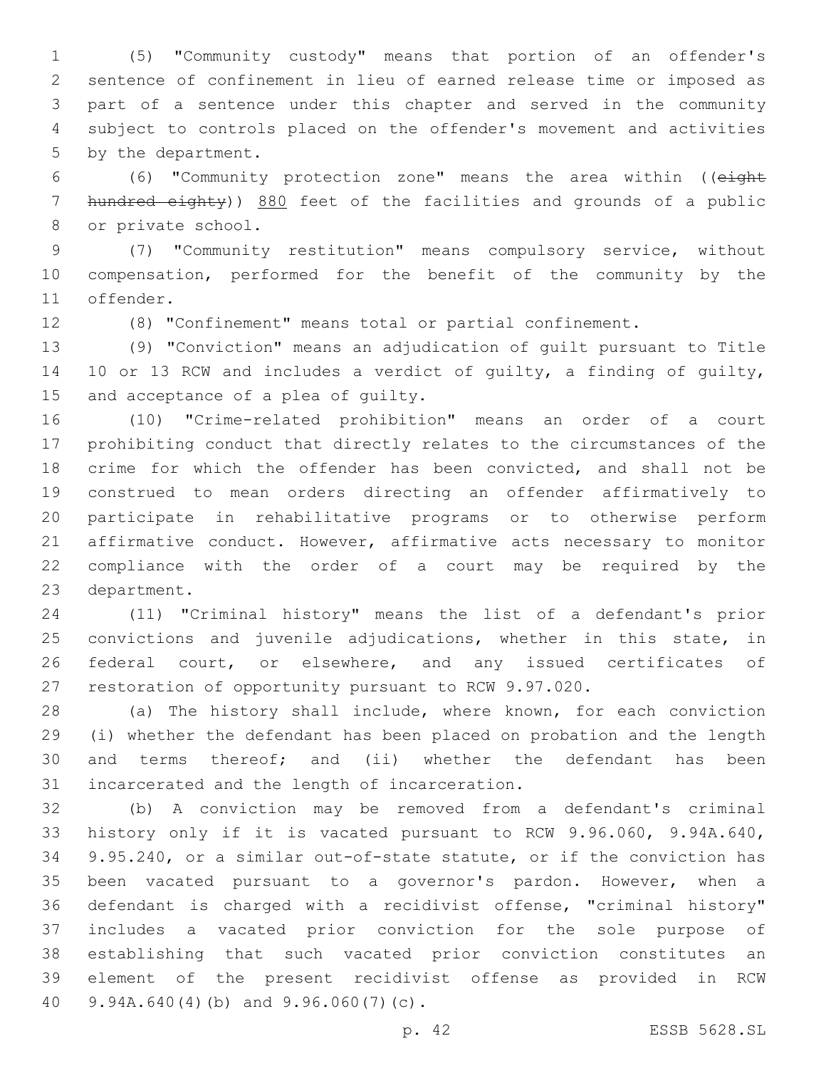(5) "Community custody" means that portion of an offender's sentence of confinement in lieu of earned release time or imposed as part of a sentence under this chapter and served in the community subject to controls placed on the offender's movement and activities by the department.

(6) "Community protection zone" means the area within ((~~eight hundred eighty~~)) <u>880</u> feet of the facilities and grounds of a public or private school.

(7) "Community restitution" means compulsory service, without compensation, performed for the benefit of the community by the offender.

(8) "Confinement" means total or partial confinement.

(9) "Conviction" means an adjudication of guilt pursuant to Title 10 or 13 RCW and includes a verdict of guilty, a finding of guilty, and acceptance of a plea of guilty.

(10) "Crime-related prohibition" means an order of a court prohibiting conduct that directly relates to the circumstances of the crime for which the offender has been convicted, and shall not be construed to mean orders directing an offender affirmatively to participate in rehabilitative programs or to otherwise perform affirmative conduct. However, affirmative acts necessary to monitor compliance with the order of a court may be required by the department.

(11) "Criminal history" means the list of a defendant's prior convictions and juvenile adjudications, whether in this state, in federal court, or elsewhere, and any issued certificates of restoration of opportunity pursuant to RCW 9.97.020.

(a) The history shall include, where known, for each conviction (i) whether the defendant has been placed on probation and the length and terms thereof; and (ii) whether the defendant has been incarcerated and the length of incarceration.

(b) A conviction may be removed from a defendant's criminal history only if it is vacated pursuant to RCW 9.96.060, 9.94A.640, 9.95.240, or a similar out-of-state statute, or if the conviction has been vacated pursuant to a governor's pardon. However, when a defendant is charged with a recidivist offense, "criminal history" includes a vacated prior conviction for the sole purpose of establishing that such vacated prior conviction constitutes an element of the present recidivist offense as provided in RCW 9.94A.640(4)(b) and 9.96.060(7)(c).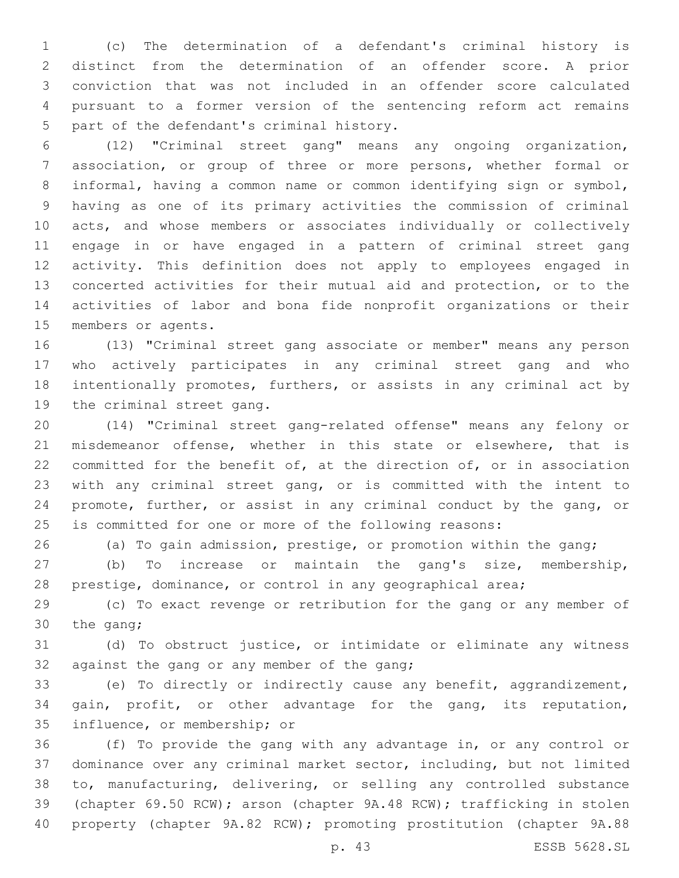(c) The determination of a defendant's criminal history is distinct from the determination of an offender score. A prior conviction that was not included in an offender score calculated pursuant to a former version of the sentencing reform act remains part of the defendant's criminal history.

(12) "Criminal street gang" means any ongoing organization, association, or group of three or more persons, whether formal or informal, having a common name or common identifying sign or symbol, having as one of its primary activities the commission of criminal acts, and whose members or associates individually or collectively engage in or have engaged in a pattern of criminal street gang activity. This definition does not apply to employees engaged in concerted activities for their mutual aid and protection, or to the activities of labor and bona fide nonprofit organizations or their members or agents.

(13) "Criminal street gang associate or member" means any person who actively participates in any criminal street gang and who intentionally promotes, furthers, or assists in any criminal act by the criminal street gang.

(14) "Criminal street gang-related offense" means any felony or misdemeanor offense, whether in this state or elsewhere, that is committed for the benefit of, at the direction of, or in association with any criminal street gang, or is committed with the intent to promote, further, or assist in any criminal conduct by the gang, or is committed for one or more of the following reasons:

(a) To gain admission, prestige, or promotion within the gang;

(b) To increase or maintain the gang's size, membership, prestige, dominance, or control in any geographical area;

(c) To exact revenge or retribution for the gang or any member of the gang;

(d) To obstruct justice, or intimidate or eliminate any witness against the gang or any member of the gang;

(e) To directly or indirectly cause any benefit, aggrandizement, gain, profit, or other advantage for the gang, its reputation, influence, or membership; or

(f) To provide the gang with any advantage in, or any control or dominance over any criminal market sector, including, but not limited to, manufacturing, delivering, or selling any controlled substance (chapter 69.50 RCW); arson (chapter 9A.48 RCW); trafficking in stolen property (chapter 9A.82 RCW); promoting prostitution (chapter 9A.88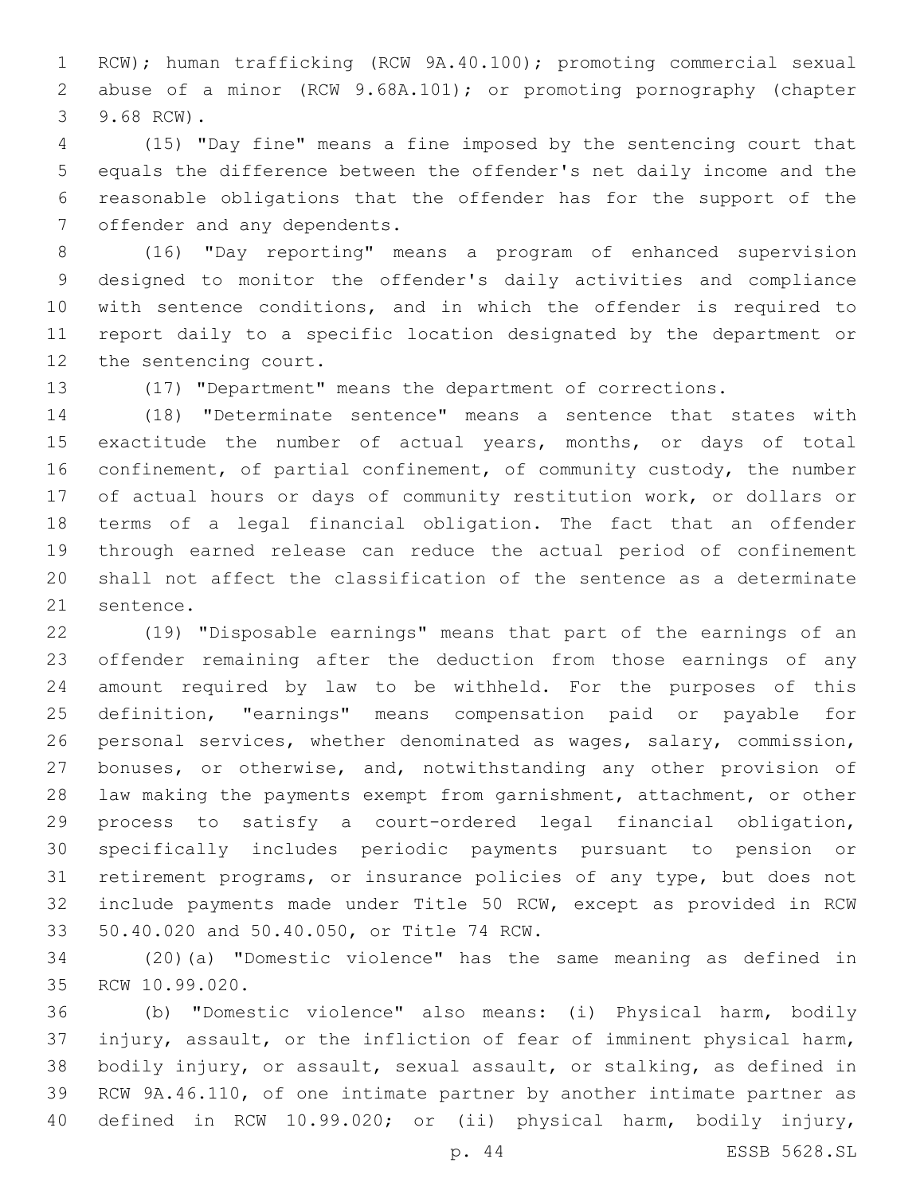RCW); human trafficking (RCW 9A.40.100); promoting commercial sexual abuse of a minor (RCW 9.68A.101); or promoting pornography (chapter 9.68 RCW).

(15) "Day fine" means a fine imposed by the sentencing court that equals the difference between the offender's net daily income and the reasonable obligations that the offender has for the support of the offender and any dependents.

(16) "Day reporting" means a program of enhanced supervision designed to monitor the offender's daily activities and compliance with sentence conditions, and in which the offender is required to report daily to a specific location designated by the department or the sentencing court.

(17) "Department" means the department of corrections.

(18) "Determinate sentence" means a sentence that states with exactitude the number of actual years, months, or days of total confinement, of partial confinement, of community custody, the number of actual hours or days of community restitution work, or dollars or terms of a legal financial obligation. The fact that an offender through earned release can reduce the actual period of confinement shall not affect the classification of the sentence as a determinate sentence.

(19) "Disposable earnings" means that part of the earnings of an offender remaining after the deduction from those earnings of any amount required by law to be withheld. For the purposes of this definition, "earnings" means compensation paid or payable for personal services, whether denominated as wages, salary, commission, bonuses, or otherwise, and, notwithstanding any other provision of law making the payments exempt from garnishment, attachment, or other process to satisfy a court-ordered legal financial obligation, specifically includes periodic payments pursuant to pension or retirement programs, or insurance policies of any type, but does not include payments made under Title 50 RCW, except as provided in RCW 50.40.020 and 50.40.050, or Title 74 RCW.

(20)(a) "Domestic violence" has the same meaning as defined in RCW 10.99.020.

(b) "Domestic violence" also means: (i) Physical harm, bodily injury, assault, or the infliction of fear of imminent physical harm, bodily injury, or assault, sexual assault, or stalking, as defined in RCW 9A.46.110, of one intimate partner by another intimate partner as defined in RCW 10.99.020; or (ii) physical harm, bodily injury,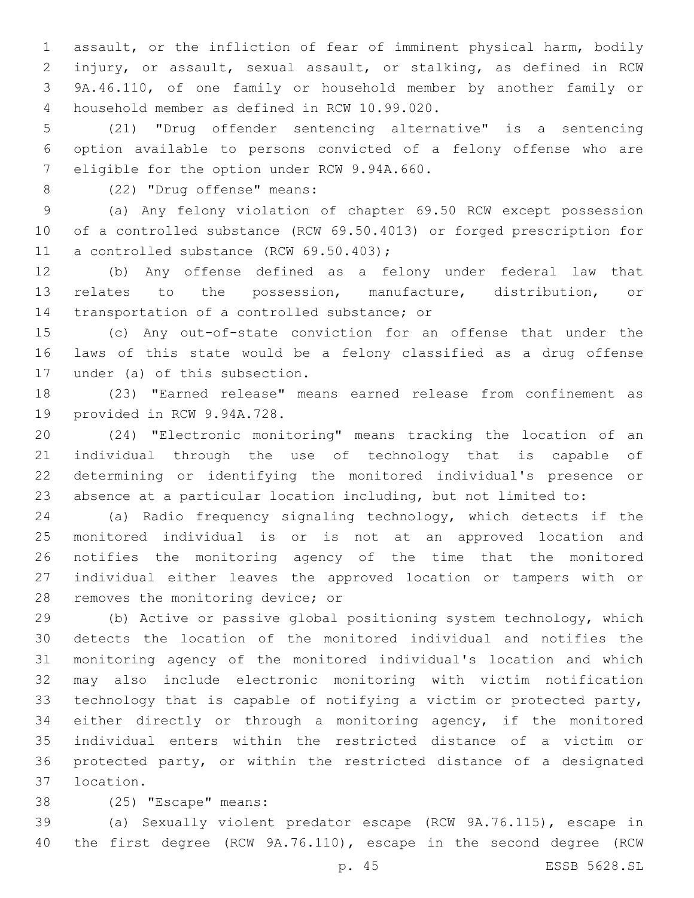assault, or the infliction of fear of imminent physical harm, bodily injury, or assault, sexual assault, or stalking, as defined in RCW 9A.46.110, of one family or household member by another family or household member as defined in RCW 10.99.020.

(21) "Drug offender sentencing alternative" is a sentencing option available to persons convicted of a felony offense who are eligible for the option under RCW 9.94A.660.

(22) "Drug offense" means:

(a) Any felony violation of chapter 69.50 RCW except possession of a controlled substance (RCW 69.50.4013) or forged prescription for a controlled substance (RCW 69.50.403);

(b) Any offense defined as a felony under federal law that relates to the possession, manufacture, distribution, or transportation of a controlled substance; or

(c) Any out-of-state conviction for an offense that under the laws of this state would be a felony classified as a drug offense under (a) of this subsection.

(23) "Earned release" means earned release from confinement as provided in RCW 9.94A.728.

(24) "Electronic monitoring" means tracking the location of an individual through the use of technology that is capable of determining or identifying the monitored individual's presence or absence at a particular location including, but not limited to:

(a) Radio frequency signaling technology, which detects if the monitored individual is or is not at an approved location and notifies the monitoring agency of the time that the monitored individual either leaves the approved location or tampers with or removes the monitoring device; or

(b) Active or passive global positioning system technology, which detects the location of the monitored individual and notifies the monitoring agency of the monitored individual's location and which may also include electronic monitoring with victim notification technology that is capable of notifying a victim or protected party, either directly or through a monitoring agency, if the monitored individual enters within the restricted distance of a victim or protected party, or within the restricted distance of a designated location.

(25) "Escape" means:

(a) Sexually violent predator escape (RCW 9A.76.115), escape in the first degree (RCW 9A.76.110), escape in the second degree (RCW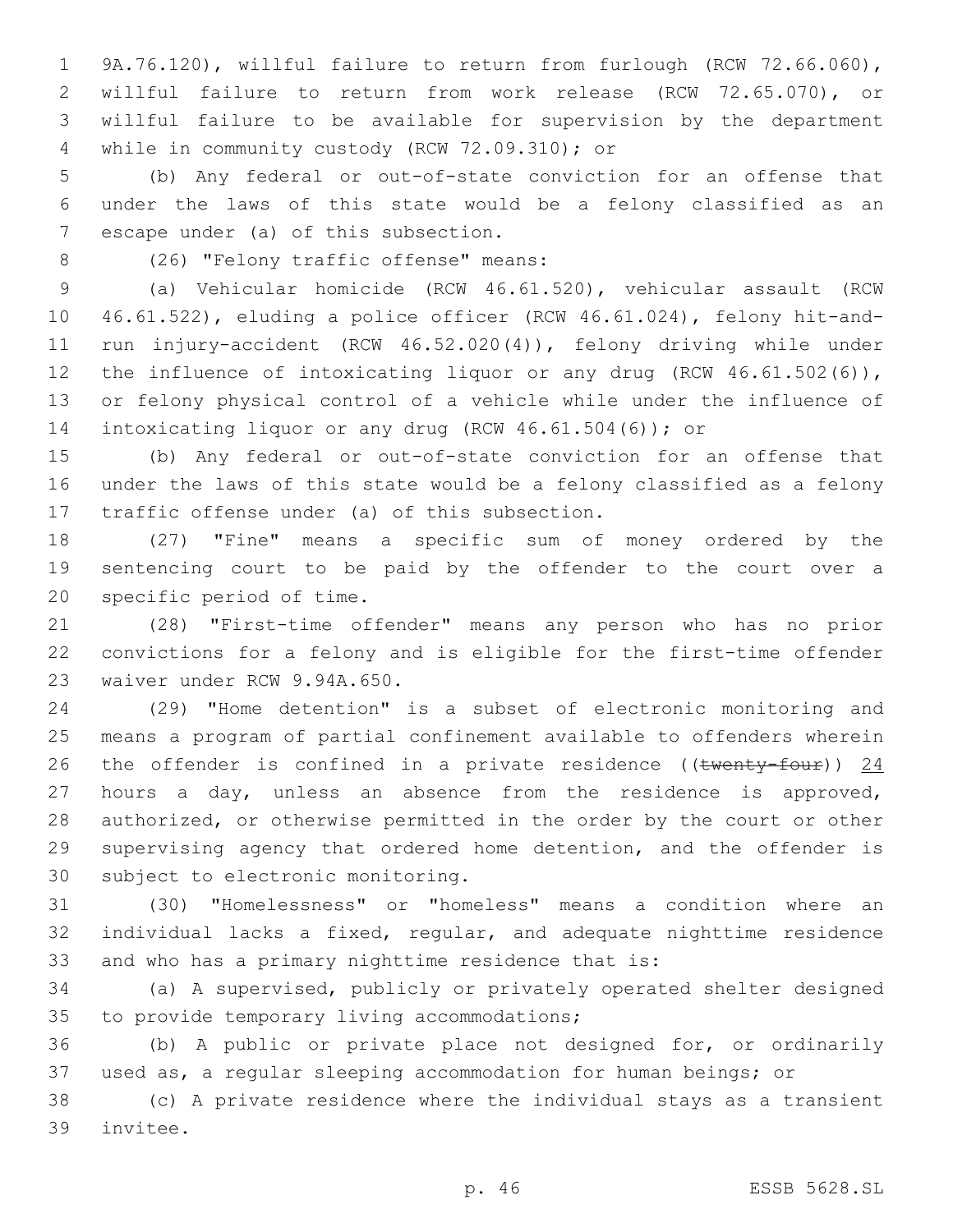9A.76.120), willful failure to return from furlough (RCW 72.66.060), willful failure to return from work release (RCW 72.65.070), or willful failure to be available for supervision by the department while in community custody (RCW 72.09.310); or

(b) Any federal or out-of-state conviction for an offense that under the laws of this state would be a felony classified as an escape under (a) of this subsection.

(26) "Felony traffic offense" means:

(a) Vehicular homicide (RCW 46.61.520), vehicular assault (RCW 46.61.522), eluding a police officer (RCW 46.61.024), felony hit-and-run injury-accident (RCW 46.52.020(4)), felony driving while under the influence of intoxicating liquor or any drug (RCW 46.61.502(6)), or felony physical control of a vehicle while under the influence of intoxicating liquor or any drug (RCW 46.61.504(6)); or

(b) Any federal or out-of-state conviction for an offense that under the laws of this state would be a felony classified as a felony traffic offense under (a) of this subsection.

(27) "Fine" means a specific sum of money ordered by the sentencing court to be paid by the offender to the court over a specific period of time.

(28) "First-time offender" means any person who has no prior convictions for a felony and is eligible for the first-time offender waiver under RCW 9.94A.650.

(29) "Home detention" is a subset of electronic monitoring and means a program of partial confinement available to offenders wherein the offender is confined in a private residence ((~~twenty-four~~)) <u>24</u> hours a day, unless an absence from the residence is approved, authorized, or otherwise permitted in the order by the court or other supervising agency that ordered home detention, and the offender is subject to electronic monitoring.

(30) "Homelessness" or "homeless" means a condition where an individual lacks a fixed, regular, and adequate nighttime residence and who has a primary nighttime residence that is:

(a) A supervised, publicly or privately operated shelter designed to provide temporary living accommodations;

(b) A public or private place not designed for, or ordinarily used as, a regular sleeping accommodation for human beings; or

(c) A private residence where the individual stays as a transient invitee.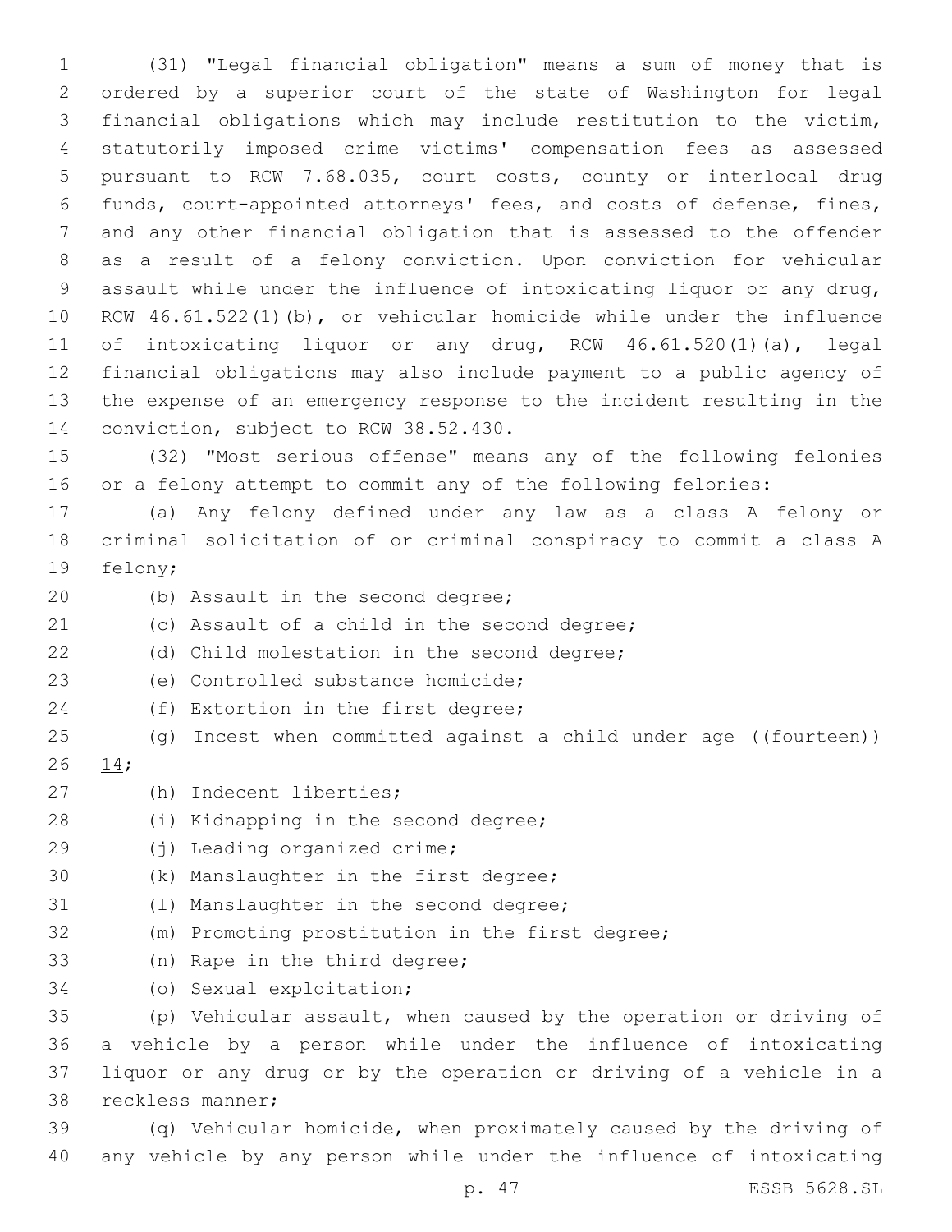(31) "Legal financial obligation" means a sum of money that is ordered by a superior court of the state of Washington for legal financial obligations which may include restitution to the victim, statutorily imposed crime victims' compensation fees as assessed pursuant to RCW 7.68.035, court costs, county or interlocal drug funds, court-appointed attorneys' fees, and costs of defense, fines, and any other financial obligation that is assessed to the offender as a result of a felony conviction. Upon conviction for vehicular assault while under the influence of intoxicating liquor or any drug, RCW 46.61.522(1)(b), or vehicular homicide while under the influence of intoxicating liquor or any drug, RCW 46.61.520(1)(a), legal financial obligations may also include payment to a public agency of the expense of an emergency response to the incident resulting in the conviction, subject to RCW 38.52.430.

(32) "Most serious offense" means any of the following felonies or a felony attempt to commit any of the following felonies:

(a) Any felony defined under any law as a class A felony or criminal solicitation of or criminal conspiracy to commit a class A felony;

(b) Assault in the second degree;

(c) Assault of a child in the second degree;

(d) Child molestation in the second degree;

(e) Controlled substance homicide;

(f) Extortion in the first degree;

(g) Incest when committed against a child under age ((~~fourteen~~)) 14;

(h) Indecent liberties;

(i) Kidnapping in the second degree;

(j) Leading organized crime;

(k) Manslaughter in the first degree;

(l) Manslaughter in the second degree;

(m) Promoting prostitution in the first degree;

(n) Rape in the third degree;

(o) Sexual exploitation;

(p) Vehicular assault, when caused by the operation or driving of a vehicle by a person while under the influence of intoxicating liquor or any drug or by the operation or driving of a vehicle in a reckless manner;

(q) Vehicular homicide, when proximately caused by the driving of any vehicle by any person while under the influence of intoxicating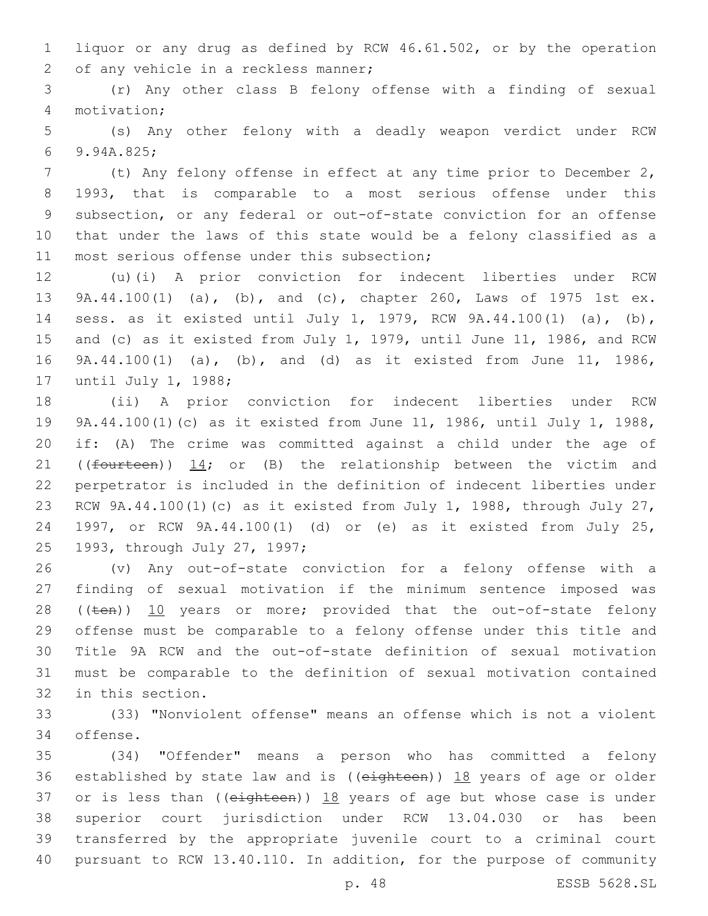liquor or any drug as defined by RCW 46.61.502, or by the operation of any vehicle in a reckless manner;

(r) Any other class B felony offense with a finding of sexual motivation;

(s) Any other felony with a deadly weapon verdict under RCW 9.94A.825;

(t) Any felony offense in effect at any time prior to December 2, 1993, that is comparable to a most serious offense under this subsection, or any federal or out-of-state conviction for an offense that under the laws of this state would be a felony classified as a most serious offense under this subsection;

(u)(i) A prior conviction for indecent liberties under RCW 9A.44.100(1) (a), (b), and (c), chapter 260, Laws of 1975 1st ex. sess. as it existed until July 1, 1979, RCW 9A.44.100(1) (a), (b), and (c) as it existed from July 1, 1979, until June 11, 1986, and RCW 9A.44.100(1) (a), (b), and (d) as it existed from June 11, 1986, until July 1, 1988;

(ii) A prior conviction for indecent liberties under RCW 9A.44.100(1)(c) as it existed from June 11, 1986, until July 1, 1988, if: (A) The crime was committed against a child under the age of ((~~fourteen~~)) 14; or (B) the relationship between the victim and perpetrator is included in the definition of indecent liberties under RCW 9A.44.100(1)(c) as it existed from July 1, 1988, through July 27, 1997, or RCW 9A.44.100(1) (d) or (e) as it existed from July 25, 1993, through July 27, 1997;

(v) Any out-of-state conviction for a felony offense with a finding of sexual motivation if the minimum sentence imposed was ((~~ten~~)) 10 years or more; provided that the out-of-state felony offense must be comparable to a felony offense under this title and Title 9A RCW and the out-of-state definition of sexual motivation must be comparable to the definition of sexual motivation contained in this section.

(33) "Nonviolent offense" means an offense which is not a violent offense.

(34) "Offender" means a person who has committed a felony established by state law and is ((~~eighteen~~)) 18 years of age or older or is less than ((~~eighteen~~)) 18 years of age but whose case is under superior court jurisdiction under RCW 13.04.030 or has been transferred by the appropriate juvenile court to a criminal court pursuant to RCW 13.40.110. In addition, for the purpose of community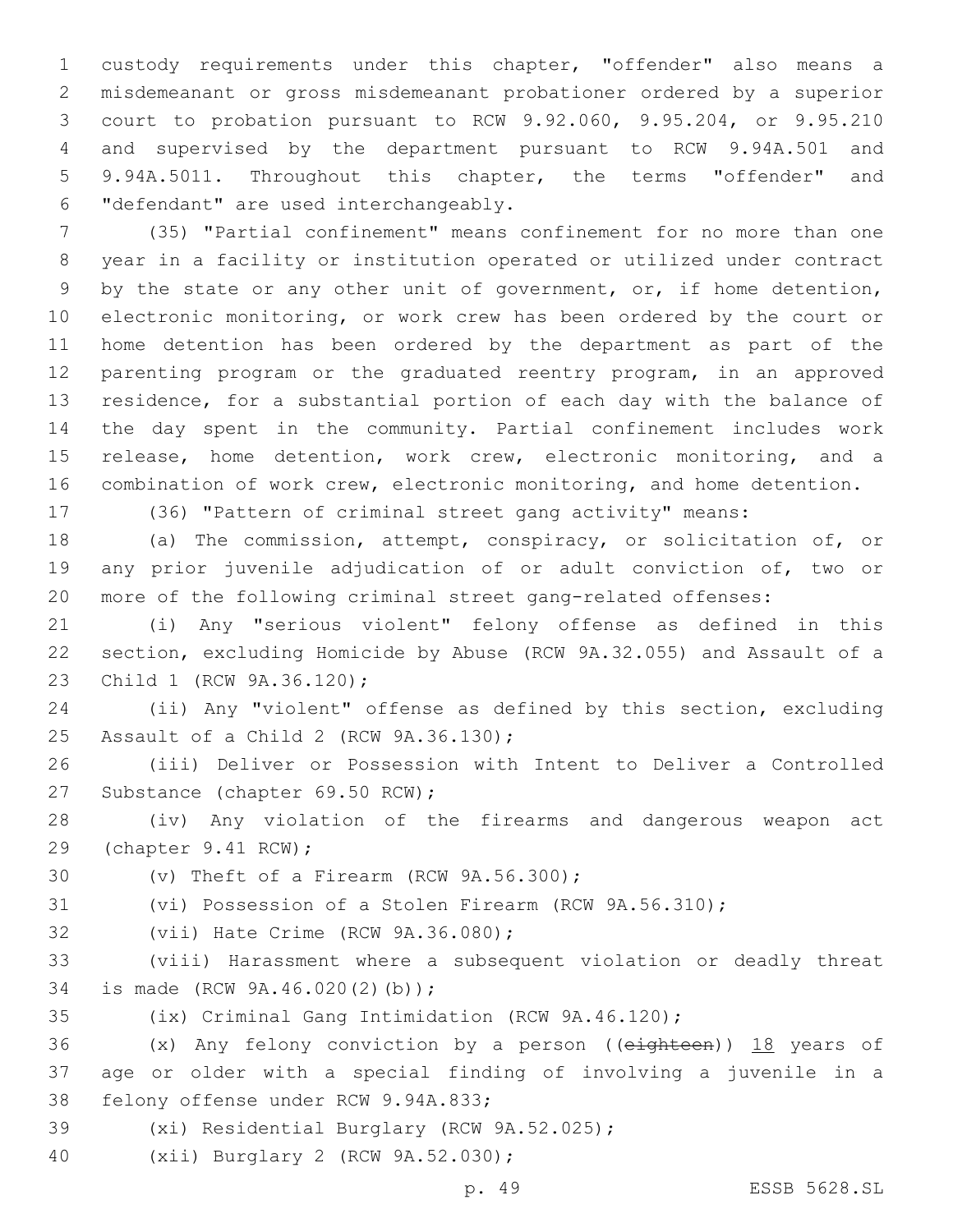custody requirements under this chapter, "offender" also means a misdemeanant or gross misdemeanant probationer ordered by a superior court to probation pursuant to RCW 9.92.060, 9.95.204, or 9.95.210 and supervised by the department pursuant to RCW 9.94A.501 and 9.94A.5011. Throughout this chapter, the terms "offender" and "defendant" are used interchangeably.

(35) "Partial confinement" means confinement for no more than one year in a facility or institution operated or utilized under contract by the state or any other unit of government, or, if home detention, electronic monitoring, or work crew has been ordered by the court or home detention has been ordered by the department as part of the parenting program or the graduated reentry program, in an approved residence, for a substantial portion of each day with the balance of the day spent in the community. Partial confinement includes work release, home detention, work crew, electronic monitoring, and a combination of work crew, electronic monitoring, and home detention.

(36) "Pattern of criminal street gang activity" means:

(a) The commission, attempt, conspiracy, or solicitation of, or any prior juvenile adjudication of or adult conviction of, two or more of the following criminal street gang-related offenses:

(i) Any "serious violent" felony offense as defined in this section, excluding Homicide by Abuse (RCW 9A.32.055) and Assault of a Child 1 (RCW 9A.36.120);

(ii) Any "violent" offense as defined by this section, excluding Assault of a Child 2 (RCW 9A.36.130);

(iii) Deliver or Possession with Intent to Deliver a Controlled Substance (chapter 69.50 RCW);

(iv) Any violation of the firearms and dangerous weapon act (chapter 9.41 RCW);

(v) Theft of a Firearm (RCW 9A.56.300);

(vi) Possession of a Stolen Firearm (RCW 9A.56.310);

(vii) Hate Crime (RCW 9A.36.080);

(viii) Harassment where a subsequent violation or deadly threat is made (RCW 9A.46.020(2)(b));

(ix) Criminal Gang Intimidation (RCW 9A.46.120);

(x) Any felony conviction by a person ((~~eighteen~~)) <u>18</u> years of age or older with a special finding of involving a juvenile in a felony offense under RCW 9.94A.833;

(xi) Residential Burglary (RCW 9A.52.025);

(xii) Burglary 2 (RCW 9A.52.030);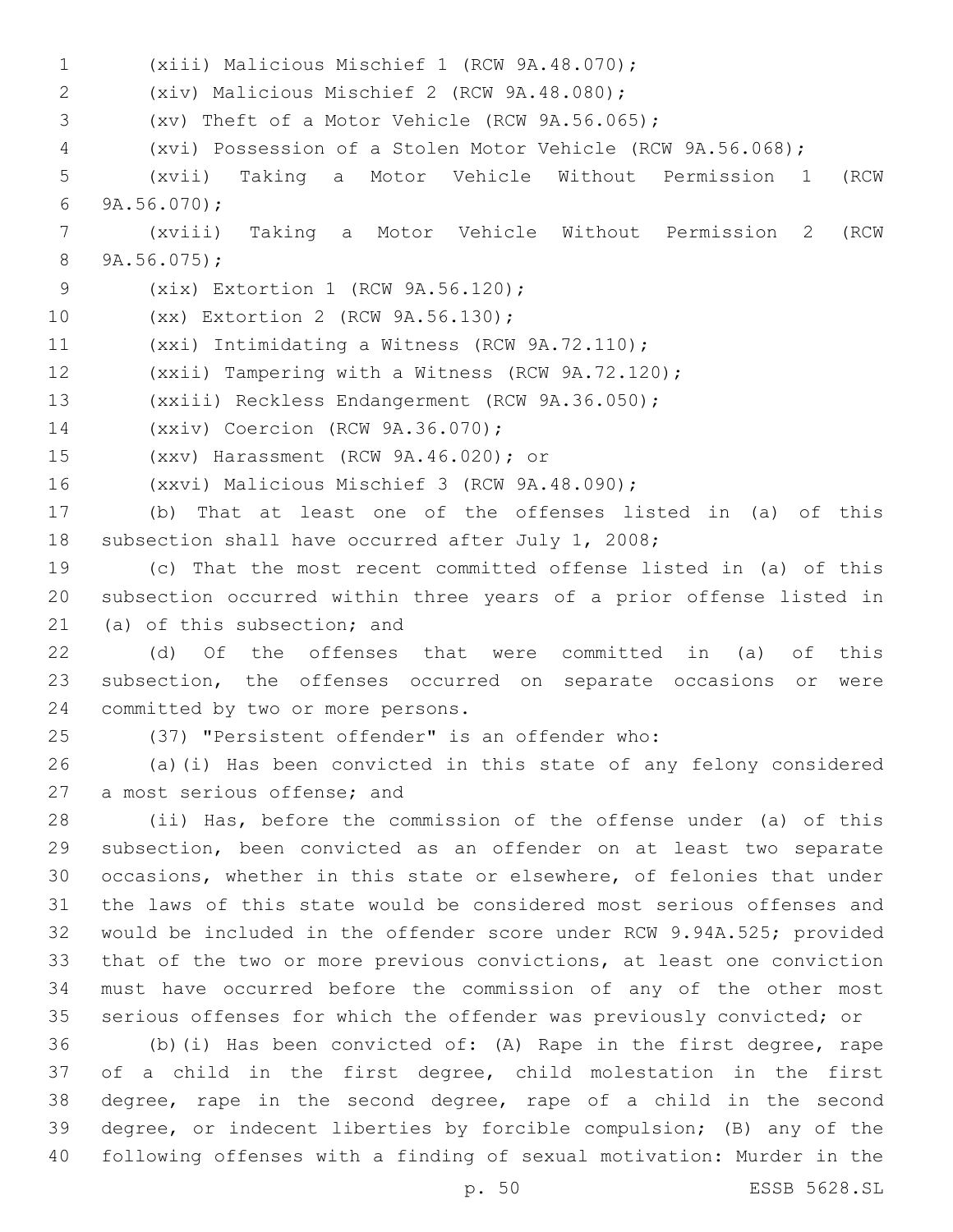(xiii) Malicious Mischief 1 (RCW 9A.48.070);

(xiv) Malicious Mischief 2 (RCW 9A.48.080);

(xv) Theft of a Motor Vehicle (RCW 9A.56.065);

(xvi) Possession of a Stolen Motor Vehicle (RCW 9A.56.068);

(xvii) Taking a Motor Vehicle Without Permission 1 (RCW 9A.56.070);

(xviii) Taking a Motor Vehicle Without Permission 2 (RCW 9A.56.075);

(xix) Extortion 1 (RCW 9A.56.120);

(xx) Extortion 2 (RCW 9A.56.130);

(xxi) Intimidating a Witness (RCW 9A.72.110);

(xxii) Tampering with a Witness (RCW 9A.72.120);

(xxiii) Reckless Endangerment (RCW 9A.36.050);

(xxiv) Coercion (RCW 9A.36.070);

(xxv) Harassment (RCW 9A.46.020); or

(xxvi) Malicious Mischief 3 (RCW 9A.48.090);

(b) That at least one of the offenses listed in (a) of this subsection shall have occurred after July 1, 2008;

(c) That the most recent committed offense listed in (a) of this subsection occurred within three years of a prior offense listed in (a) of this subsection; and

(d) Of the offenses that were committed in (a) of this subsection, the offenses occurred on separate occasions or were committed by two or more persons.

(37) "Persistent offender" is an offender who:

(a)(i) Has been convicted in this state of any felony considered a most serious offense; and

(ii) Has, before the commission of the offense under (a) of this subsection, been convicted as an offender on at least two separate occasions, whether in this state or elsewhere, of felonies that under the laws of this state would be considered most serious offenses and would be included in the offender score under RCW 9.94A.525; provided that of the two or more previous convictions, at least one conviction must have occurred before the commission of any of the other most serious offenses for which the offender was previously convicted; or

(b)(i) Has been convicted of: (A) Rape in the first degree, rape of a child in the first degree, child molestation in the first degree, rape in the second degree, rape of a child in the second degree, or indecent liberties by forcible compulsion; (B) any of the following offenses with a finding of sexual motivation: Murder in the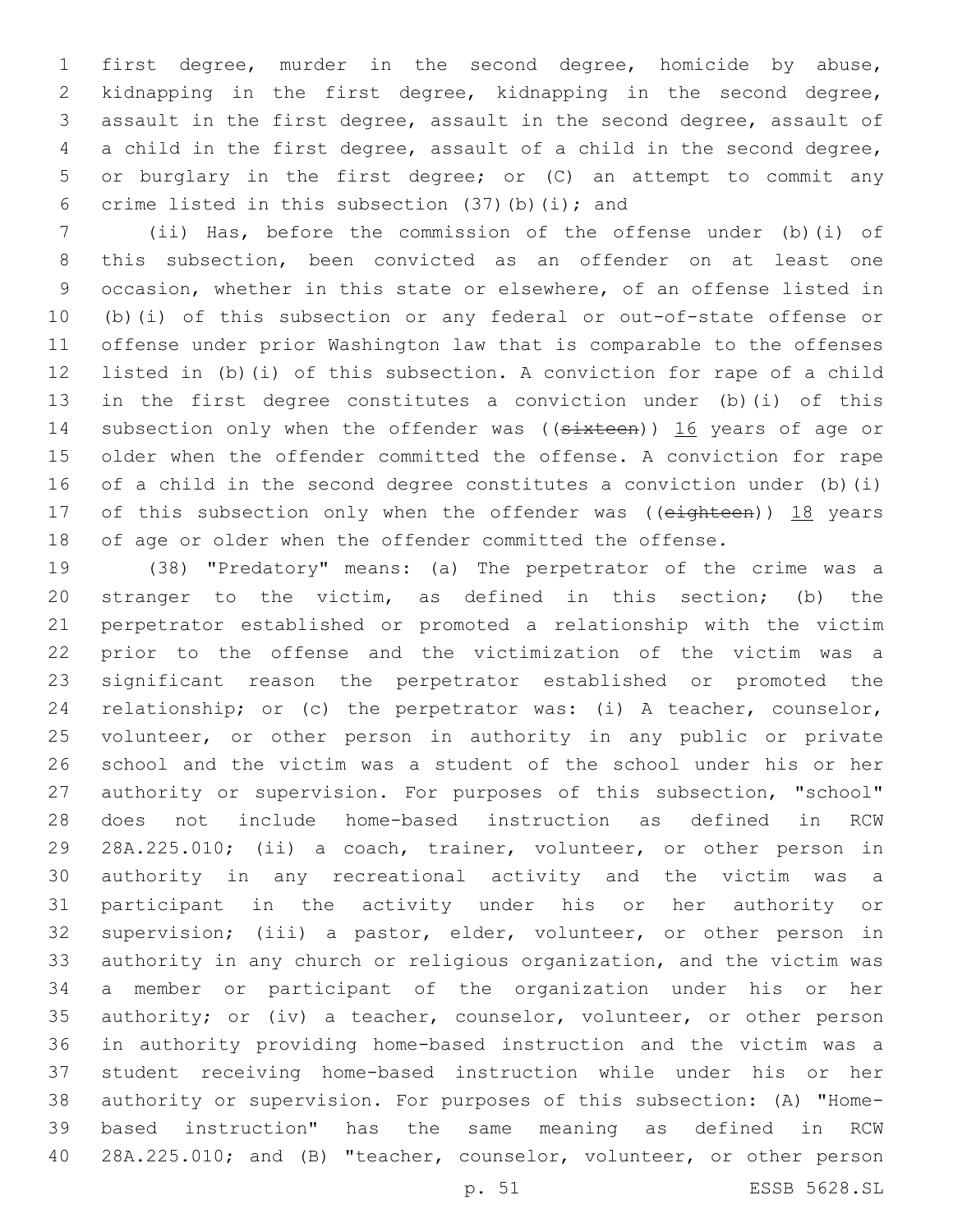first degree, murder in the second degree, homicide by abuse, kidnapping in the first degree, kidnapping in the second degree, assault in the first degree, assault in the second degree, assault of a child in the first degree, assault of a child in the second degree, or burglary in the first degree; or (C) an attempt to commit any crime listed in this subsection (37)(b)(i); and

(ii) Has, before the commission of the offense under (b)(i) of this subsection, been convicted as an offender on at least one occasion, whether in this state or elsewhere, of an offense listed in (b)(i) of this subsection or any federal or out-of-state offense or offense under prior Washington law that is comparable to the offenses listed in (b)(i) of this subsection. A conviction for rape of a child in the first degree constitutes a conviction under (b)(i) of this subsection only when the offender was ((~~sixteen~~)) <u>16</u> years of age or older when the offender committed the offense. A conviction for rape of a child in the second degree constitutes a conviction under (b)(i) of this subsection only when the offender was ((~~eighteen~~)) <u>18</u> years of age or older when the offender committed the offense.

(38) "Predatory" means: (a) The perpetrator of the crime was a stranger to the victim, as defined in this section; (b) the perpetrator established or promoted a relationship with the victim prior to the offense and the victimization of the victim was a significant reason the perpetrator established or promoted the relationship; or (c) the perpetrator was: (i) A teacher, counselor, volunteer, or other person in authority in any public or private school and the victim was a student of the school under his or her authority or supervision. For purposes of this subsection, "school" does not include home-based instruction as defined in RCW 28A.225.010; (ii) a coach, trainer, volunteer, or other person in authority in any recreational activity and the victim was a participant in the activity under his or her authority or supervision; (iii) a pastor, elder, volunteer, or other person in authority in any church or religious organization, and the victim was a member or participant of the organization under his or her authority; or (iv) a teacher, counselor, volunteer, or other person in authority providing home-based instruction and the victim was a student receiving home-based instruction while under his or her authority or supervision. For purposes of this subsection: (A) "Home-based instruction" has the same meaning as defined in RCW 28A.225.010; and (B) "teacher, counselor, volunteer, or other person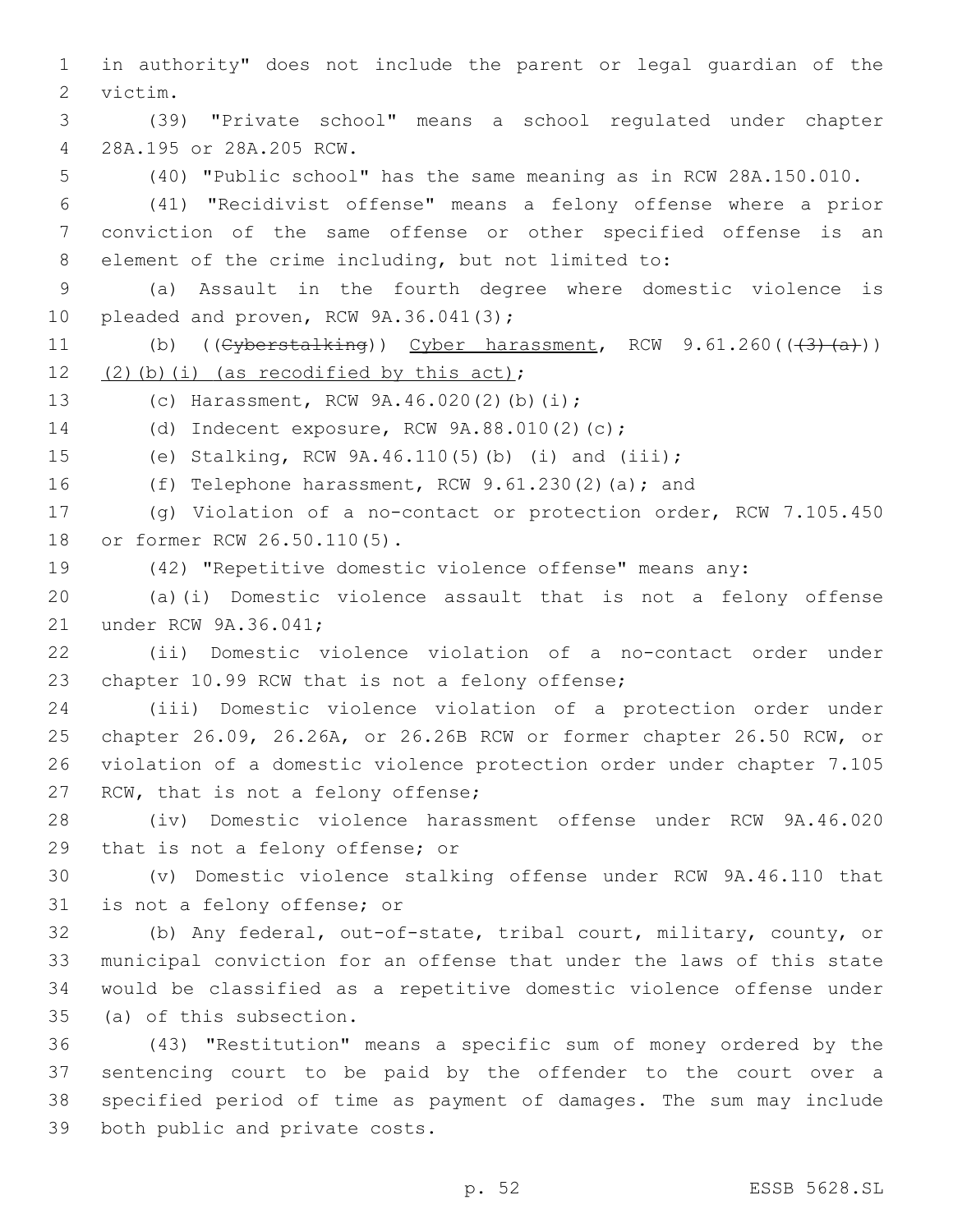in authority" does not include the parent or legal guardian of the victim.

(39) "Private school" means a school regulated under chapter 28A.195 or 28A.205 RCW.

(40) "Public school" has the same meaning as in RCW 28A.150.010.

(41) "Recidivist offense" means a felony offense where a prior conviction of the same offense or other specified offense is an element of the crime including, but not limited to:

(a) Assault in the fourth degree where domestic violence is pleaded and proven, RCW 9A.36.041(3);

(b) ((~~Cyberstalking~~)) Cyber harassment, RCW 9.61.260((~~(3)(a)~~)) (2)(b)(i) (as recodified by this act);

(c) Harassment, RCW 9A.46.020(2)(b)(i);

(d) Indecent exposure, RCW 9A.88.010(2)(c);

(e) Stalking, RCW 9A.46.110(5)(b) (i) and (iii);

(f) Telephone harassment, RCW 9.61.230(2)(a); and

(g) Violation of a no-contact or protection order, RCW 7.105.450 or former RCW 26.50.110(5).

(42) "Repetitive domestic violence offense" means any:

(a)(i) Domestic violence assault that is not a felony offense under RCW 9A.36.041;

(ii) Domestic violence violation of a no-contact order under chapter 10.99 RCW that is not a felony offense;

(iii) Domestic violence violation of a protection order under chapter 26.09, 26.26A, or 26.26B RCW or former chapter 26.50 RCW, or violation of a domestic violence protection order under chapter 7.105 RCW, that is not a felony offense;

(iv) Domestic violence harassment offense under RCW 9A.46.020 that is not a felony offense; or

(v) Domestic violence stalking offense under RCW 9A.46.110 that is not a felony offense; or

(b) Any federal, out-of-state, tribal court, military, county, or municipal conviction for an offense that under the laws of this state would be classified as a repetitive domestic violence offense under (a) of this subsection.

(43) "Restitution" means a specific sum of money ordered by the sentencing court to be paid by the offender to the court over a specified period of time as payment of damages. The sum may include both public and private costs.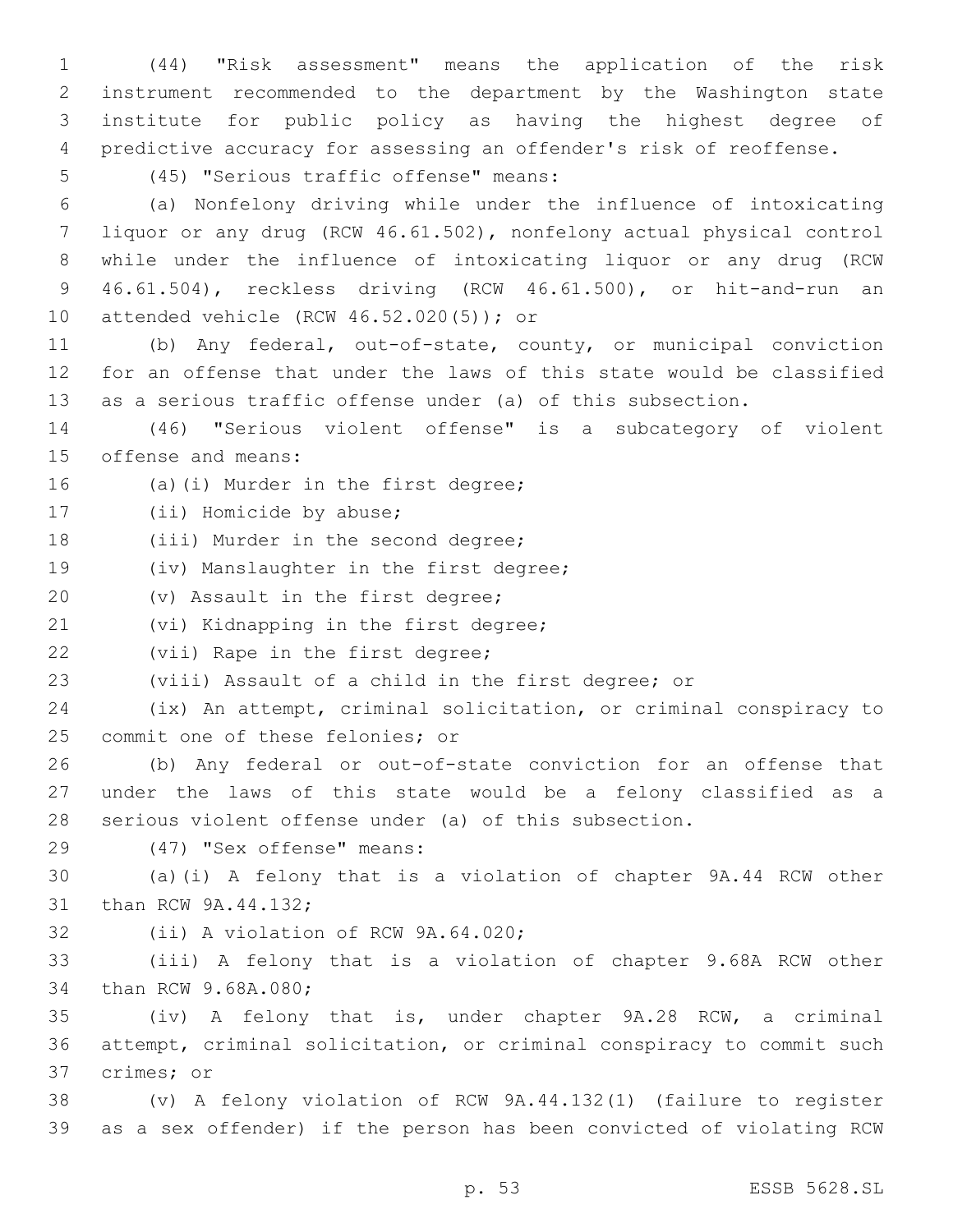(44) "Risk assessment" means the application of the risk instrument recommended to the department by the Washington state institute for public policy as having the highest degree of predictive accuracy for assessing an offender's risk of reoffense.

(45) "Serious traffic offense" means:

(a) Nonfelony driving while under the influence of intoxicating liquor or any drug (RCW 46.61.502), nonfelony actual physical control while under the influence of intoxicating liquor or any drug (RCW 46.61.504), reckless driving (RCW 46.61.500), or hit-and-run an attended vehicle (RCW 46.52.020(5)); or

(b) Any federal, out-of-state, county, or municipal conviction for an offense that under the laws of this state would be classified as a serious traffic offense under (a) of this subsection.

(46) "Serious violent offense" is a subcategory of violent offense and means:

(a)(i) Murder in the first degree;

(ii) Homicide by abuse;

(iii) Murder in the second degree;

(iv) Manslaughter in the first degree;

(v) Assault in the first degree;

(vi) Kidnapping in the first degree;

(vii) Rape in the first degree;

(viii) Assault of a child in the first degree; or

(ix) An attempt, criminal solicitation, or criminal conspiracy to commit one of these felonies; or

(b) Any federal or out-of-state conviction for an offense that under the laws of this state would be a felony classified as a serious violent offense under (a) of this subsection.

(47) "Sex offense" means:

(a)(i) A felony that is a violation of chapter 9A.44 RCW other than RCW 9A.44.132;

(ii) A violation of RCW 9A.64.020;

(iii) A felony that is a violation of chapter 9.68A RCW other than RCW 9.68A.080;

(iv) A felony that is, under chapter 9A.28 RCW, a criminal attempt, criminal solicitation, or criminal conspiracy to commit such crimes; or

(v) A felony violation of RCW 9A.44.132(1) (failure to register as a sex offender) if the person has been convicted of violating RCW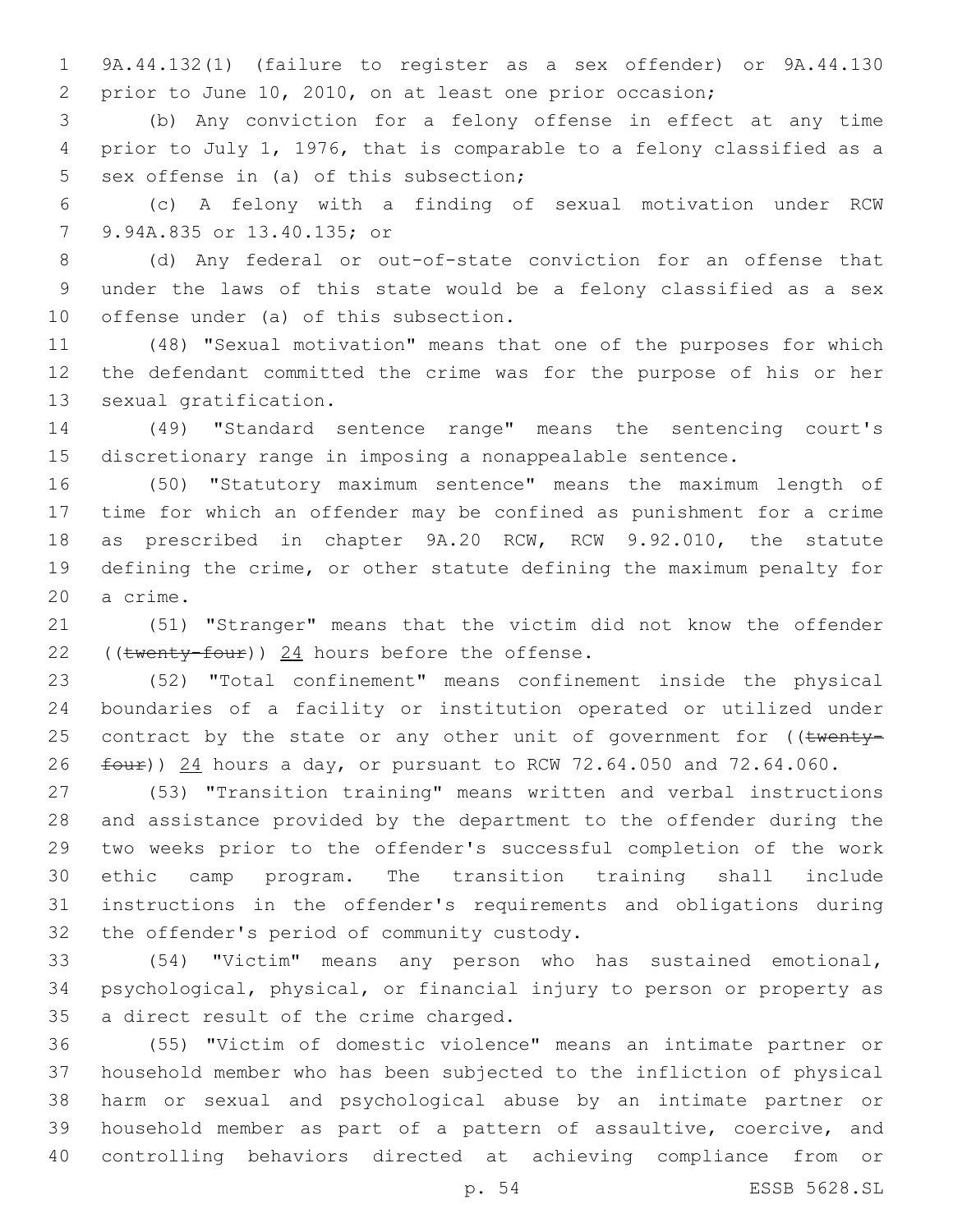9A.44.132(1) (failure to register as a sex offender) or 9A.44.130 prior to June 10, 2010, on at least one prior occasion;

(b) Any conviction for a felony offense in effect at any time prior to July 1, 1976, that is comparable to a felony classified as a sex offense in (a) of this subsection;

(c) A felony with a finding of sexual motivation under RCW 9.94A.835 or 13.40.135; or

(d) Any federal or out-of-state conviction for an offense that under the laws of this state would be a felony classified as a sex offense under (a) of this subsection.

(48) "Sexual motivation" means that one of the purposes for which the defendant committed the crime was for the purpose of his or her sexual gratification.

(49) "Standard sentence range" means the sentencing court's discretionary range in imposing a nonappealable sentence.

(50) "Statutory maximum sentence" means the maximum length of time for which an offender may be confined as punishment for a crime as prescribed in chapter 9A.20 RCW, RCW 9.92.010, the statute defining the crime, or other statute defining the maximum penalty for a crime.

(51) "Stranger" means that the victim did not know the offender ((~~twenty-four~~)) <u>24</u> hours before the offense.

(52) "Total confinement" means confinement inside the physical boundaries of a facility or institution operated or utilized under contract by the state or any other unit of government for ((~~twenty-four~~)) <u>24</u> hours a day, or pursuant to RCW 72.64.050 and 72.64.060.

(53) "Transition training" means written and verbal instructions and assistance provided by the department to the offender during the two weeks prior to the offender's successful completion of the work ethic camp program. The transition training shall include instructions in the offender's requirements and obligations during the offender's period of community custody.

(54) "Victim" means any person who has sustained emotional, psychological, physical, or financial injury to person or property as a direct result of the crime charged.

(55) "Victim of domestic violence" means an intimate partner or household member who has been subjected to the infliction of physical harm or sexual and psychological abuse by an intimate partner or household member as part of a pattern of assaultive, coercive, and controlling behaviors directed at achieving compliance from or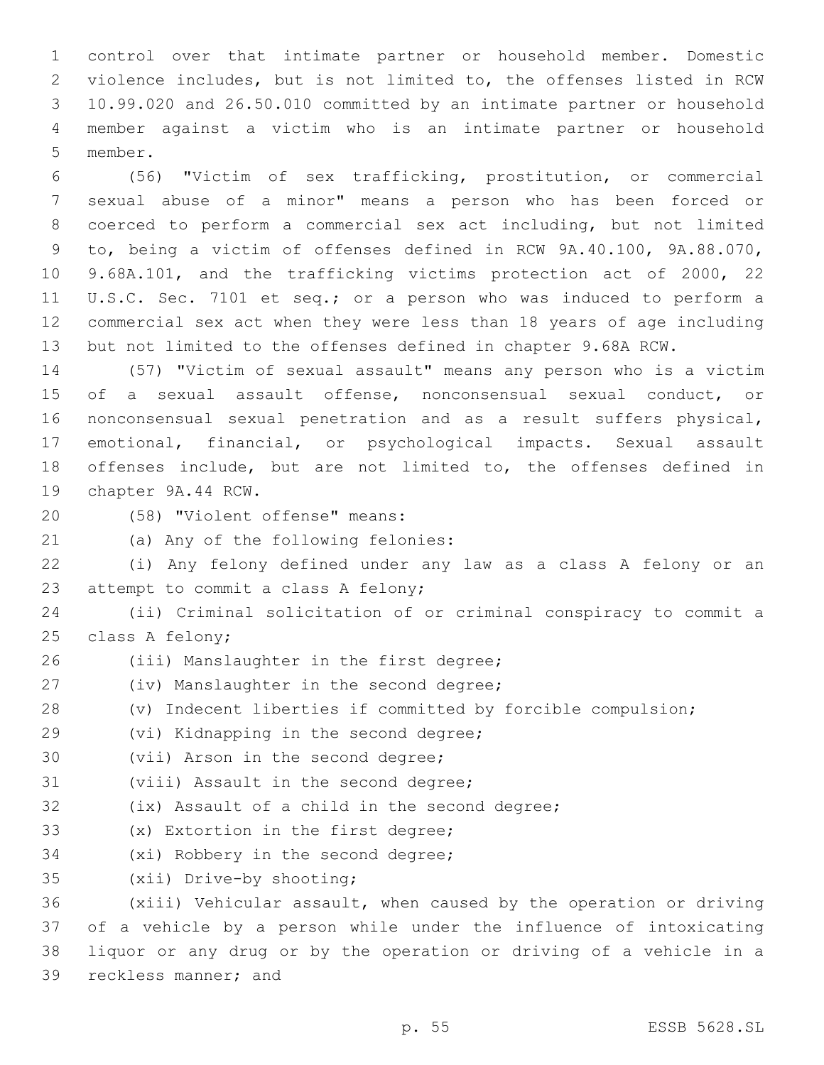control over that intimate partner or household member. Domestic violence includes, but is not limited to, the offenses listed in RCW 10.99.020 and 26.50.010 committed by an intimate partner or household member against a victim who is an intimate partner or household member.

(56) "Victim of sex trafficking, prostitution, or commercial sexual abuse of a minor" means a person who has been forced or coerced to perform a commercial sex act including, but not limited to, being a victim of offenses defined in RCW 9A.40.100, 9A.88.070, 9.68A.101, and the trafficking victims protection act of 2000, 22 U.S.C. Sec. 7101 et seq.; or a person who was induced to perform a commercial sex act when they were less than 18 years of age including but not limited to the offenses defined in chapter 9.68A RCW.

(57) "Victim of sexual assault" means any person who is a victim of a sexual assault offense, nonconsensual sexual conduct, or nonconsensual sexual penetration and as a result suffers physical, emotional, financial, or psychological impacts. Sexual assault offenses include, but are not limited to, the offenses defined in chapter 9A.44 RCW.

(58) "Violent offense" means:

(a) Any of the following felonies:

(i) Any felony defined under any law as a class A felony or an attempt to commit a class A felony;

(ii) Criminal solicitation of or criminal conspiracy to commit a class A felony;

(iii) Manslaughter in the first degree;

(iv) Manslaughter in the second degree;

(v) Indecent liberties if committed by forcible compulsion;

(vi) Kidnapping in the second degree;

(vii) Arson in the second degree;

(viii) Assault in the second degree;

(ix) Assault of a child in the second degree;

(x) Extortion in the first degree;

(xi) Robbery in the second degree;

(xii) Drive-by shooting;

(xiii) Vehicular assault, when caused by the operation or driving of a vehicle by a person while under the influence of intoxicating liquor or any drug or by the operation or driving of a vehicle in a reckless manner; and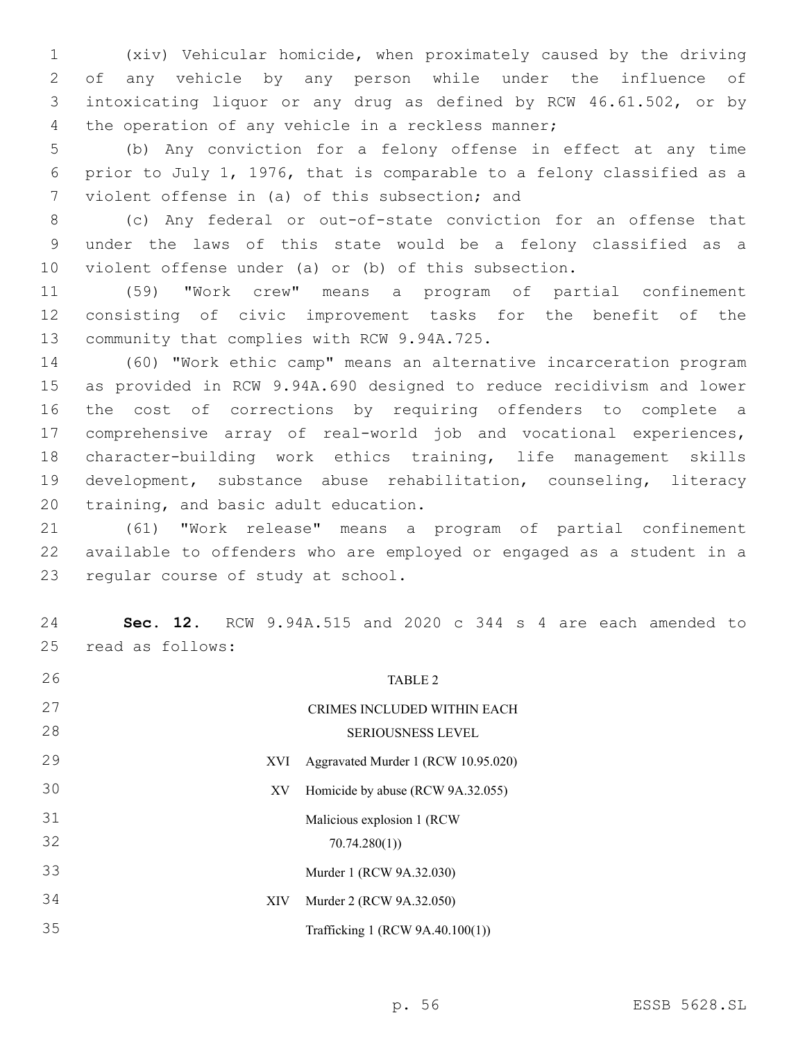(xiv) Vehicular homicide, when proximately caused by the driving of any vehicle by any person while under the influence of intoxicating liquor or any drug as defined by RCW 46.61.502, or by the operation of any vehicle in a reckless manner;

(b) Any conviction for a felony offense in effect at any time prior to July 1, 1976, that is comparable to a felony classified as a violent offense in (a) of this subsection; and

(c) Any federal or out-of-state conviction for an offense that under the laws of this state would be a felony classified as a violent offense under (a) or (b) of this subsection.

(59) "Work crew" means a program of partial confinement consisting of civic improvement tasks for the benefit of the community that complies with RCW 9.94A.725.

(60) "Work ethic camp" means an alternative incarceration program as provided in RCW 9.94A.690 designed to reduce recidivism and lower the cost of corrections by requiring offenders to complete a comprehensive array of real-world job and vocational experiences, character-building work ethics training, life management skills development, substance abuse rehabilitation, counseling, literacy training, and basic adult education.

(61) "Work release" means a program of partial confinement available to offenders who are employed or engaged as a student in a regular course of study at school.

**Sec. 12.** RCW 9.94A.515 and 2020 c 344 s 4 are each amended to read as follows:

TABLE 2

CRIMES INCLUDED WITHIN EACH SERIOUSNESS LEVEL

| | |
|---|---|
| XVI | Aggravated Murder 1 (RCW 10.95.020) |
| XV | Homicide by abuse (RCW 9A.32.055) |
| | Malicious explosion 1 (RCW 70.74.280(1)) |
| | Murder 1 (RCW 9A.32.030) |
| XIV | Murder 2 (RCW 9A.32.050) |
| | Trafficking 1 (RCW 9A.40.100(1)) |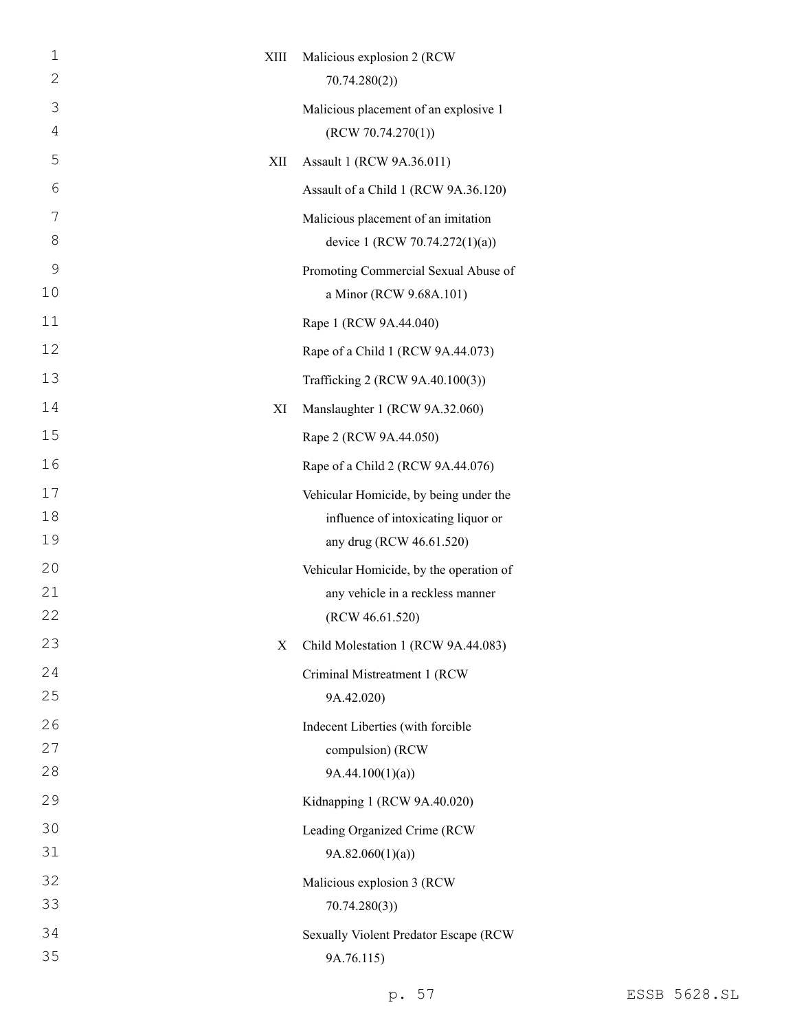| | |
|---|---|
| XIII | Malicious explosion 2 (RCW 70.74.280(2)) |
| | Malicious placement of an explosive 1 (RCW 70.74.270(1)) |
| XII | Assault 1 (RCW 9A.36.011) |
| | Assault of a Child 1 (RCW 9A.36.120) |
| | Malicious placement of an imitation device 1 (RCW 70.74.272(1)(a)) |
| | Promoting Commercial Sexual Abuse of a Minor (RCW 9.68A.101) |
| | Rape 1 (RCW 9A.44.040) |
| | Rape of a Child 1 (RCW 9A.44.073) |
| | Trafficking 2 (RCW 9A.40.100(3)) |
| XI | Manslaughter 1 (RCW 9A.32.060) |
| | Rape 2 (RCW 9A.44.050) |
| | Rape of a Child 2 (RCW 9A.44.076) |
| | Vehicular Homicide, by being under the influence of intoxicating liquor or any drug (RCW 46.61.520) |
| | Vehicular Homicide, by the operation of any vehicle in a reckless manner (RCW 46.61.520) |
| X | Child Molestation 1 (RCW 9A.44.083) |
| | Criminal Mistreatment 1 (RCW 9A.42.020) |
| | Indecent Liberties (with forcible compulsion) (RCW 9A.44.100(1)(a)) |
| | Kidnapping 1 (RCW 9A.40.020) |
| | Leading Organized Crime (RCW 9A.82.060(1)(a)) |
| | Malicious explosion 3 (RCW 70.74.280(3)) |
| | Sexually Violent Predator Escape (RCW 9A.76.115) |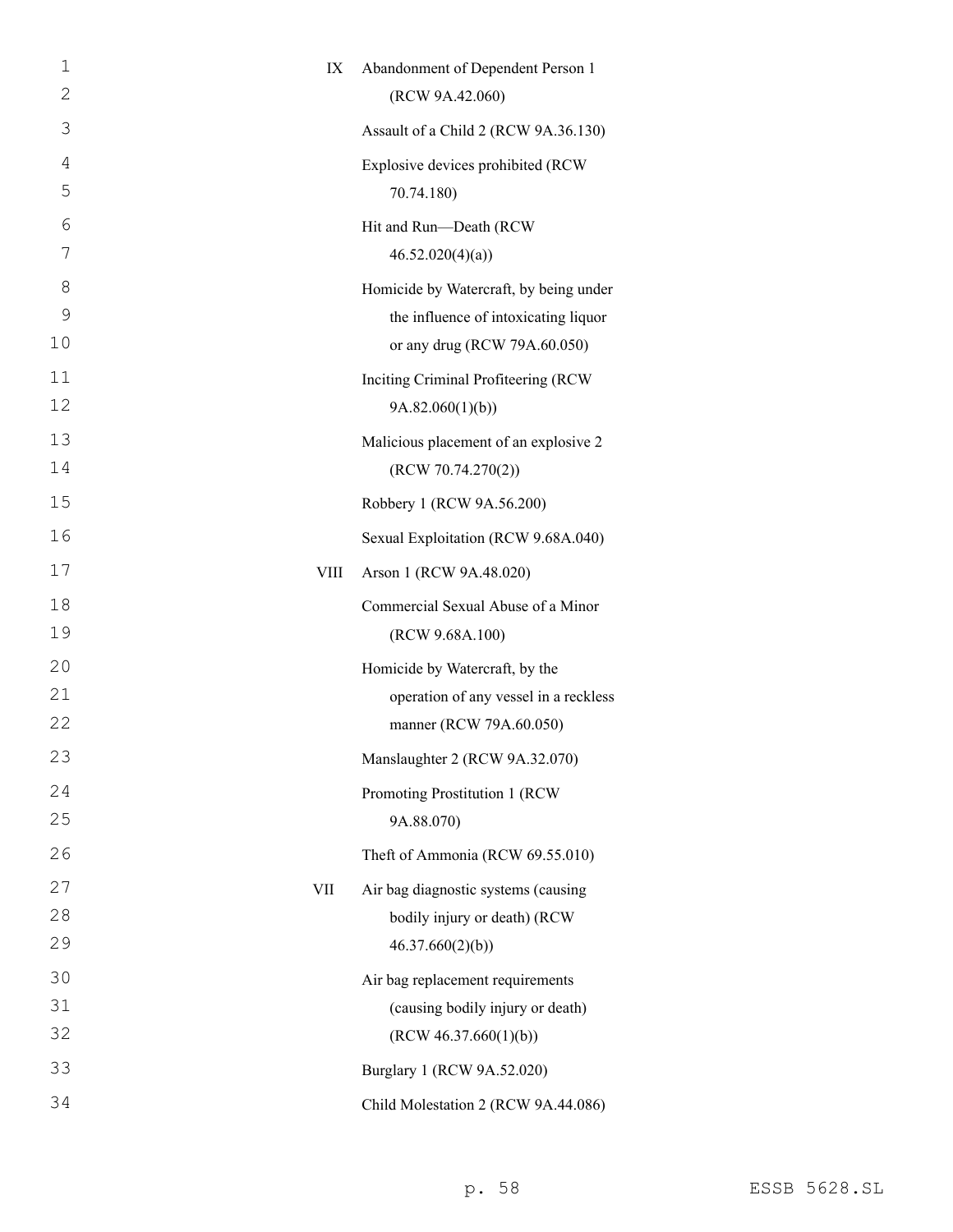| | |
|---|---|
| IX | Abandonment of Dependent Person 1 (RCW 9A.42.060) |
| | Assault of a Child 2 (RCW 9A.36.130) |
| | Explosive devices prohibited (RCW 70.74.180) |
| | Hit and Run—Death (RCW 46.52.020(4)(a)) |
| | Homicide by Watercraft, by being under the influence of intoxicating liquor or any drug (RCW 79A.60.050) |
| | Inciting Criminal Profiteering (RCW 9A.82.060(1)(b)) |
| | Malicious placement of an explosive 2 (RCW 70.74.270(2)) |
| | Robbery 1 (RCW 9A.56.200) |
| | Sexual Exploitation (RCW 9.68A.040) |
| VIII | Arson 1 (RCW 9A.48.020) |
| | Commercial Sexual Abuse of a Minor (RCW 9.68A.100) |
| | Homicide by Watercraft, by the operation of any vessel in a reckless manner (RCW 79A.60.050) |
| | Manslaughter 2 (RCW 9A.32.070) |
| | Promoting Prostitution 1 (RCW 9A.88.070) |
| | Theft of Ammonia (RCW 69.55.010) |
| VII | Air bag diagnostic systems (causing bodily injury or death) (RCW 46.37.660(2)(b)) |
| | Air bag replacement requirements (causing bodily injury or death) (RCW 46.37.660(1)(b)) |
| | Burglary 1 (RCW 9A.52.020) |
| | Child Molestation 2 (RCW 9A.44.086) |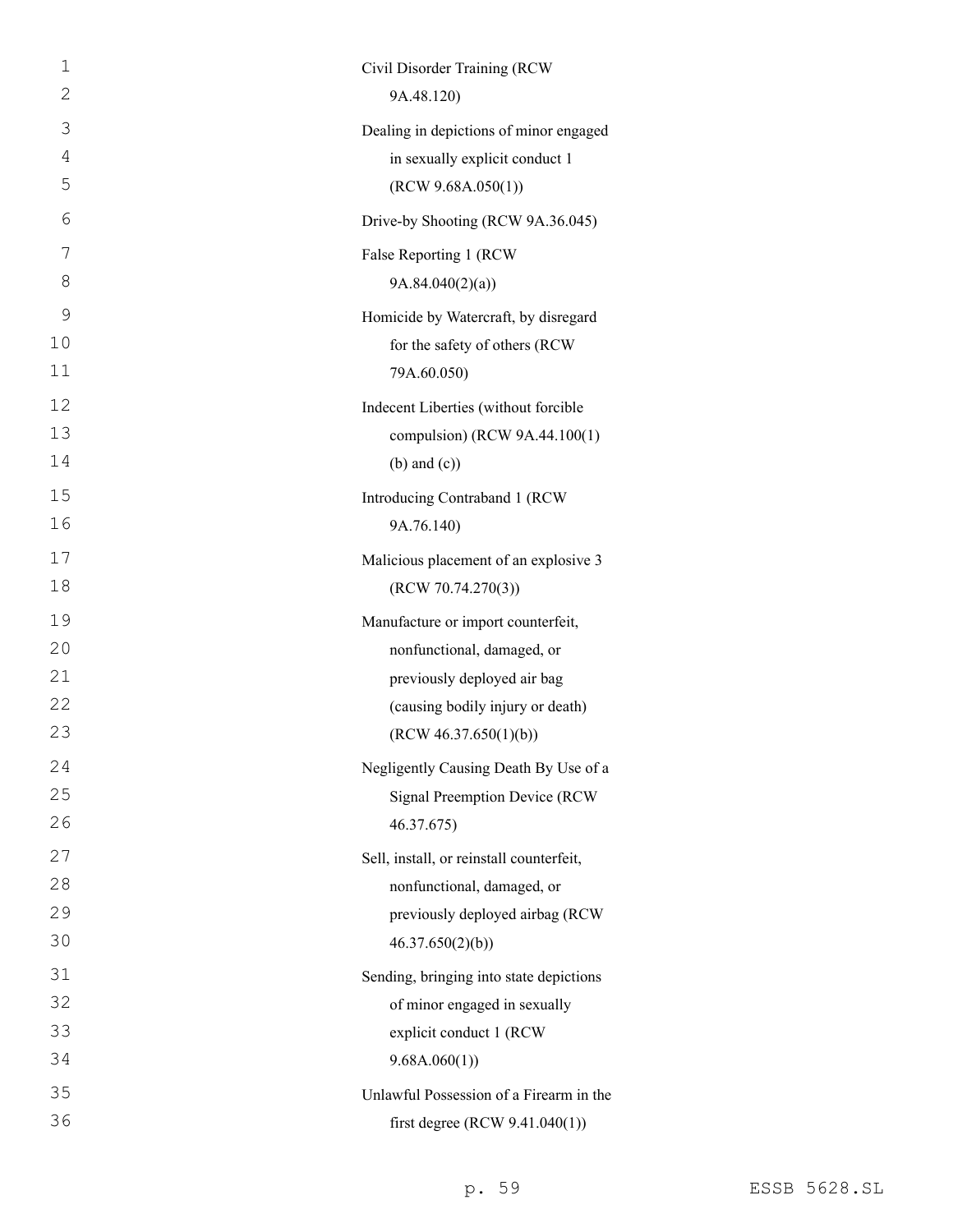Civil Disorder Training (RCW 9A.48.120)

Dealing in depictions of minor engaged in sexually explicit conduct 1 (RCW 9.68A.050(1))

Drive-by Shooting (RCW 9A.36.045)

False Reporting 1 (RCW 9A.84.040(2)(a))

Homicide by Watercraft, by disregard for the safety of others (RCW 79A.60.050)

Indecent Liberties (without forcible compulsion) (RCW 9A.44.100(1) (b) and (c))

Introducing Contraband 1 (RCW 9A.76.140)

Malicious placement of an explosive 3 (RCW 70.74.270(3))

Manufacture or import counterfeit, nonfunctional, damaged, or previously deployed air bag (causing bodily injury or death) (RCW 46.37.650(1)(b))

Negligently Causing Death By Use of a Signal Preemption Device (RCW 46.37.675)

Sell, install, or reinstall counterfeit, nonfunctional, damaged, or previously deployed airbag (RCW 46.37.650(2)(b))

Sending, bringing into state depictions of minor engaged in sexually explicit conduct 1 (RCW 9.68A.060(1))

Unlawful Possession of a Firearm in the first degree (RCW 9.41.040(1))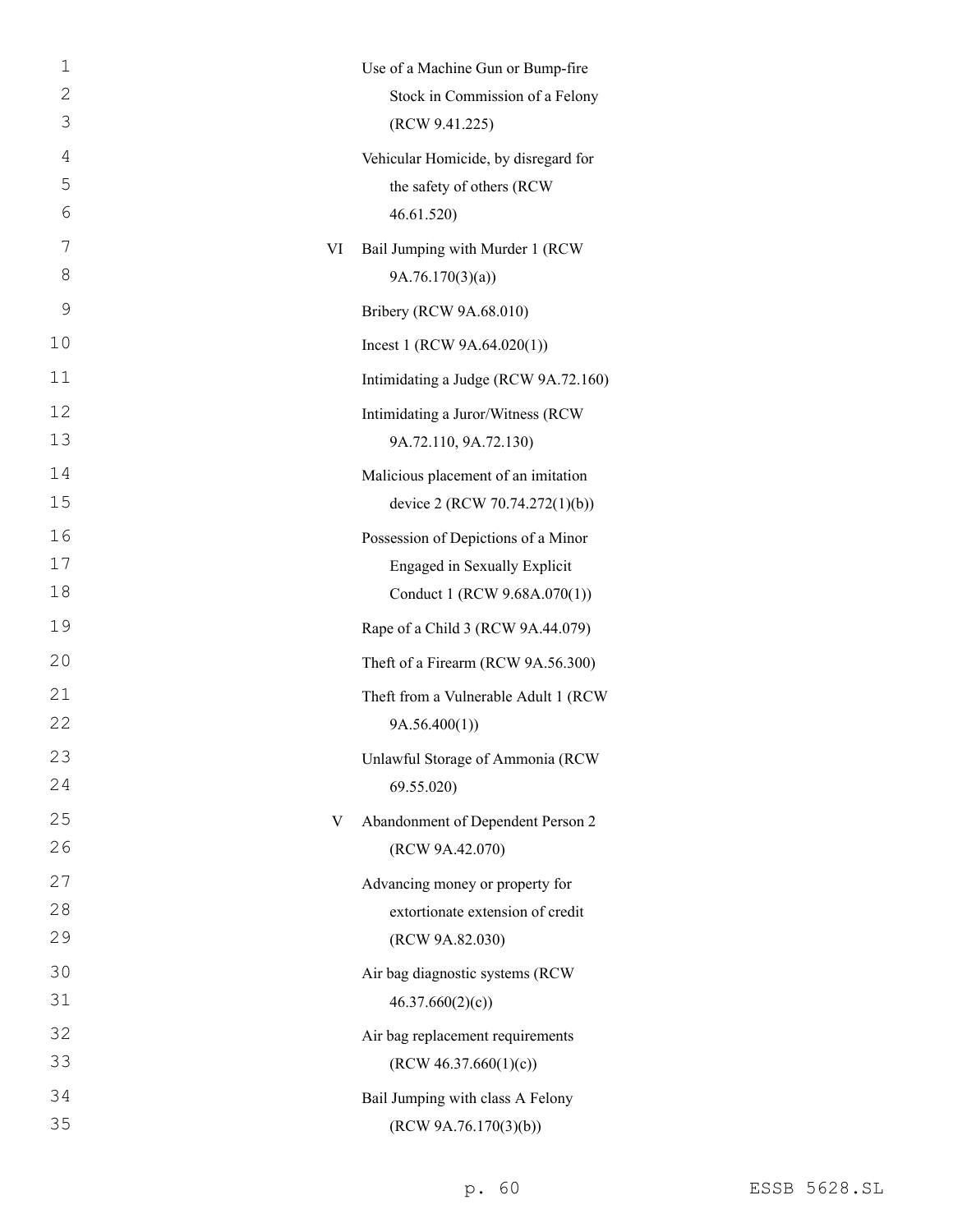| | |
|---|---|
| | Use of a Machine Gun or Bump-fire Stock in Commission of a Felony (RCW 9.41.225) |
| | Vehicular Homicide, by disregard for the safety of others (RCW 46.61.520) |
| VI | Bail Jumping with Murder 1 (RCW 9A.76.170(3)(a)) |
| | Bribery (RCW 9A.68.010) |
| | Incest 1 (RCW 9A.64.020(1)) |
| | Intimidating a Judge (RCW 9A.72.160) |
| | Intimidating a Juror/Witness (RCW 9A.72.110, 9A.72.130) |
| | Malicious placement of an imitation device 2 (RCW 70.74.272(1)(b)) |
| | Possession of Depictions of a Minor Engaged in Sexually Explicit Conduct 1 (RCW 9.68A.070(1)) |
| | Rape of a Child 3 (RCW 9A.44.079) |
| | Theft of a Firearm (RCW 9A.56.300) |
| | Theft from a Vulnerable Adult 1 (RCW 9A.56.400(1)) |
| | Unlawful Storage of Ammonia (RCW 69.55.020) |
| V | Abandonment of Dependent Person 2 (RCW 9A.42.070) |
| | Advancing money or property for extortionate extension of credit (RCW 9A.82.030) |
| | Air bag diagnostic systems (RCW 46.37.660(2)(c)) |
| | Air bag replacement requirements (RCW 46.37.660(1)(c)) |
| | Bail Jumping with class A Felony (RCW 9A.76.170(3)(b)) |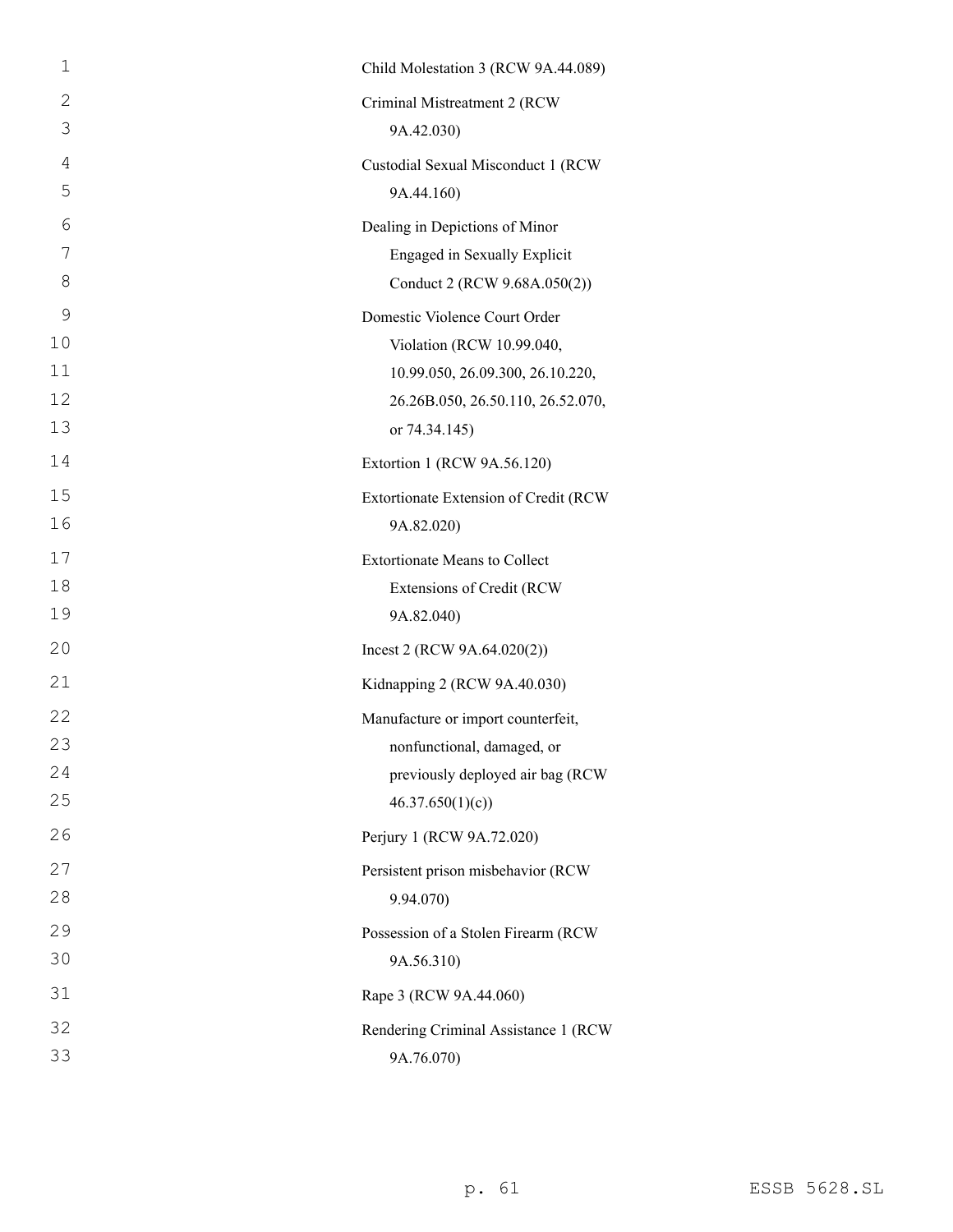Child Molestation 3 (RCW 9A.44.089)

Criminal Mistreatment 2 (RCW 9A.42.030)

Custodial Sexual Misconduct 1 (RCW 9A.44.160)

Dealing in Depictions of Minor Engaged in Sexually Explicit Conduct 2 (RCW 9.68A.050(2))

Domestic Violence Court Order Violation (RCW 10.99.040, 10.99.050, 26.09.300, 26.10.220, 26.26B.050, 26.50.110, 26.52.070, or 74.34.145)

Extortion 1 (RCW 9A.56.120)

Extortionate Extension of Credit (RCW 9A.82.020)

Extortionate Means to Collect Extensions of Credit (RCW 9A.82.040)

Incest 2 (RCW 9A.64.020(2))

Kidnapping 2 (RCW 9A.40.030)

Manufacture or import counterfeit, nonfunctional, damaged, or previously deployed air bag (RCW 46.37.650(1)(c))

Perjury 1 (RCW 9A.72.020)

Persistent prison misbehavior (RCW 9.94.070)

Possession of a Stolen Firearm (RCW 9A.56.310)

Rape 3 (RCW 9A.44.060)

Rendering Criminal Assistance 1 (RCW 9A.76.070)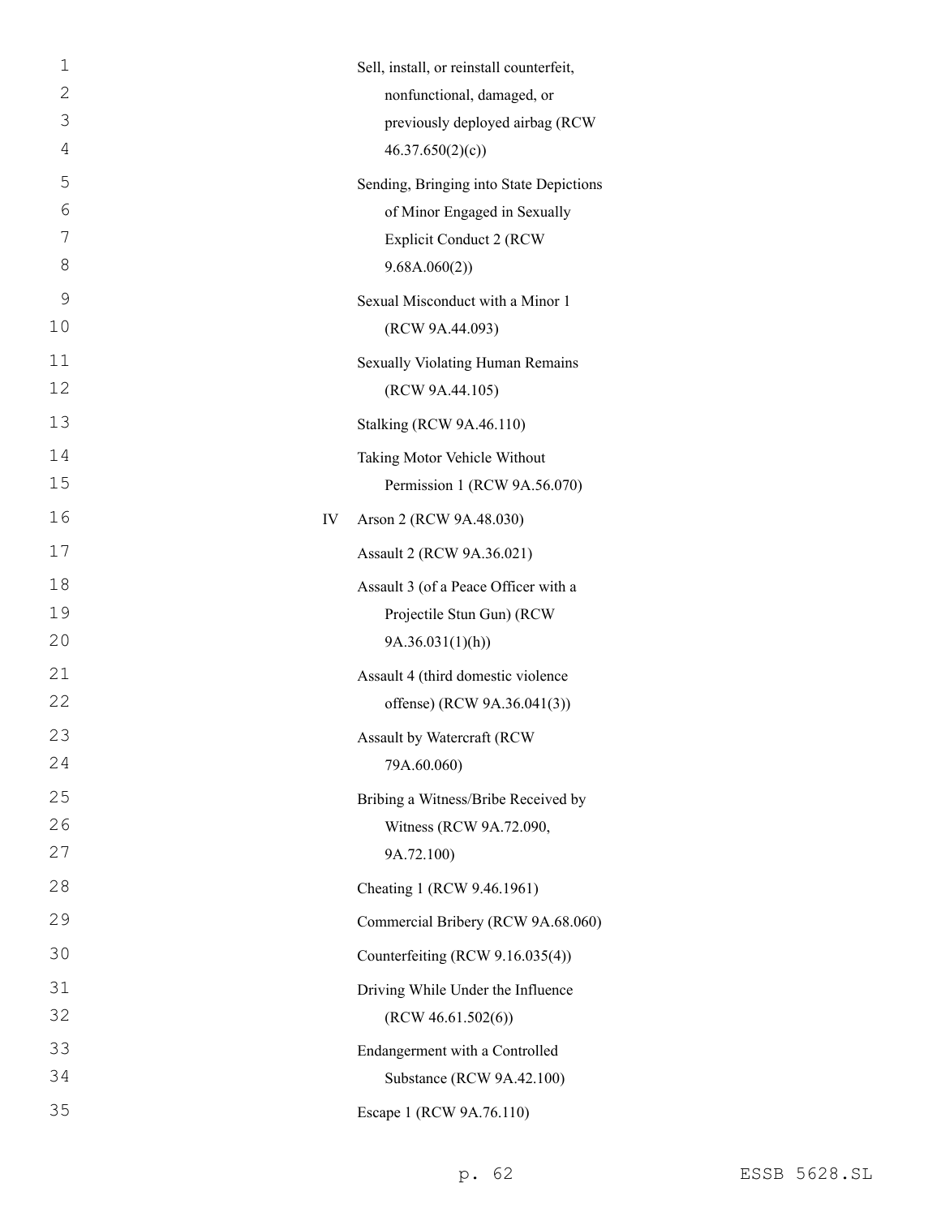Sell, install, or reinstall counterfeit, nonfunctional, damaged, or previously deployed airbag (RCW 46.37.650(2)(c))

Sending, Bringing into State Depictions of Minor Engaged in Sexually Explicit Conduct 2 (RCW 9.68A.060(2))

Sexual Misconduct with a Minor 1 (RCW 9A.44.093)

Sexually Violating Human Remains (RCW 9A.44.105)

Stalking (RCW 9A.46.110)

Taking Motor Vehicle Without Permission 1 (RCW 9A.56.070)

IV Arson 2 (RCW 9A.48.030)

Assault 2 (RCW 9A.36.021)

Assault 3 (of a Peace Officer with a Projectile Stun Gun) (RCW 9A.36.031(1)(h))

Assault 4 (third domestic violence offense) (RCW 9A.36.041(3))

Assault by Watercraft (RCW 79A.60.060)

Bribing a Witness/Bribe Received by Witness (RCW 9A.72.090, 9A.72.100)

Cheating 1 (RCW 9.46.1961)

Commercial Bribery (RCW 9A.68.060)

Counterfeiting (RCW 9.16.035(4))

Driving While Under the Influence (RCW 46.61.502(6))

Endangerment with a Controlled Substance (RCW 9A.42.100)

Escape 1 (RCW 9A.76.110)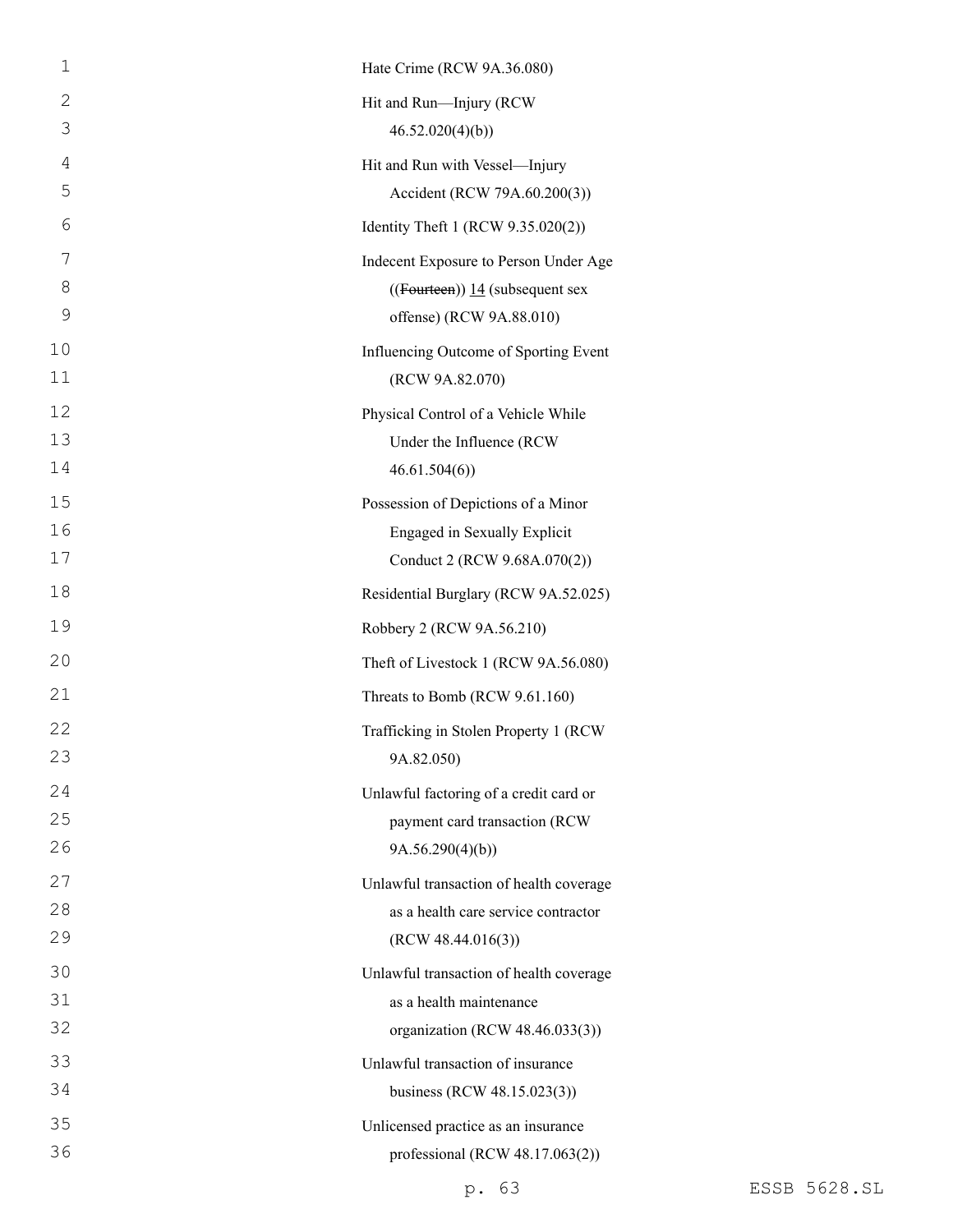Hate Crime (RCW 9A.36.080)

Hit and Run—Injury (RCW 46.52.020(4)(b))

Hit and Run with Vessel—Injury Accident (RCW 79A.60.200(3))

Identity Theft 1 (RCW 9.35.020(2))

Indecent Exposure to Person Under Age ((~~Fourteen~~)) <u>14</u> (subsequent sex offense) (RCW 9A.88.010)

Influencing Outcome of Sporting Event (RCW 9A.82.070)

Physical Control of a Vehicle While Under the Influence (RCW 46.61.504(6))

Possession of Depictions of a Minor Engaged in Sexually Explicit Conduct 2 (RCW 9.68A.070(2))

Residential Burglary (RCW 9A.52.025)

Robbery 2 (RCW 9A.56.210)

Theft of Livestock 1 (RCW 9A.56.080)

Threats to Bomb (RCW 9.61.160)

Trafficking in Stolen Property 1 (RCW 9A.82.050)

Unlawful factoring of a credit card or payment card transaction (RCW 9A.56.290(4)(b))

Unlawful transaction of health coverage as a health care service contractor (RCW 48.44.016(3))

Unlawful transaction of health coverage as a health maintenance organization (RCW 48.46.033(3))

Unlawful transaction of insurance business (RCW 48.15.023(3))

Unlicensed practice as an insurance professional (RCW 48.17.063(2))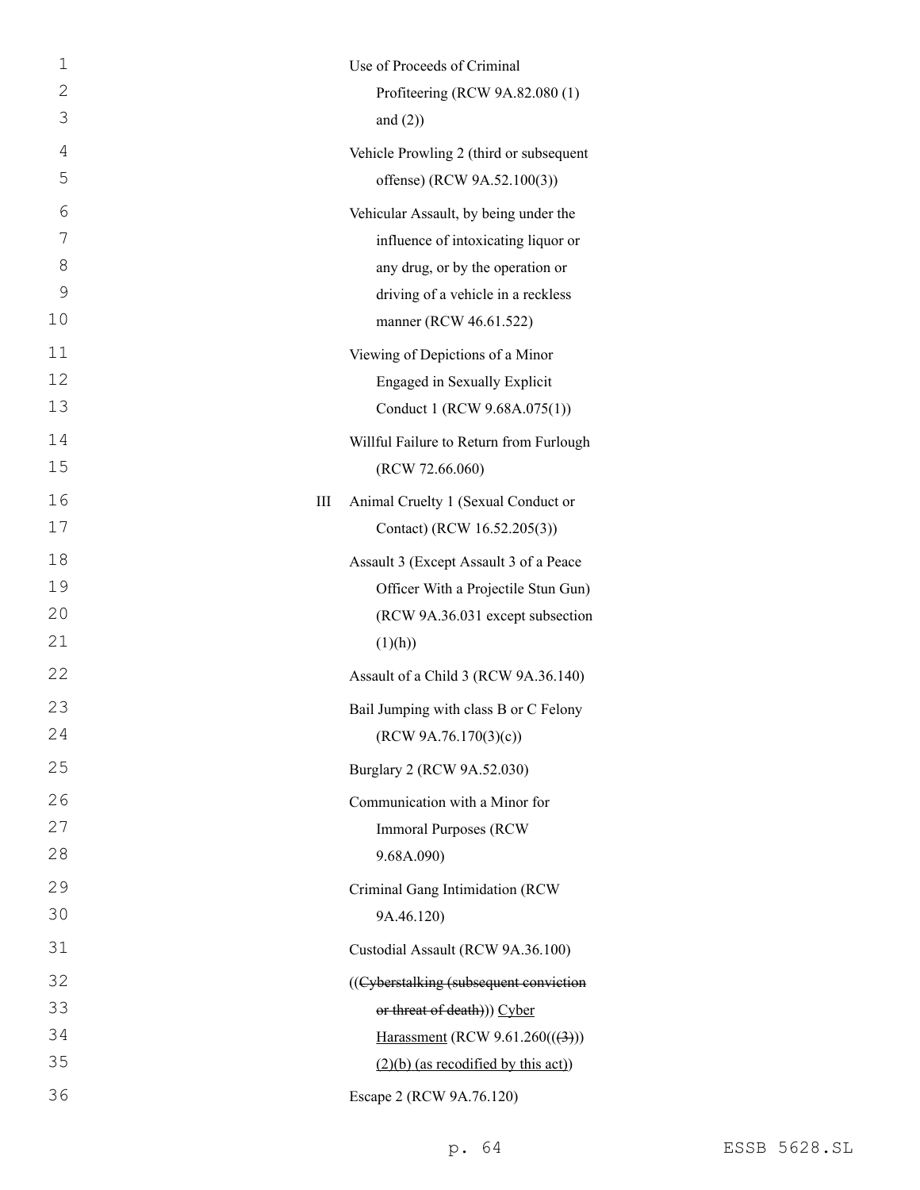Use of Proceeds of Criminal Profiteering (RCW 9A.82.080 (1) and (2))

Vehicle Prowling 2 (third or subsequent offense) (RCW 9A.52.100(3))

Vehicular Assault, by being under the influence of intoxicating liquor or any drug, or by the operation or driving of a vehicle in a reckless manner (RCW 46.61.522)

Viewing of Depictions of a Minor Engaged in Sexually Explicit Conduct 1 (RCW 9.68A.075(1))

Willful Failure to Return from Furlough (RCW 72.66.060)

III Animal Cruelty 1 (Sexual Conduct or Contact) (RCW 16.52.205(3))

Assault 3 (Except Assault 3 of a Peace Officer With a Projectile Stun Gun) (RCW 9A.36.031 except subsection (1)(h))

Assault of a Child 3 (RCW 9A.36.140)

Bail Jumping with class B or C Felony (RCW 9A.76.170(3)(c))

Burglary 2 (RCW 9A.52.030)

Communication with a Minor for Immoral Purposes (RCW 9.68A.090)

Criminal Gang Intimidation (RCW 9A.46.120)

Custodial Assault (RCW 9A.36.100)

((~~Cyberstalking (subsequent conviction or threat of death)~~)) Cyber Harassment (RCW 9.61.260((~~(3)~~)) (2)(b) (as recodified by this act))

Escape 2 (RCW 9A.76.120)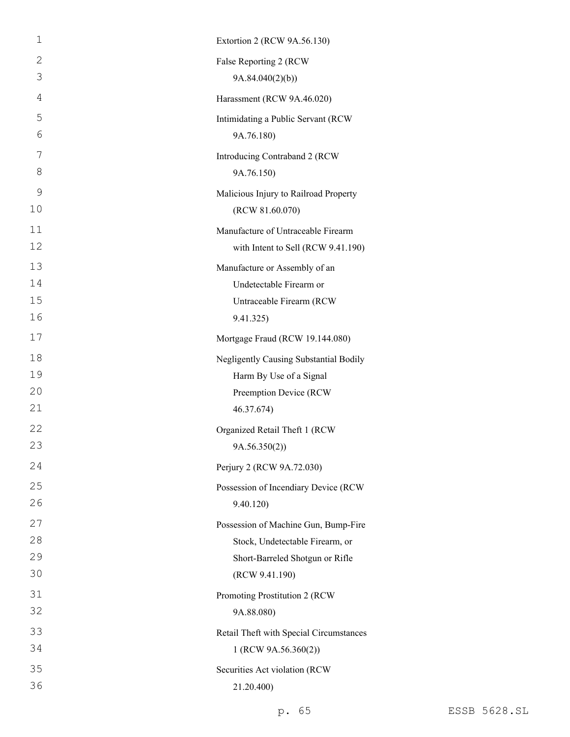Extortion 2 (RCW 9A.56.130)

False Reporting 2 (RCW 9A.84.040(2)(b))

Harassment (RCW 9A.46.020)

Intimidating a Public Servant (RCW 9A.76.180)

Introducing Contraband 2 (RCW 9A.76.150)

Malicious Injury to Railroad Property (RCW 81.60.070)

Manufacture of Untraceable Firearm with Intent to Sell (RCW 9.41.190)

Manufacture or Assembly of an Undetectable Firearm or Untraceable Firearm (RCW 9.41.325)

Mortgage Fraud (RCW 19.144.080)

Negligently Causing Substantial Bodily Harm By Use of a Signal Preemption Device (RCW 46.37.674)

Organized Retail Theft 1 (RCW 9A.56.350(2))

Perjury 2 (RCW 9A.72.030)

Possession of Incendiary Device (RCW 9.40.120)

Possession of Machine Gun, Bump-Fire Stock, Undetectable Firearm, or Short-Barreled Shotgun or Rifle (RCW 9.41.190)

Promoting Prostitution 2 (RCW 9A.88.080)

Retail Theft with Special Circumstances 1 (RCW 9A.56.360(2))

Securities Act violation (RCW 21.20.400)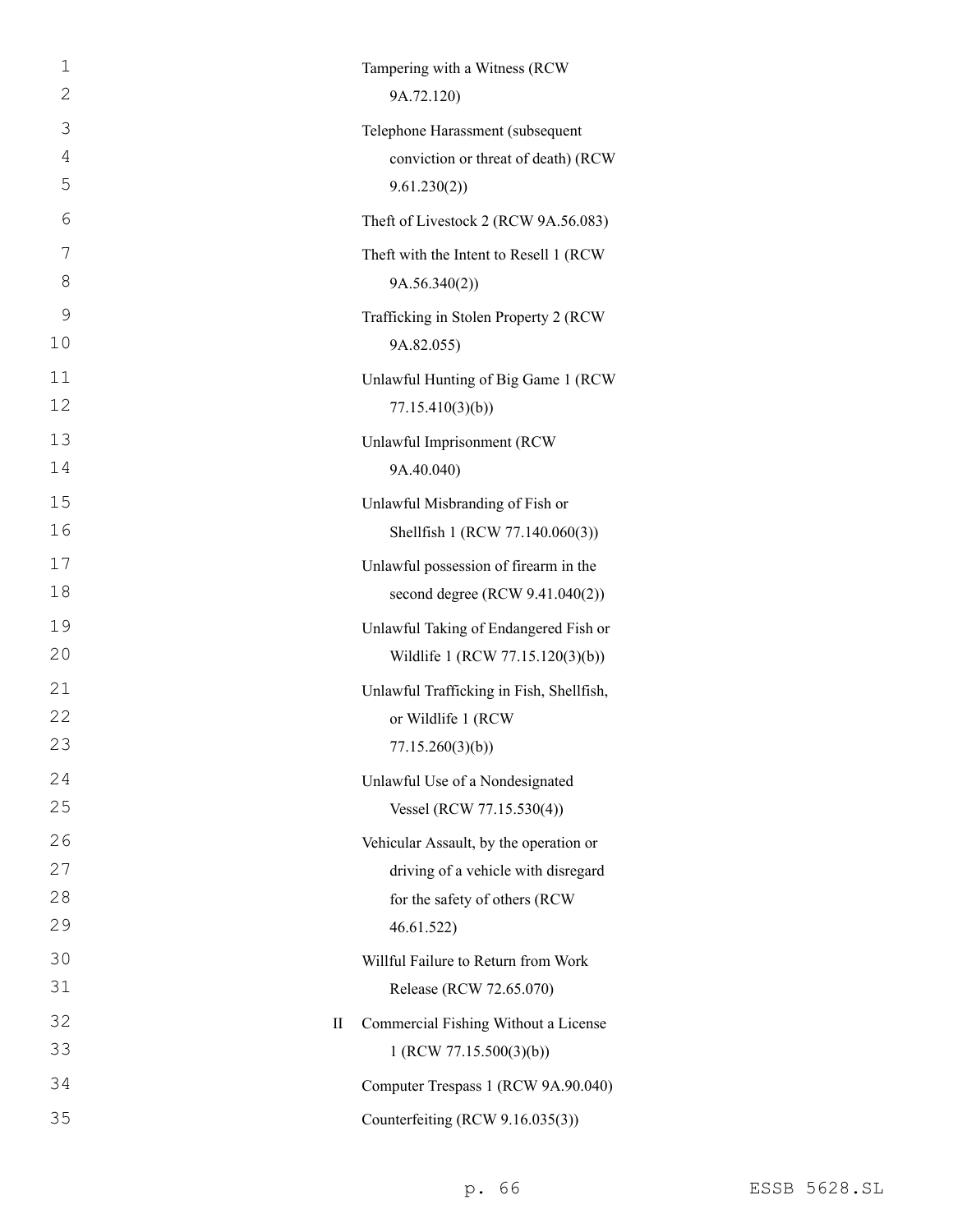| | |
|---|---|
| | Tampering with a Witness (RCW 9A.72.120) |
| | Telephone Harassment (subsequent conviction or threat of death) (RCW 9.61.230(2)) |
| | Theft of Livestock 2 (RCW 9A.56.083) |
| | Theft with the Intent to Resell 1 (RCW 9A.56.340(2)) |
| | Trafficking in Stolen Property 2 (RCW 9A.82.055) |
| | Unlawful Hunting of Big Game 1 (RCW 77.15.410(3)(b)) |
| | Unlawful Imprisonment (RCW 9A.40.040) |
| | Unlawful Misbranding of Fish or Shellfish 1 (RCW 77.140.060(3)) |
| | Unlawful possession of firearm in the second degree (RCW 9.41.040(2)) |
| | Unlawful Taking of Endangered Fish or Wildlife 1 (RCW 77.15.120(3)(b)) |
| | Unlawful Trafficking in Fish, Shellfish, or Wildlife 1 (RCW 77.15.260(3)(b)) |
| | Unlawful Use of a Nondesignated Vessel (RCW 77.15.530(4)) |
| | Vehicular Assault, by the operation or driving of a vehicle with disregard for the safety of others (RCW 46.61.522) |
| | Willful Failure to Return from Work Release (RCW 72.65.070) |
| II | Commercial Fishing Without a License 1 (RCW 77.15.500(3)(b)) |
| | Computer Trespass 1 (RCW 9A.90.040) |
| | Counterfeiting (RCW 9.16.035(3)) |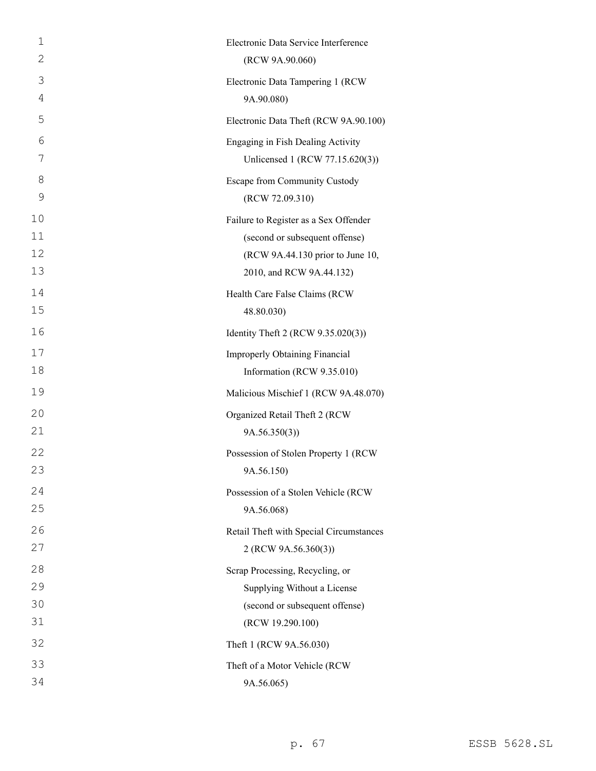Electronic Data Service Interference (RCW 9A.90.060)

Electronic Data Tampering 1 (RCW 9A.90.080)

Electronic Data Theft (RCW 9A.90.100)

Engaging in Fish Dealing Activity Unlicensed 1 (RCW 77.15.620(3))

Escape from Community Custody (RCW 72.09.310)

Failure to Register as a Sex Offender (second or subsequent offense) (RCW 9A.44.130 prior to June 10, 2010, and RCW 9A.44.132)

Health Care False Claims (RCW 48.80.030)

Identity Theft 2 (RCW 9.35.020(3))

Improperly Obtaining Financial Information (RCW 9.35.010)

Malicious Mischief 1 (RCW 9A.48.070)

Organized Retail Theft 2 (RCW 9A.56.350(3))

Possession of Stolen Property 1 (RCW 9A.56.150)

Possession of a Stolen Vehicle (RCW 9A.56.068)

Retail Theft with Special Circumstances 2 (RCW 9A.56.360(3))

Scrap Processing, Recycling, or Supplying Without a License (second or subsequent offense) (RCW 19.290.100)

Theft 1 (RCW 9A.56.030)

Theft of a Motor Vehicle (RCW 9A.56.065)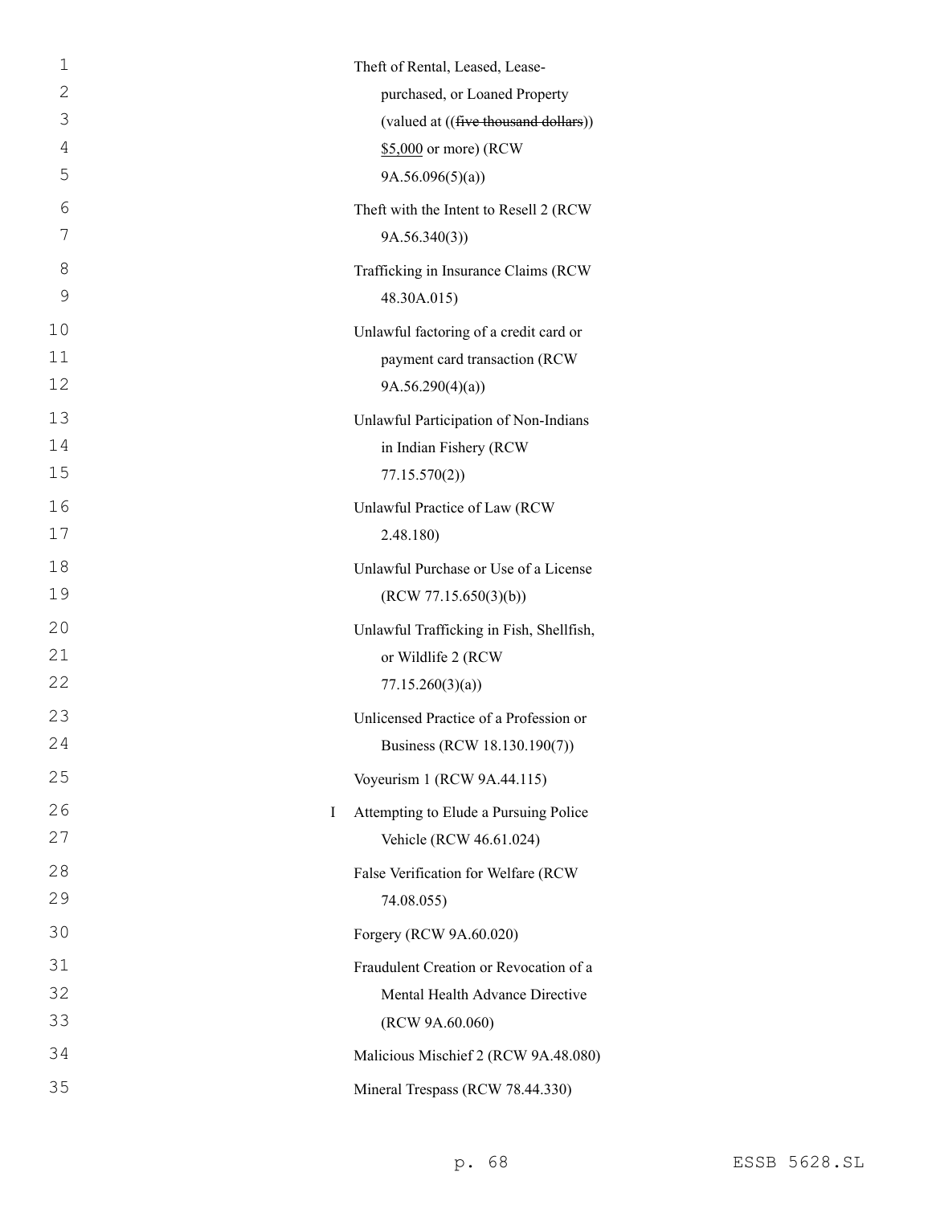Theft of Rental, Leased, Lease-purchased, or Loaned Property (valued at ((~~five thousand dollars~~)) <u>$5,000</u> or more) (RCW 9A.56.096(5)(a))

Theft with the Intent to Resell 2 (RCW 9A.56.340(3))

Trafficking in Insurance Claims (RCW 48.30A.015)

Unlawful factoring of a credit card or payment card transaction (RCW 9A.56.290(4)(a))

Unlawful Participation of Non-Indians in Indian Fishery (RCW 77.15.570(2))

Unlawful Practice of Law (RCW 2.48.180)

Unlawful Purchase or Use of a License (RCW 77.15.650(3)(b))

Unlawful Trafficking in Fish, Shellfish, or Wildlife 2 (RCW 77.15.260(3)(a))

Unlicensed Practice of a Profession or Business (RCW 18.130.190(7))

Voyeurism 1 (RCW 9A.44.115)

I Attempting to Elude a Pursuing Police Vehicle (RCW 46.61.024)

False Verification for Welfare (RCW 74.08.055)

Forgery (RCW 9A.60.020)

Fraudulent Creation or Revocation of a Mental Health Advance Directive (RCW 9A.60.060)

Malicious Mischief 2 (RCW 9A.48.080)

Mineral Trespass (RCW 78.44.330)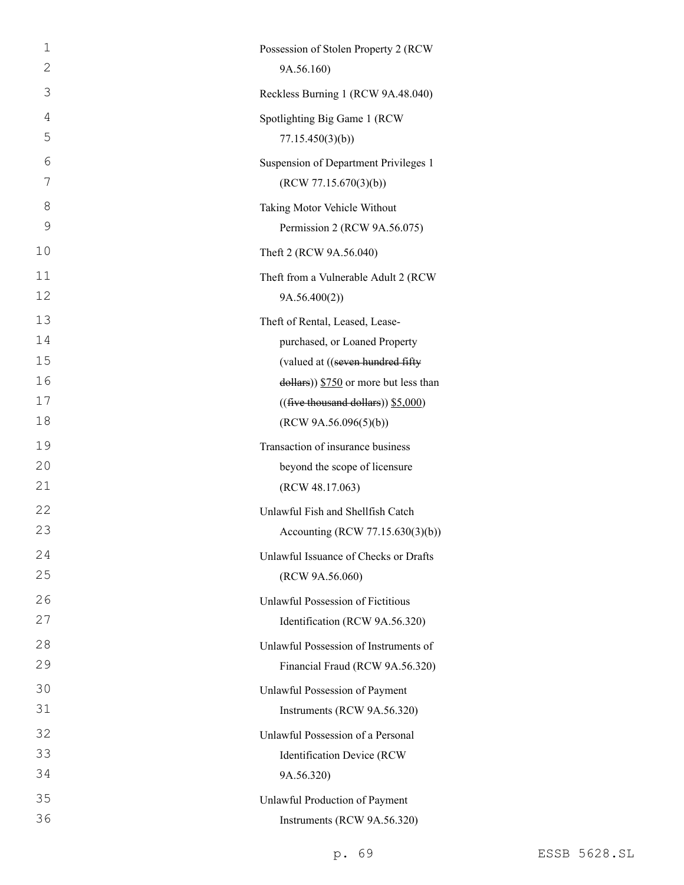Possession of Stolen Property 2 (RCW 9A.56.160)

Reckless Burning 1 (RCW 9A.48.040)

Spotlighting Big Game 1 (RCW 77.15.450(3)(b))

Suspension of Department Privileges 1 (RCW 77.15.670(3)(b))

Taking Motor Vehicle Without Permission 2 (RCW 9A.56.075)

Theft 2 (RCW 9A.56.040)

Theft from a Vulnerable Adult 2 (RCW 9A.56.400(2))

Theft of Rental, Leased, Lease-purchased, or Loaned Property (valued at ((~~seven hundred fifty dollars~~)) $750 or more but less than ((~~five thousand dollars~~)) $5,000) (RCW 9A.56.096(5)(b))

Transaction of insurance business beyond the scope of licensure (RCW 48.17.063)

Unlawful Fish and Shellfish Catch Accounting (RCW 77.15.630(3)(b))

Unlawful Issuance of Checks or Drafts (RCW 9A.56.060)

Unlawful Possession of Fictitious Identification (RCW 9A.56.320)

Unlawful Possession of Instruments of Financial Fraud (RCW 9A.56.320)

Unlawful Possession of Payment Instruments (RCW 9A.56.320)

Unlawful Possession of a Personal Identification Device (RCW 9A.56.320)

Unlawful Production of Payment Instruments (RCW 9A.56.320)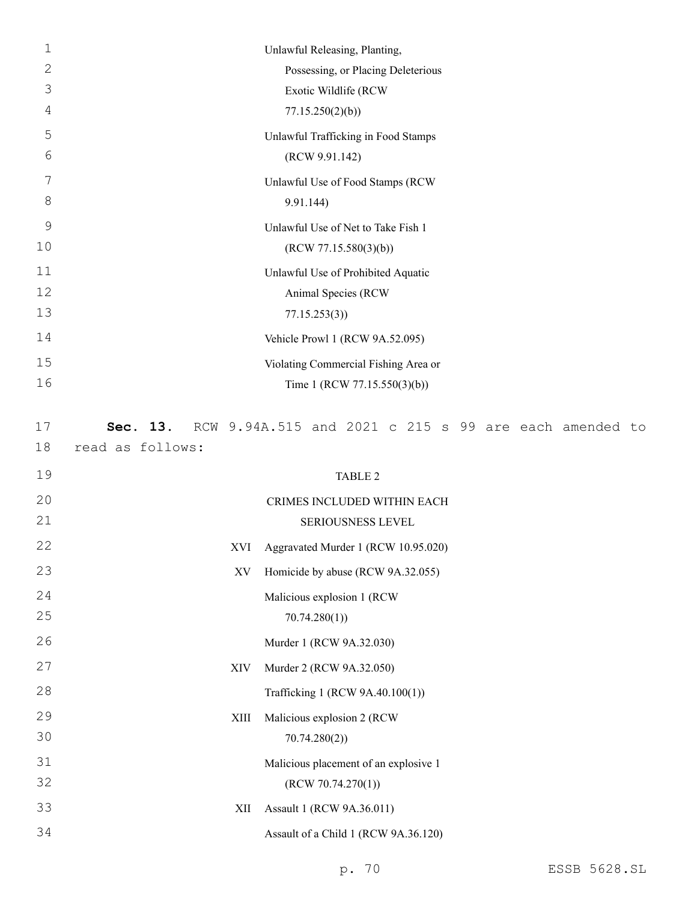Unlawful Releasing, Planting, Possessing, or Placing Deleterious Exotic Wildlife (RCW 77.15.250(2)(b))

Unlawful Trafficking in Food Stamps (RCW 9.91.142)

Unlawful Use of Food Stamps (RCW 9.91.144)

Unlawful Use of Net to Take Fish 1 (RCW 77.15.580(3)(b))

Unlawful Use of Prohibited Aquatic Animal Species (RCW 77.15.253(3))

Vehicle Prowl 1 (RCW 9A.52.095)

Violating Commercial Fishing Area or Time 1 (RCW 77.15.550(3)(b))

**Sec. 13.** RCW 9.94A.515 and 2021 c 215 s 99 are each amended to read as follows:

TABLE 2

CRIMES INCLUDED WITHIN EACH SERIOUSNESS LEVEL

| | |
|---|---|
| XVI | Aggravated Murder 1 (RCW 10.95.020) |
| XV | Homicide by abuse (RCW 9A.32.055) |
| | Malicious explosion 1 (RCW 70.74.280(1)) |
| | Murder 1 (RCW 9A.32.030) |
| XIV | Murder 2 (RCW 9A.32.050) |
| | Trafficking 1 (RCW 9A.40.100(1)) |
| XIII | Malicious explosion 2 (RCW 70.74.280(2)) |
| | Malicious placement of an explosive 1 (RCW 70.74.270(1)) |
| XII | Assault 1 (RCW 9A.36.011) |
| | Assault of a Child 1 (RCW 9A.36.120) |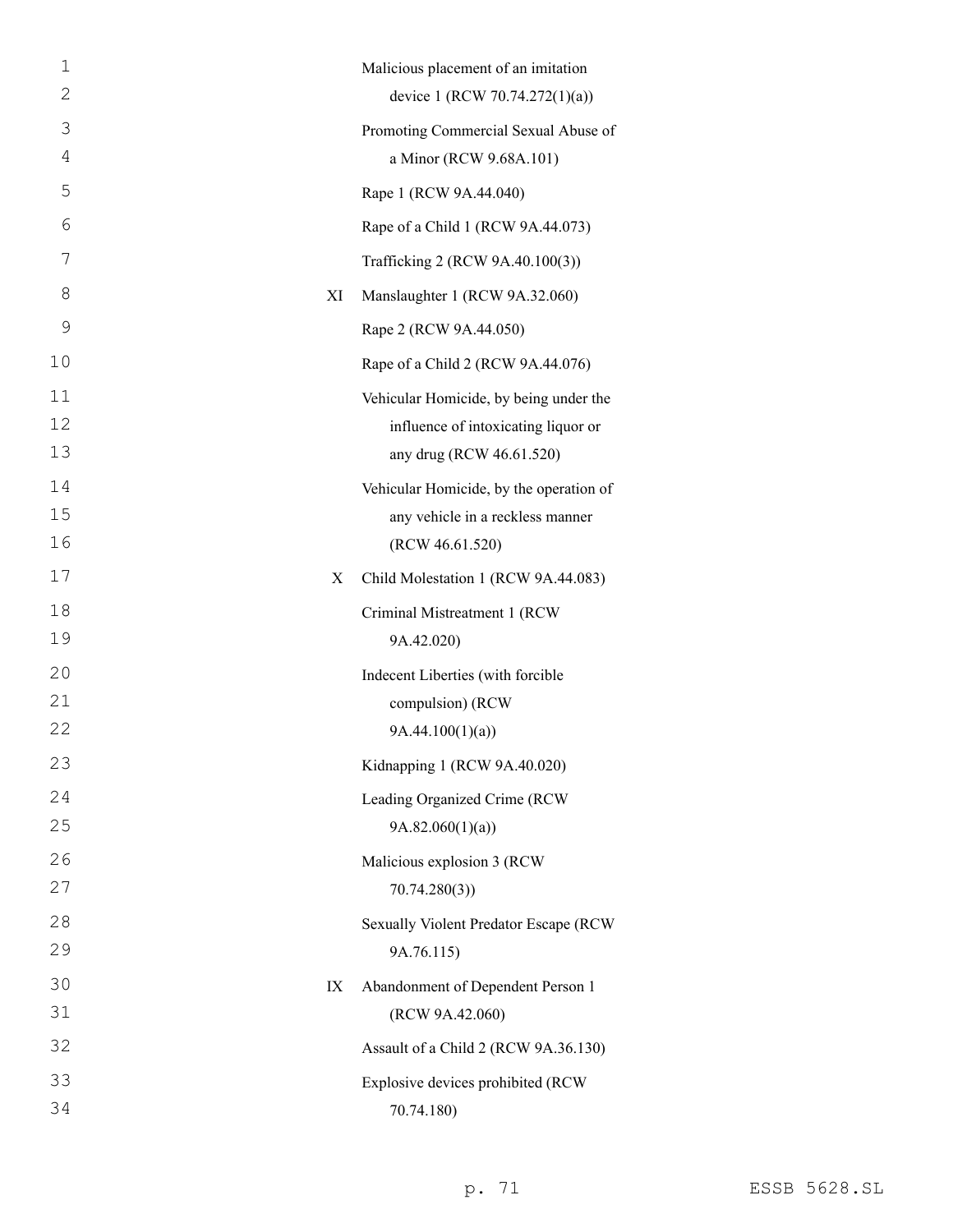| | |
|---|---|
| | Malicious placement of an imitation device 1 (RCW 70.74.272(1)(a)) |
| | Promoting Commercial Sexual Abuse of a Minor (RCW 9.68A.101) |
| | Rape 1 (RCW 9A.44.040) |
| | Rape of a Child 1 (RCW 9A.44.073) |
| | Trafficking 2 (RCW 9A.40.100(3)) |
| XI | Manslaughter 1 (RCW 9A.32.060) |
| | Rape 2 (RCW 9A.44.050) |
| | Rape of a Child 2 (RCW 9A.44.076) |
| | Vehicular Homicide, by being under the influence of intoxicating liquor or any drug (RCW 46.61.520) |
| | Vehicular Homicide, by the operation of any vehicle in a reckless manner (RCW 46.61.520) |
| X | Child Molestation 1 (RCW 9A.44.083) |
| | Criminal Mistreatment 1 (RCW 9A.42.020) |
| | Indecent Liberties (with forcible compulsion) (RCW 9A.44.100(1)(a)) |
| | Kidnapping 1 (RCW 9A.40.020) |
| | Leading Organized Crime (RCW 9A.82.060(1)(a)) |
| | Malicious explosion 3 (RCW 70.74.280(3)) |
| | Sexually Violent Predator Escape (RCW 9A.76.115) |
| IX | Abandonment of Dependent Person 1 (RCW 9A.42.060) |
| | Assault of a Child 2 (RCW 9A.36.130) |
| | Explosive devices prohibited (RCW 70.74.180) |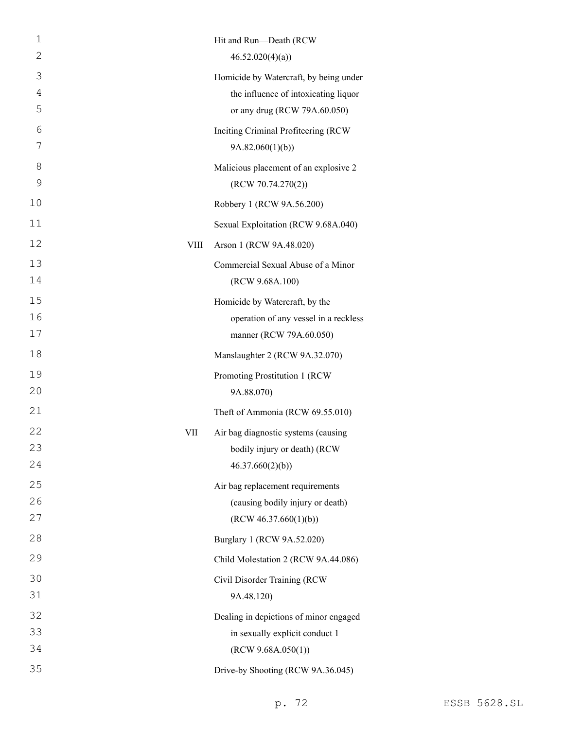| | |
|---|---|
| | Hit and Run—Death (RCW 46.52.020(4)(a)) |
| | Homicide by Watercraft, by being under the influence of intoxicating liquor or any drug (RCW 79A.60.050) |
| | Inciting Criminal Profiteering (RCW 9A.82.060(1)(b)) |
| | Malicious placement of an explosive 2 (RCW 70.74.270(2)) |
| | Robbery 1 (RCW 9A.56.200) |
| | Sexual Exploitation (RCW 9.68A.040) |
| VIII | Arson 1 (RCW 9A.48.020) |
| | Commercial Sexual Abuse of a Minor (RCW 9.68A.100) |
| | Homicide by Watercraft, by the operation of any vessel in a reckless manner (RCW 79A.60.050) |
| | Manslaughter 2 (RCW 9A.32.070) |
| | Promoting Prostitution 1 (RCW 9A.88.070) |
| | Theft of Ammonia (RCW 69.55.010) |
| VII | Air bag diagnostic systems (causing bodily injury or death) (RCW 46.37.660(2)(b)) |
| | Air bag replacement requirements (causing bodily injury or death) (RCW 46.37.660(1)(b)) |
| | Burglary 1 (RCW 9A.52.020) |
| | Child Molestation 2 (RCW 9A.44.086) |
| | Civil Disorder Training (RCW 9A.48.120) |
| | Dealing in depictions of minor engaged in sexually explicit conduct 1 (RCW 9.68A.050(1)) |
| | Drive-by Shooting (RCW 9A.36.045) |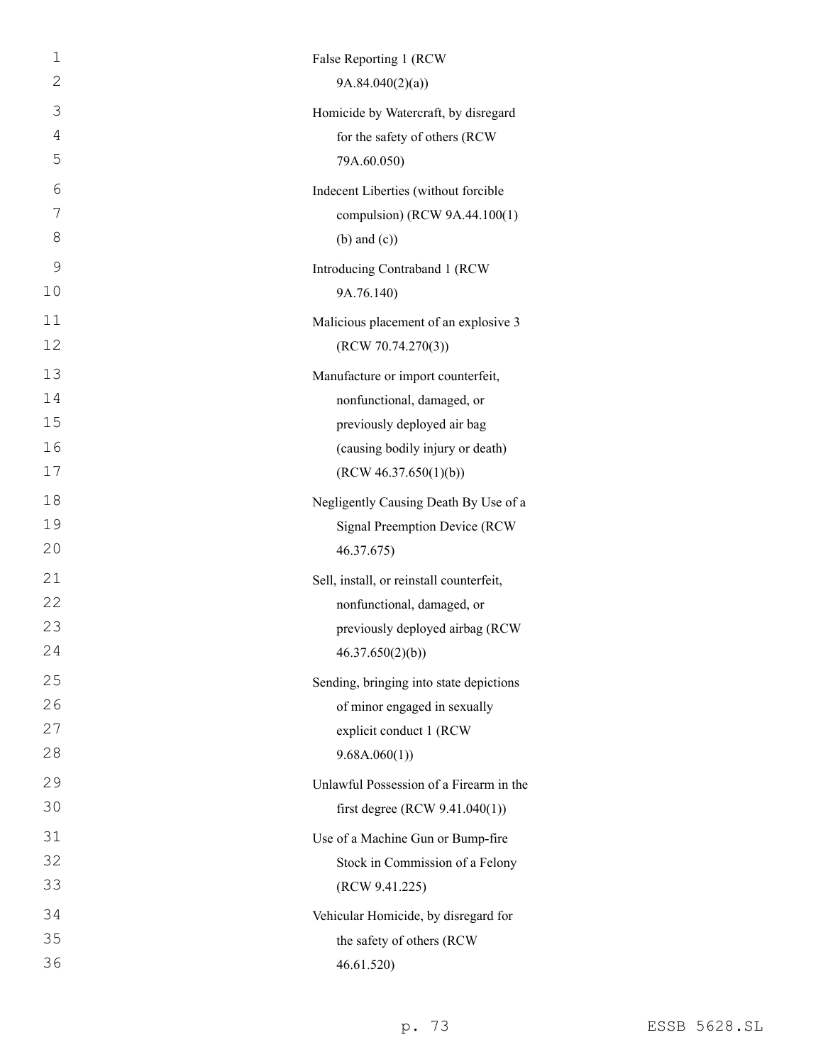False Reporting 1 (RCW 9A.84.040(2)(a))

Homicide by Watercraft, by disregard for the safety of others (RCW 79A.60.050)

Indecent Liberties (without forcible compulsion) (RCW 9A.44.100(1)(b) and (c))

Introducing Contraband 1 (RCW 9A.76.140)

Malicious placement of an explosive 3 (RCW 70.74.270(3))

Manufacture or import counterfeit, nonfunctional, damaged, or previously deployed air bag (causing bodily injury or death) (RCW 46.37.650(1)(b))

Negligently Causing Death By Use of a Signal Preemption Device (RCW 46.37.675)

Sell, install, or reinstall counterfeit, nonfunctional, damaged, or previously deployed airbag (RCW 46.37.650(2)(b))

Sending, bringing into state depictions of minor engaged in sexually explicit conduct 1 (RCW 9.68A.060(1))

Unlawful Possession of a Firearm in the first degree (RCW 9.41.040(1))

Use of a Machine Gun or Bump-fire Stock in Commission of a Felony (RCW 9.41.225)

Vehicular Homicide, by disregard for the safety of others (RCW 46.61.520)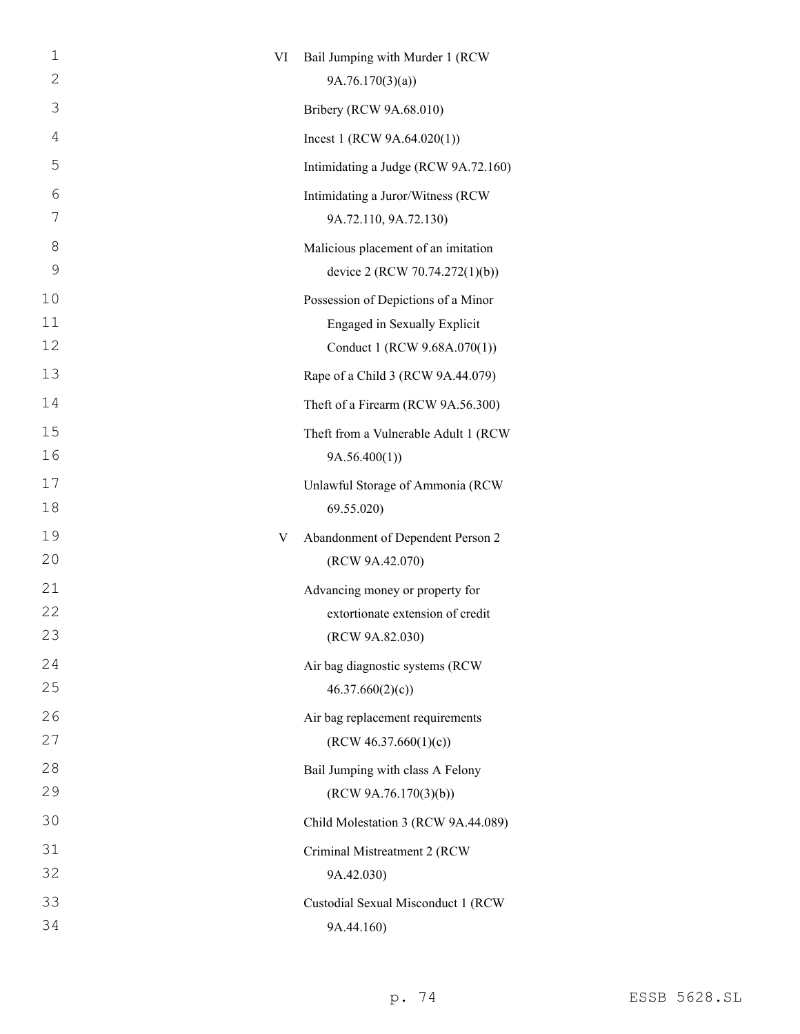| | |
|---|---|
| VI | Bail Jumping with Murder 1 (RCW 9A.76.170(3)(a)) |
| | Bribery (RCW 9A.68.010) |
| | Incest 1 (RCW 9A.64.020(1)) |
| | Intimidating a Judge (RCW 9A.72.160) |
| | Intimidating a Juror/Witness (RCW 9A.72.110, 9A.72.130) |
| | Malicious placement of an imitation device 2 (RCW 70.74.272(1)(b)) |
| | Possession of Depictions of a Minor Engaged in Sexually Explicit Conduct 1 (RCW 9.68A.070(1)) |
| | Rape of a Child 3 (RCW 9A.44.079) |
| | Theft of a Firearm (RCW 9A.56.300) |
| | Theft from a Vulnerable Adult 1 (RCW 9A.56.400(1)) |
| | Unlawful Storage of Ammonia (RCW 69.55.020) |
| V | Abandonment of Dependent Person 2 (RCW 9A.42.070) |
| | Advancing money or property for extortionate extension of credit (RCW 9A.82.030) |
| | Air bag diagnostic systems (RCW 46.37.660(2)(c)) |
| | Air bag replacement requirements (RCW 46.37.660(1)(c)) |
| | Bail Jumping with class A Felony (RCW 9A.76.170(3)(b)) |
| | Child Molestation 3 (RCW 9A.44.089) |
| | Criminal Mistreatment 2 (RCW 9A.42.030) |
| | Custodial Sexual Misconduct 1 (RCW 9A.44.160) |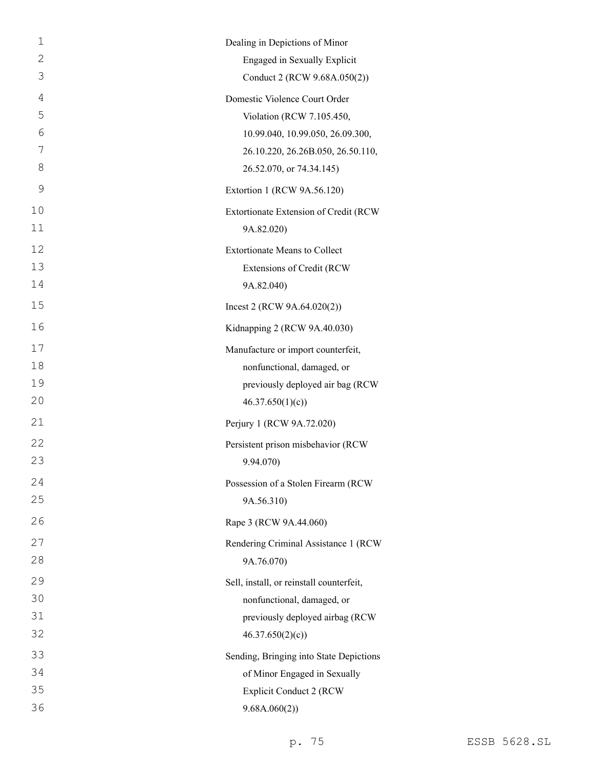Dealing in Depictions of Minor Engaged in Sexually Explicit Conduct 2 (RCW 9.68A.050(2))

Domestic Violence Court Order Violation (RCW 7.105.450, 10.99.040, 10.99.050, 26.09.300, 26.10.220, 26.26B.050, 26.50.110, 26.52.070, or 74.34.145)

Extortion 1 (RCW 9A.56.120)

Extortionate Extension of Credit (RCW 9A.82.020)

Extortionate Means to Collect Extensions of Credit (RCW 9A.82.040)

Incest 2 (RCW 9A.64.020(2))

Kidnapping 2 (RCW 9A.40.030)

Manufacture or import counterfeit, nonfunctional, damaged, or previously deployed air bag (RCW 46.37.650(1)(c))

Perjury 1 (RCW 9A.72.020)

Persistent prison misbehavior (RCW 9.94.070)

Possession of a Stolen Firearm (RCW 9A.56.310)

Rape 3 (RCW 9A.44.060)

Rendering Criminal Assistance 1 (RCW 9A.76.070)

Sell, install, or reinstall counterfeit, nonfunctional, damaged, or previously deployed airbag (RCW 46.37.650(2)(c))

Sending, Bringing into State Depictions of Minor Engaged in Sexually Explicit Conduct 2 (RCW 9.68A.060(2))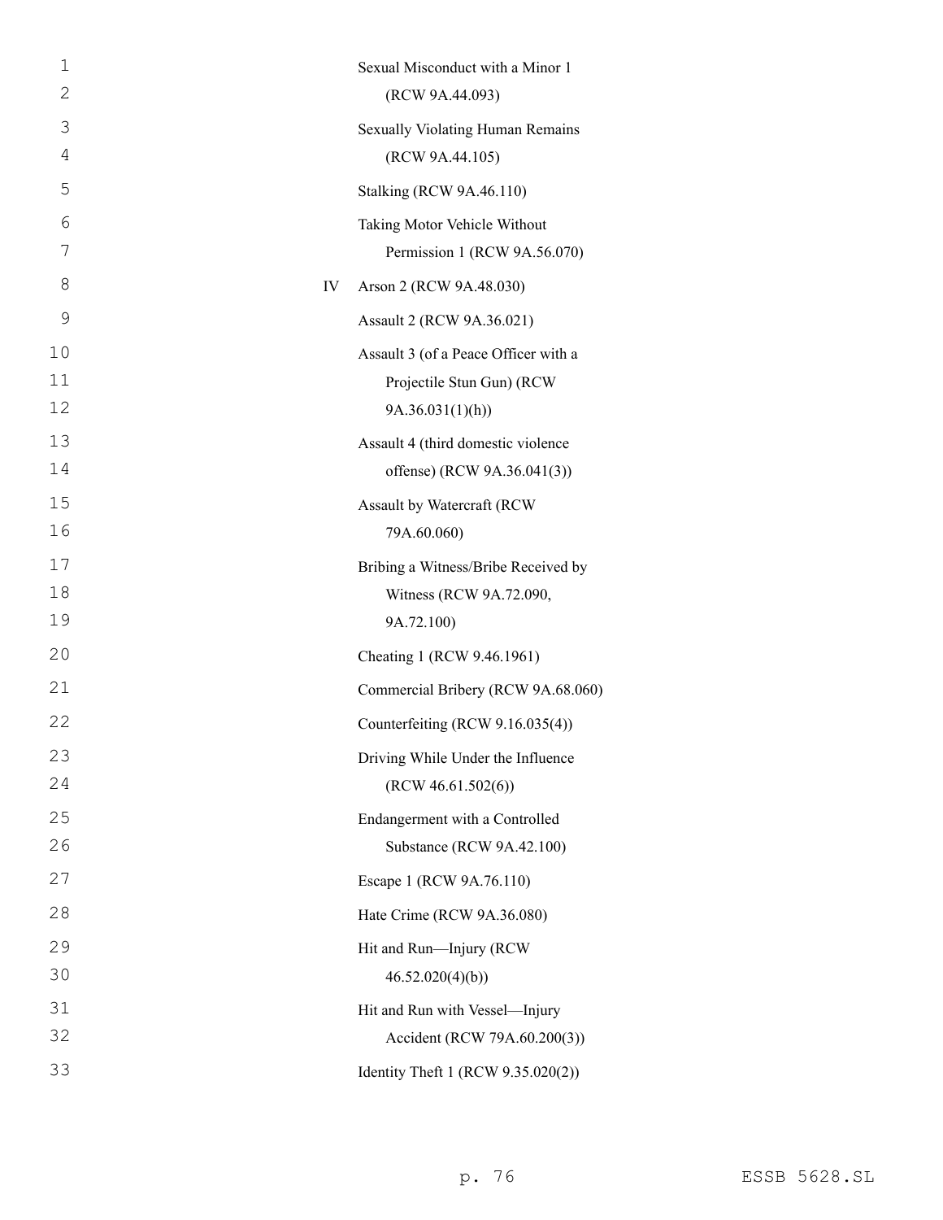| | |
|---|---|
| | Sexual Misconduct with a Minor 1 (RCW 9A.44.093) |
| | Sexually Violating Human Remains (RCW 9A.44.105) |
| | Stalking (RCW 9A.46.110) |
| | Taking Motor Vehicle Without Permission 1 (RCW 9A.56.070) |
| IV | Arson 2 (RCW 9A.48.030) |
| | Assault 2 (RCW 9A.36.021) |
| | Assault 3 (of a Peace Officer with a Projectile Stun Gun) (RCW 9A.36.031(1)(h)) |
| | Assault 4 (third domestic violence offense) (RCW 9A.36.041(3)) |
| | Assault by Watercraft (RCW 79A.60.060) |
| | Bribing a Witness/Bribe Received by Witness (RCW 9A.72.090, 9A.72.100) |
| | Cheating 1 (RCW 9.46.1961) |
| | Commercial Bribery (RCW 9A.68.060) |
| | Counterfeiting (RCW 9.16.035(4)) |
| | Driving While Under the Influence (RCW 46.61.502(6)) |
| | Endangerment with a Controlled Substance (RCW 9A.42.100) |
| | Escape 1 (RCW 9A.76.110) |
| | Hate Crime (RCW 9A.36.080) |
| | Hit and Run—Injury (RCW 46.52.020(4)(b)) |
| | Hit and Run with Vessel—Injury Accident (RCW 79A.60.200(3)) |
| | Identity Theft 1 (RCW 9.35.020(2)) |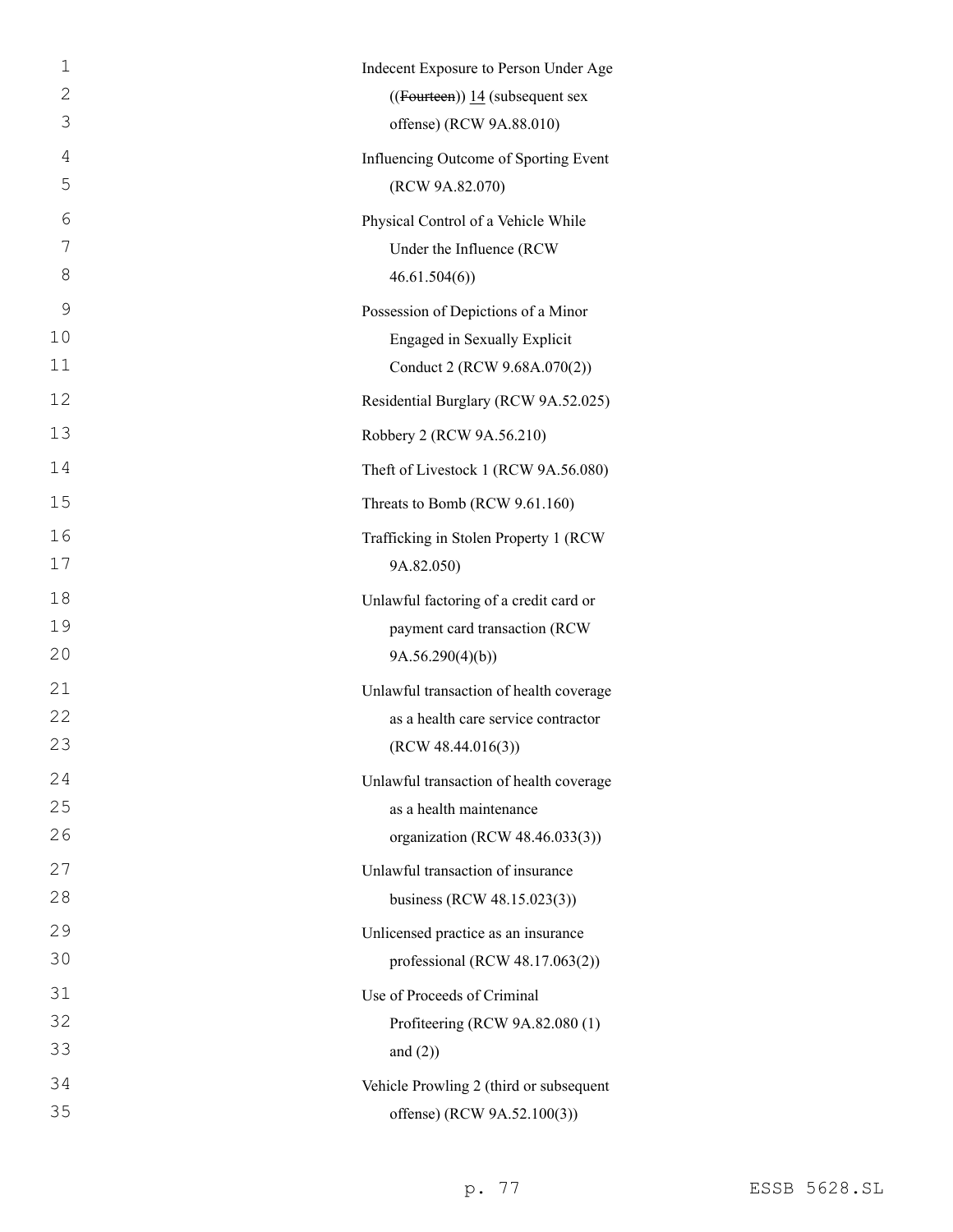Indecent Exposure to Person Under Age ((~~Fourteen~~)) <u>14</u> (subsequent sex offense) (RCW 9A.88.010)

Influencing Outcome of Sporting Event (RCW 9A.82.070)

Physical Control of a Vehicle While Under the Influence (RCW 46.61.504(6))

Possession of Depictions of a Minor Engaged in Sexually Explicit Conduct 2 (RCW 9.68A.070(2))

Residential Burglary (RCW 9A.52.025)

Robbery 2 (RCW 9A.56.210)

Theft of Livestock 1 (RCW 9A.56.080)

Threats to Bomb (RCW 9.61.160)

Trafficking in Stolen Property 1 (RCW 9A.82.050)

Unlawful factoring of a credit card or payment card transaction (RCW 9A.56.290(4)(b))

Unlawful transaction of health coverage as a health care service contractor (RCW 48.44.016(3))

Unlawful transaction of health coverage as a health maintenance organization (RCW 48.46.033(3))

Unlawful transaction of insurance business (RCW 48.15.023(3))

Unlicensed practice as an insurance professional (RCW 48.17.063(2))

Use of Proceeds of Criminal Profiteering (RCW 9A.82.080 (1) and (2))

Vehicle Prowling 2 (third or subsequent offense) (RCW 9A.52.100(3))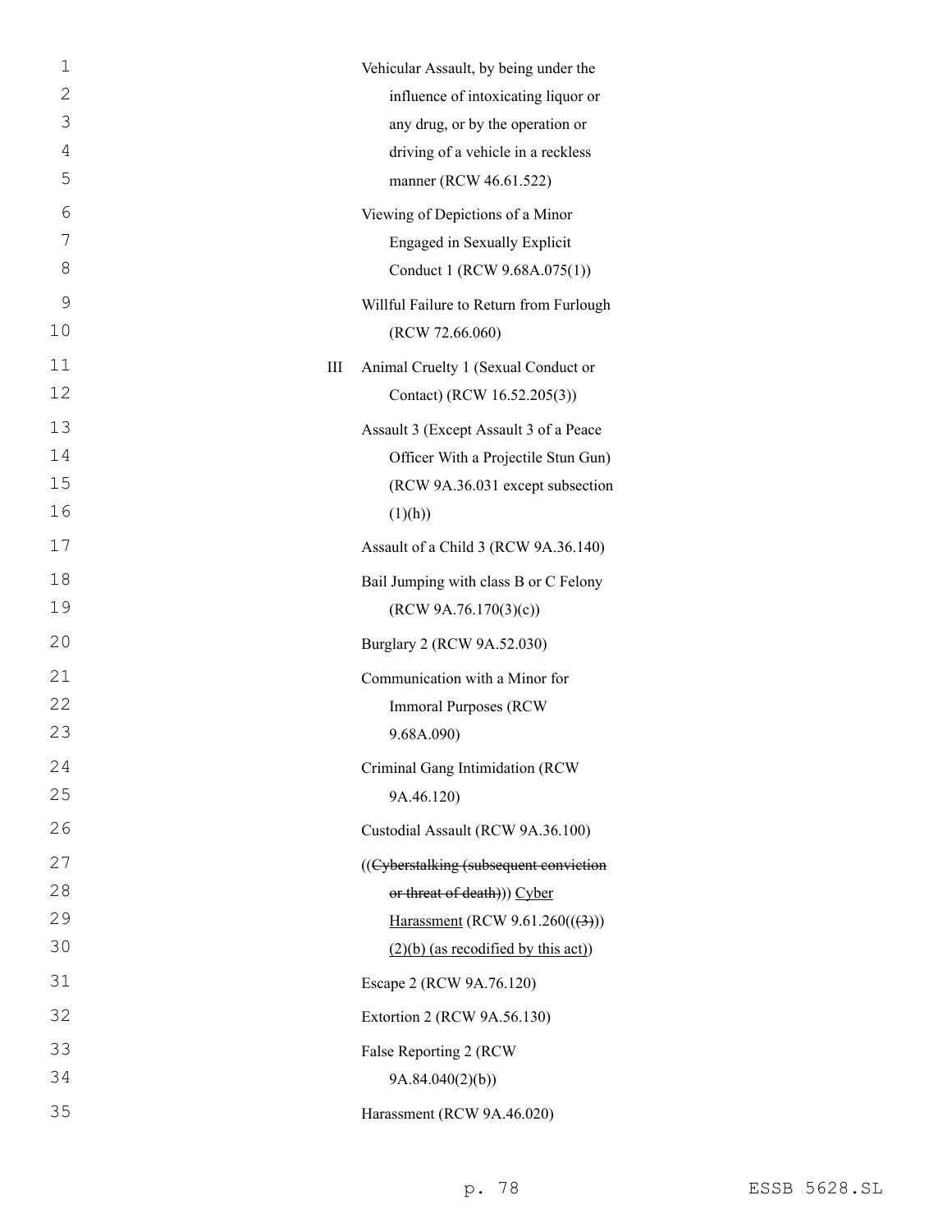Vehicular Assault, by being under the influence of intoxicating liquor or any drug, or by the operation or driving of a vehicle in a reckless manner (RCW 46.61.522)

Viewing of Depictions of a Minor Engaged in Sexually Explicit Conduct 1 (RCW 9.68A.075(1))

Willful Failure to Return from Furlough (RCW 72.66.060)

III Animal Cruelty 1 (Sexual Conduct or Contact) (RCW 16.52.205(3))

Assault 3 (Except Assault 3 of a Peace Officer With a Projectile Stun Gun) (RCW 9A.36.031 except subsection (1)(h))

Assault of a Child 3 (RCW 9A.36.140)

Bail Jumping with class B or C Felony (RCW 9A.76.170(3)(c))

Burglary 2 (RCW 9A.52.030)

Communication with a Minor for Immoral Purposes (RCW 9.68A.090)

Criminal Gang Intimidation (RCW 9A.46.120)

Custodial Assault (RCW 9A.36.100)

((~~Cyberstalking (subsequent conviction or threat of death)~~)) Cyber Harassment (RCW 9.61.260((~~(3)~~)) (2)(b) (as recodified by this act))

Escape 2 (RCW 9A.76.120)

Extortion 2 (RCW 9A.56.130)

False Reporting 2 (RCW 9A.84.040(2)(b))

Harassment (RCW 9A.46.020)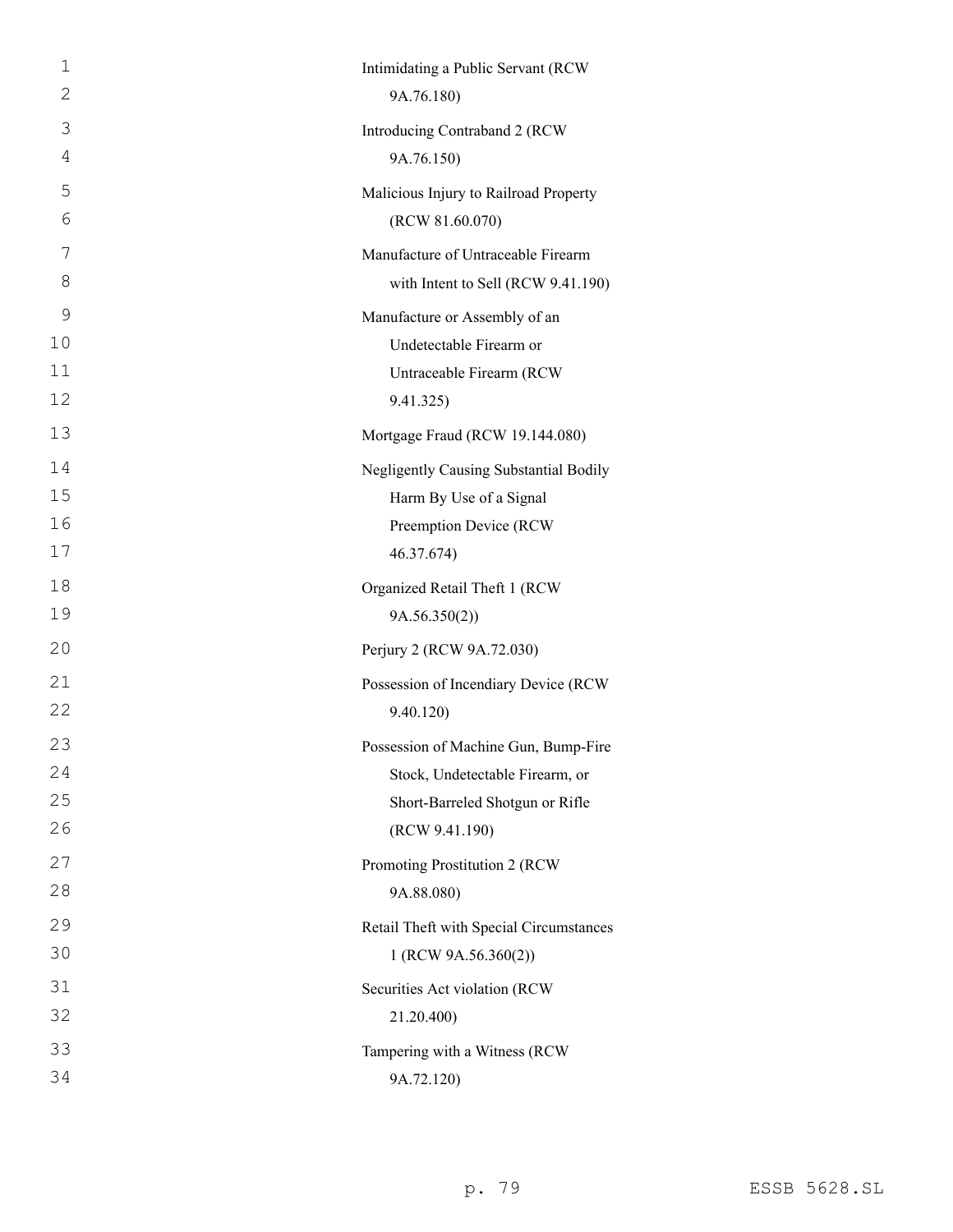Intimidating a Public Servant (RCW 9A.76.180)

Introducing Contraband 2 (RCW 9A.76.150)

Malicious Injury to Railroad Property (RCW 81.60.070)

Manufacture of Untraceable Firearm with Intent to Sell (RCW 9.41.190)

Manufacture or Assembly of an Undetectable Firearm or Untraceable Firearm (RCW 9.41.325)

Mortgage Fraud (RCW 19.144.080)

Negligently Causing Substantial Bodily Harm By Use of a Signal Preemption Device (RCW 46.37.674)

Organized Retail Theft 1 (RCW 9A.56.350(2))

Perjury 2 (RCW 9A.72.030)

Possession of Incendiary Device (RCW 9.40.120)

Possession of Machine Gun, Bump-Fire Stock, Undetectable Firearm, or Short-Barreled Shotgun or Rifle (RCW 9.41.190)

Promoting Prostitution 2 (RCW 9A.88.080)

Retail Theft with Special Circumstances 1 (RCW 9A.56.360(2))

Securities Act violation (RCW 21.20.400)

Tampering with a Witness (RCW 9A.72.120)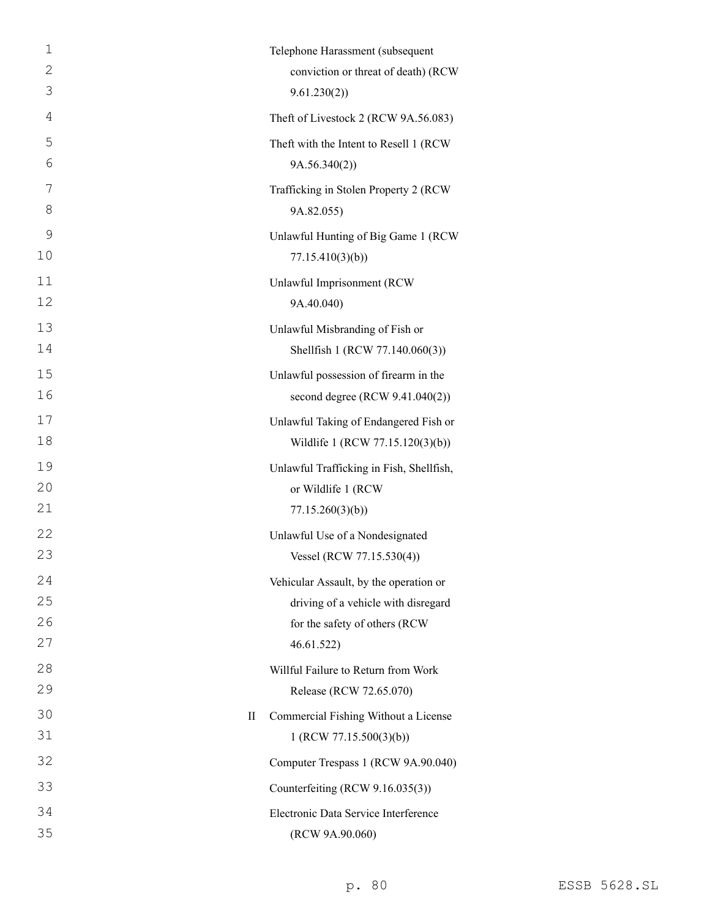| | |
|---|---|
| | Telephone Harassment (subsequent conviction or threat of death) (RCW 9.61.230(2)) |
| | Theft of Livestock 2 (RCW 9A.56.083) |
| | Theft with the Intent to Resell 1 (RCW 9A.56.340(2)) |
| | Trafficking in Stolen Property 2 (RCW 9A.82.055) |
| | Unlawful Hunting of Big Game 1 (RCW 77.15.410(3)(b)) |
| | Unlawful Imprisonment (RCW 9A.40.040) |
| | Unlawful Misbranding of Fish or Shellfish 1 (RCW 77.140.060(3)) |
| | Unlawful possession of firearm in the second degree (RCW 9.41.040(2)) |
| | Unlawful Taking of Endangered Fish or Wildlife 1 (RCW 77.15.120(3)(b)) |
| | Unlawful Trafficking in Fish, Shellfish, or Wildlife 1 (RCW 77.15.260(3)(b)) |
| | Unlawful Use of a Nondesignated Vessel (RCW 77.15.530(4)) |
| | Vehicular Assault, by the operation or driving of a vehicle with disregard for the safety of others (RCW 46.61.522) |
| | Willful Failure to Return from Work Release (RCW 72.65.070) |
| II | Commercial Fishing Without a License 1 (RCW 77.15.500(3)(b)) |
| | Computer Trespass 1 (RCW 9A.90.040) |
| | Counterfeiting (RCW 9.16.035(3)) |
| | Electronic Data Service Interference (RCW 9A.90.060) |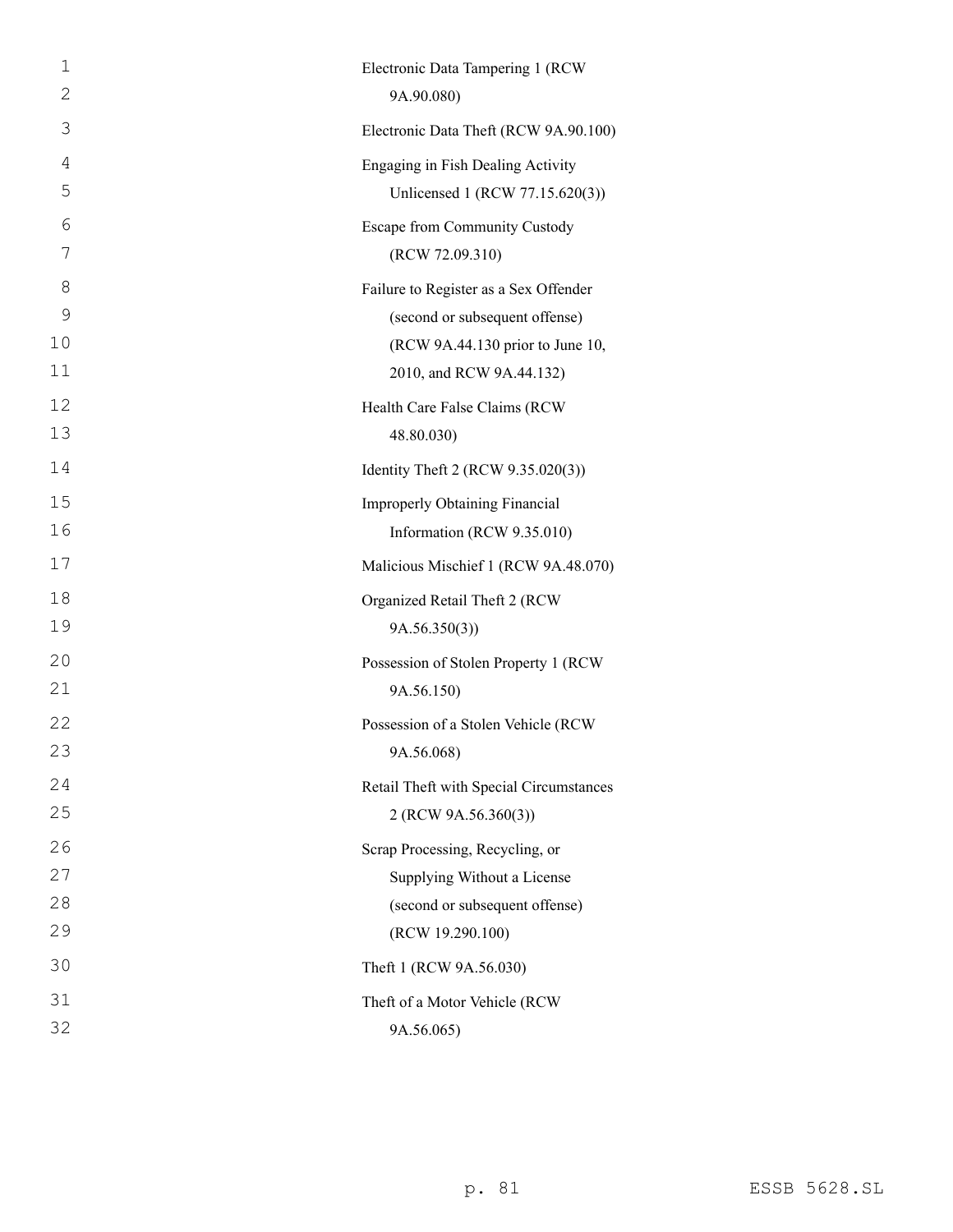Electronic Data Tampering 1 (RCW 9A.90.080)

Electronic Data Theft (RCW 9A.90.100)

Engaging in Fish Dealing Activity Unlicensed 1 (RCW 77.15.620(3))

Escape from Community Custody (RCW 72.09.310)

Failure to Register as a Sex Offender (second or subsequent offense) (RCW 9A.44.130 prior to June 10, 2010, and RCW 9A.44.132)

Health Care False Claims (RCW 48.80.030)

Identity Theft 2 (RCW 9.35.020(3))

Improperly Obtaining Financial Information (RCW 9.35.010)

Malicious Mischief 1 (RCW 9A.48.070)

Organized Retail Theft 2 (RCW 9A.56.350(3))

Possession of Stolen Property 1 (RCW 9A.56.150)

Possession of a Stolen Vehicle (RCW 9A.56.068)

Retail Theft with Special Circumstances 2 (RCW 9A.56.360(3))

Scrap Processing, Recycling, or Supplying Without a License (second or subsequent offense) (RCW 19.290.100)

Theft 1 (RCW 9A.56.030)

Theft of a Motor Vehicle (RCW 9A.56.065)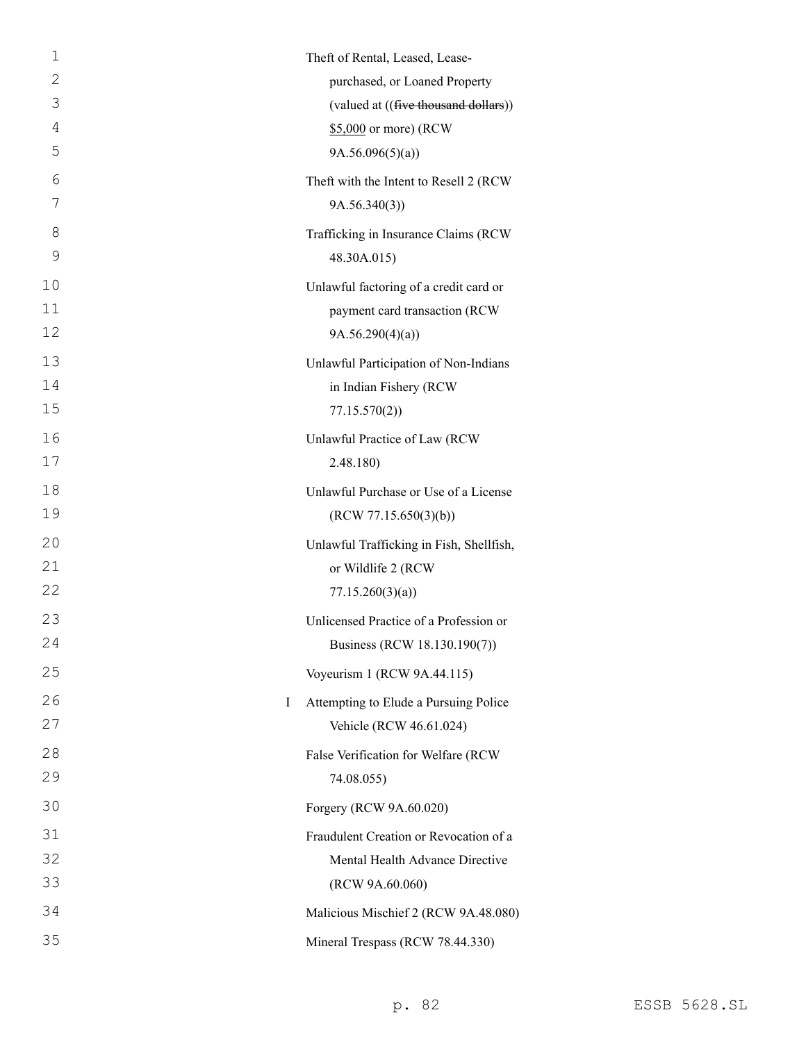Theft of Rental, Leased, Lease-purchased, or Loaned Property (valued at ((~~five thousand dollars~~)) <u>$5,000</u> or more) (RCW 9A.56.096(5)(a))

Theft with the Intent to Resell 2 (RCW 9A.56.340(3))

Trafficking in Insurance Claims (RCW 48.30A.015)

Unlawful factoring of a credit card or payment card transaction (RCW 9A.56.290(4)(a))

Unlawful Participation of Non-Indians in Indian Fishery (RCW 77.15.570(2))

Unlawful Practice of Law (RCW 2.48.180)

Unlawful Purchase or Use of a License (RCW 77.15.650(3)(b))

Unlawful Trafficking in Fish, Shellfish, or Wildlife 2 (RCW 77.15.260(3)(a))

Unlicensed Practice of a Profession or Business (RCW 18.130.190(7))

Voyeurism 1 (RCW 9A.44.115)

I Attempting to Elude a Pursuing Police Vehicle (RCW 46.61.024)

False Verification for Welfare (RCW 74.08.055)

Forgery (RCW 9A.60.020)

Fraudulent Creation or Revocation of a Mental Health Advance Directive (RCW 9A.60.060)

Malicious Mischief 2 (RCW 9A.48.080)

Mineral Trespass (RCW 78.44.330)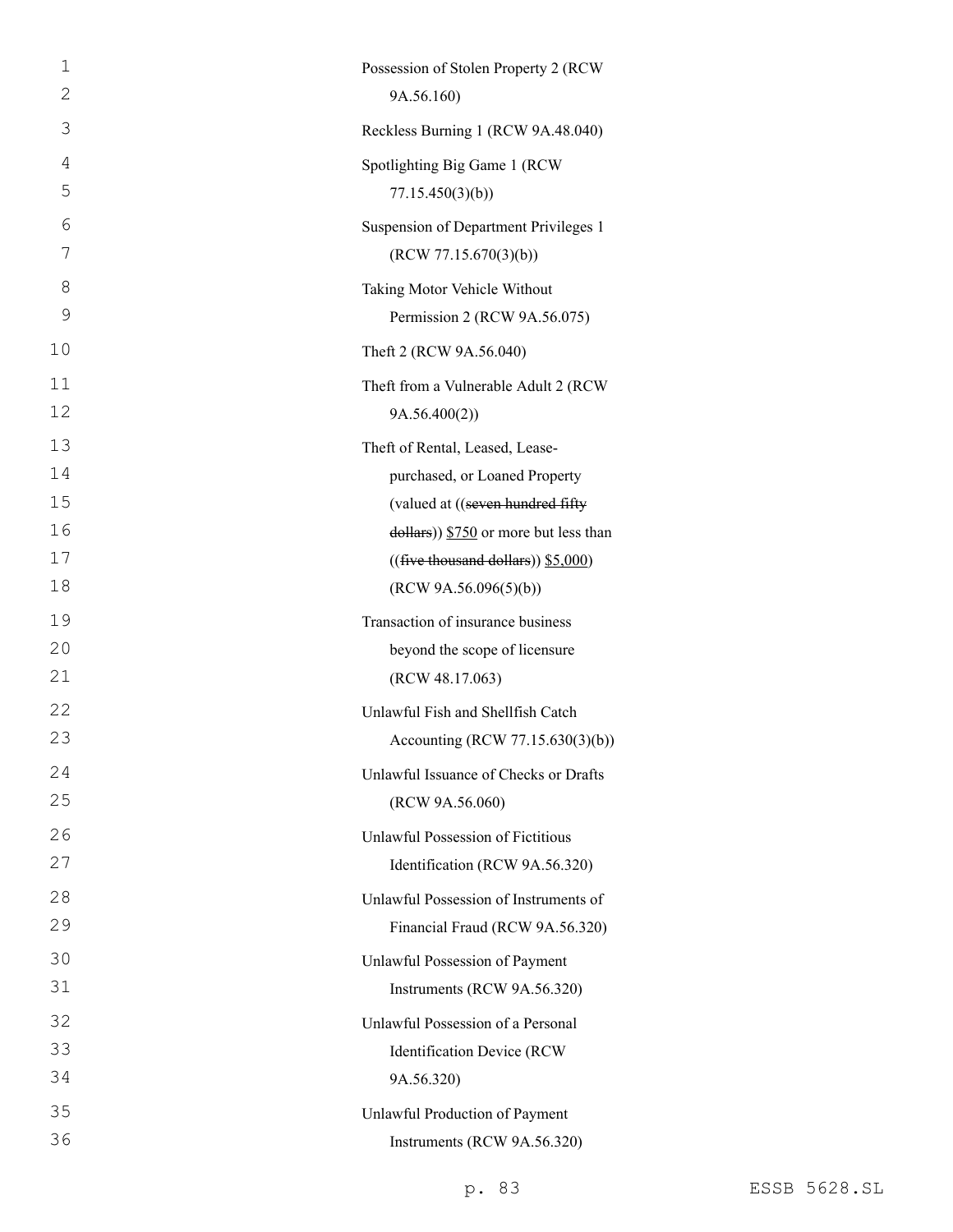Possession of Stolen Property 2 (RCW 9A.56.160)

Reckless Burning 1 (RCW 9A.48.040)

Spotlighting Big Game 1 (RCW 77.15.450(3)(b))

Suspension of Department Privileges 1 (RCW 77.15.670(3)(b))

Taking Motor Vehicle Without Permission 2 (RCW 9A.56.075)

Theft 2 (RCW 9A.56.040)

Theft from a Vulnerable Adult 2 (RCW 9A.56.400(2))

Theft of Rental, Leased, Lease-purchased, or Loaned Property (valued at ((~~seven hundred fifty dollars~~)) $750 or more but less than ((~~five thousand dollars~~)) $5,000) (RCW 9A.56.096(5)(b))

Transaction of insurance business beyond the scope of licensure (RCW 48.17.063)

Unlawful Fish and Shellfish Catch Accounting (RCW 77.15.630(3)(b))

Unlawful Issuance of Checks or Drafts (RCW 9A.56.060)

Unlawful Possession of Fictitious Identification (RCW 9A.56.320)

Unlawful Possession of Instruments of Financial Fraud (RCW 9A.56.320)

Unlawful Possession of Payment Instruments (RCW 9A.56.320)

Unlawful Possession of a Personal Identification Device (RCW 9A.56.320)

Unlawful Production of Payment Instruments (RCW 9A.56.320)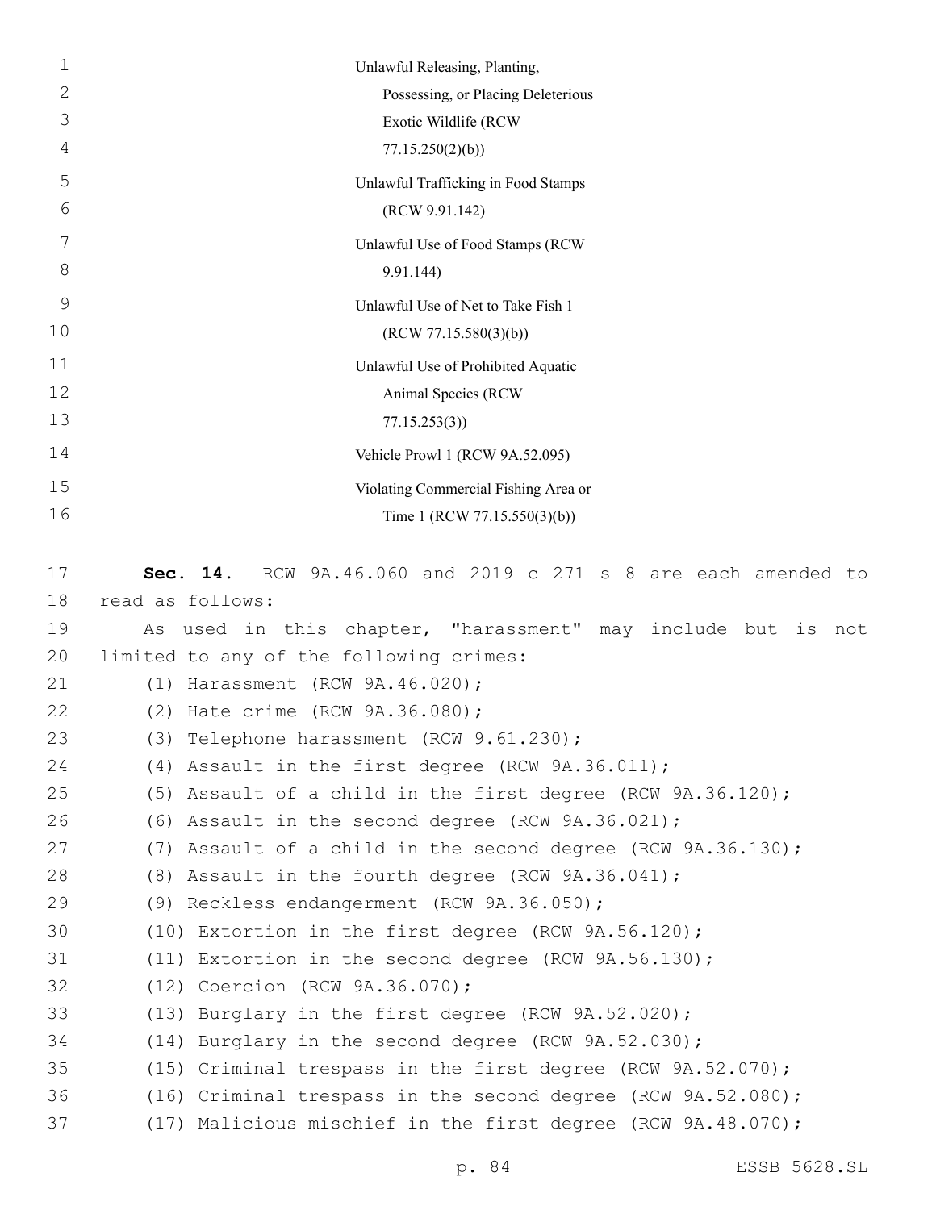Unlawful Releasing, Planting, Possessing, or Placing Deleterious Exotic Wildlife (RCW 77.15.250(2)(b))

Unlawful Trafficking in Food Stamps (RCW 9.91.142)

Unlawful Use of Food Stamps (RCW 9.91.144)

Unlawful Use of Net to Take Fish 1 (RCW 77.15.580(3)(b))

Unlawful Use of Prohibited Aquatic Animal Species (RCW 77.15.253(3))

Vehicle Prowl 1 (RCW 9A.52.095)

Violating Commercial Fishing Area or Time 1 (RCW 77.15.550(3)(b))

**Sec. 14.** RCW 9A.46.060 and 2019 c 271 s 8 are each amended to read as follows:

As used in this chapter, "harassment" may include but is not limited to any of the following crimes:

(1) Harassment (RCW 9A.46.020);

(2) Hate crime (RCW 9A.36.080);

(3) Telephone harassment (RCW 9.61.230);

(4) Assault in the first degree (RCW 9A.36.011);

(5) Assault of a child in the first degree (RCW 9A.36.120);

(6) Assault in the second degree (RCW 9A.36.021);

(7) Assault of a child in the second degree (RCW 9A.36.130);

(8) Assault in the fourth degree (RCW 9A.36.041);

(9) Reckless endangerment (RCW 9A.36.050);

(10) Extortion in the first degree (RCW 9A.56.120);

(11) Extortion in the second degree (RCW 9A.56.130);

(12) Coercion (RCW 9A.36.070);

(13) Burglary in the first degree (RCW 9A.52.020);

(14) Burglary in the second degree (RCW 9A.52.030);

(15) Criminal trespass in the first degree (RCW 9A.52.070);

(16) Criminal trespass in the second degree (RCW 9A.52.080);

(17) Malicious mischief in the first degree (RCW 9A.48.070);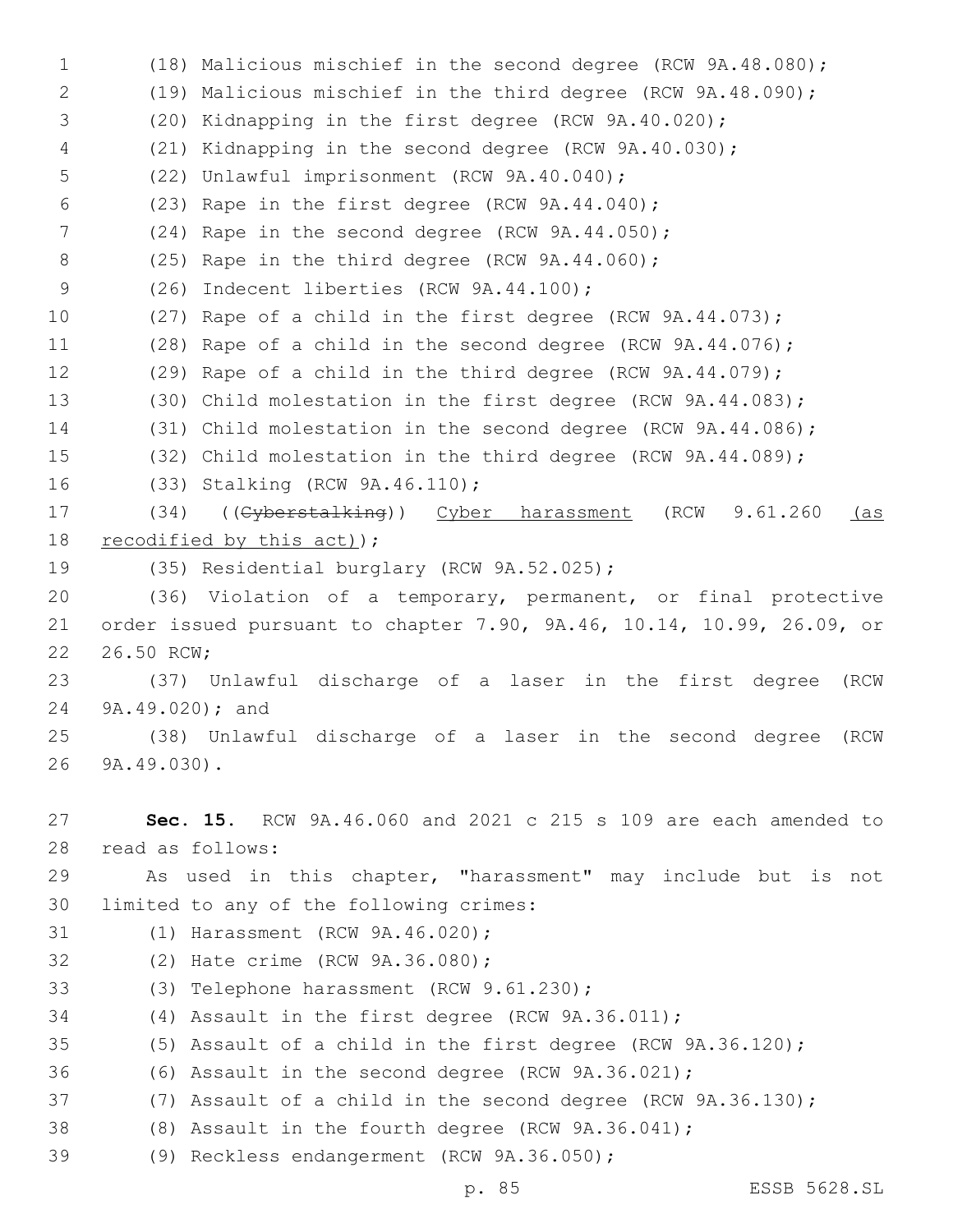(18) Malicious mischief in the second degree (RCW 9A.48.080);

(19) Malicious mischief in the third degree (RCW 9A.48.090);

(20) Kidnapping in the first degree (RCW 9A.40.020);

(21) Kidnapping in the second degree (RCW 9A.40.030);

(22) Unlawful imprisonment (RCW 9A.40.040);

(23) Rape in the first degree (RCW 9A.44.040);

(24) Rape in the second degree (RCW 9A.44.050);

(25) Rape in the third degree (RCW 9A.44.060);

(26) Indecent liberties (RCW 9A.44.100);

(27) Rape of a child in the first degree (RCW 9A.44.073);

(28) Rape of a child in the second degree (RCW 9A.44.076);

(29) Rape of a child in the third degree (RCW 9A.44.079);

(30) Child molestation in the first degree (RCW 9A.44.083);

(31) Child molestation in the second degree (RCW 9A.44.086);

(32) Child molestation in the third degree (RCW 9A.44.089);

(33) Stalking (RCW 9A.46.110);

(34) ((~~Cyberstalking~~)) Cyber harassment (RCW 9.61.260 (as recodified by this act));

(35) Residential burglary (RCW 9A.52.025);

(36) Violation of a temporary, permanent, or final protective order issued pursuant to chapter 7.90, 9A.46, 10.14, 10.99, 26.09, or 26.50 RCW;

(37) Unlawful discharge of a laser in the first degree (RCW 9A.49.020); and

(38) Unlawful discharge of a laser in the second degree (RCW 9A.49.030).

**Sec. 15.** RCW 9A.46.060 and 2021 c 215 s 109 are each amended to read as follows:

As used in this chapter, "harassment" may include but is not limited to any of the following crimes:

(1) Harassment (RCW 9A.46.020);

(2) Hate crime (RCW 9A.36.080);

(3) Telephone harassment (RCW 9.61.230);

(4) Assault in the first degree (RCW 9A.36.011);

(5) Assault of a child in the first degree (RCW 9A.36.120);

(6) Assault in the second degree (RCW 9A.36.021);

(7) Assault of a child in the second degree (RCW 9A.36.130);

(8) Assault in the fourth degree (RCW 9A.36.041);

(9) Reckless endangerment (RCW 9A.36.050);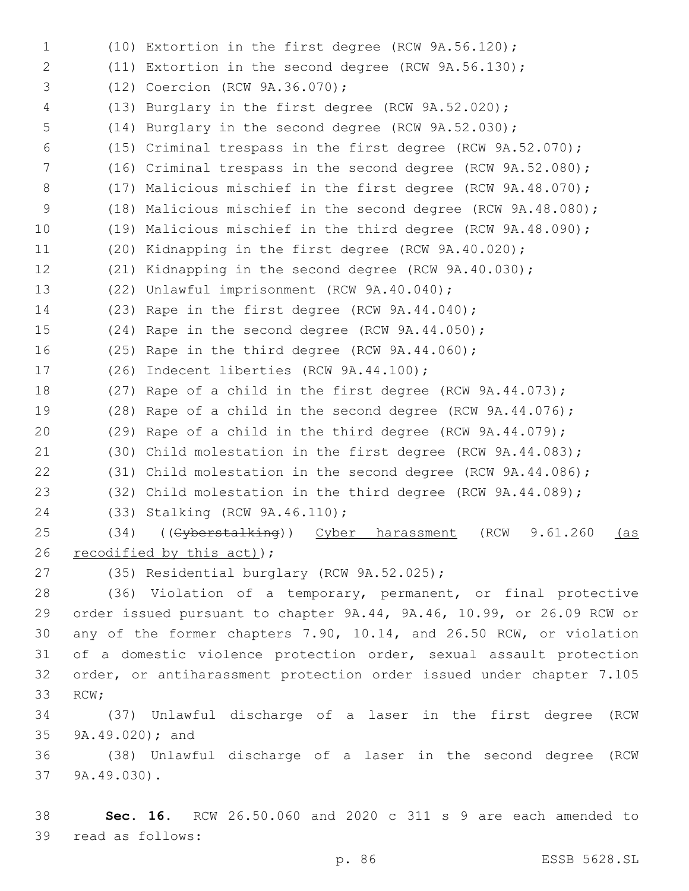(10) Extortion in the first degree (RCW 9A.56.120);

(11) Extortion in the second degree (RCW 9A.56.130);

(12) Coercion (RCW 9A.36.070);

(13) Burglary in the first degree (RCW 9A.52.020);

(14) Burglary in the second degree (RCW 9A.52.030);

(15) Criminal trespass in the first degree (RCW 9A.52.070);

(16) Criminal trespass in the second degree (RCW 9A.52.080);

(17) Malicious mischief in the first degree (RCW 9A.48.070);

(18) Malicious mischief in the second degree (RCW 9A.48.080);

(19) Malicious mischief in the third degree (RCW 9A.48.090);

(20) Kidnapping in the first degree (RCW 9A.40.020);

(21) Kidnapping in the second degree (RCW 9A.40.030);

(22) Unlawful imprisonment (RCW 9A.40.040);

(23) Rape in the first degree (RCW 9A.44.040);

(24) Rape in the second degree (RCW 9A.44.050);

(25) Rape in the third degree (RCW 9A.44.060);

(26) Indecent liberties (RCW 9A.44.100);

(27) Rape of a child in the first degree (RCW 9A.44.073);

(28) Rape of a child in the second degree (RCW 9A.44.076);

(29) Rape of a child in the third degree (RCW 9A.44.079);

(30) Child molestation in the first degree (RCW 9A.44.083);

(31) Child molestation in the second degree (RCW 9A.44.086);

(32) Child molestation in the third degree (RCW 9A.44.089);

(33) Stalking (RCW 9A.46.110);

(34) ((~~Cyberstalking~~)) <u>Cyber harassment</u> (RCW 9.61.260 <u>(as recodified by this act)</u>);

(35) Residential burglary (RCW 9A.52.025);

(36) Violation of a temporary, permanent, or final protective order issued pursuant to chapter 9A.44, 9A.46, 10.99, or 26.09 RCW or any of the former chapters 7.90, 10.14, and 26.50 RCW, or violation of a domestic violence protection order, sexual assault protection order, or antiharassment protection order issued under chapter 7.105 RCW;

(37) Unlawful discharge of a laser in the first degree (RCW 9A.49.020); and

(38) Unlawful discharge of a laser in the second degree (RCW 9A.49.030).

**Sec. 16.** RCW 26.50.060 and 2020 c 311 s 9 are each amended to read as follows: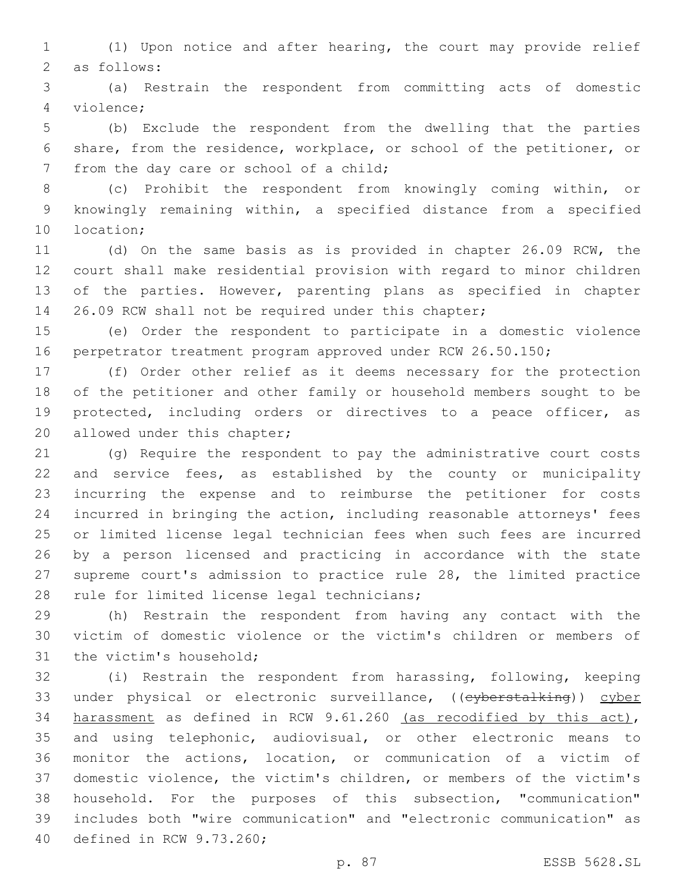(1) Upon notice and after hearing, the court may provide relief as follows:

(a) Restrain the respondent from committing acts of domestic violence;

(b) Exclude the respondent from the dwelling that the parties share, from the residence, workplace, or school of the petitioner, or from the day care or school of a child;

(c) Prohibit the respondent from knowingly coming within, or knowingly remaining within, a specified distance from a specified location;

(d) On the same basis as is provided in chapter 26.09 RCW, the court shall make residential provision with regard to minor children of the parties. However, parenting plans as specified in chapter 26.09 RCW shall not be required under this chapter;

(e) Order the respondent to participate in a domestic violence perpetrator treatment program approved under RCW 26.50.150;

(f) Order other relief as it deems necessary for the protection of the petitioner and other family or household members sought to be protected, including orders or directives to a peace officer, as allowed under this chapter;

(g) Require the respondent to pay the administrative court costs and service fees, as established by the county or municipality incurring the expense and to reimburse the petitioner for costs incurred in bringing the action, including reasonable attorneys' fees or limited license legal technician fees when such fees are incurred by a person licensed and practicing in accordance with the state supreme court's admission to practice rule 28, the limited practice rule for limited license legal technicians;

(h) Restrain the respondent from having any contact with the victim of domestic violence or the victim's children or members of the victim's household;

(i) Restrain the respondent from harassing, following, keeping under physical or electronic surveillance, ((~~cyberstalking~~)) <u>cyber harassment</u> as defined in RCW 9.61.260 <u>(as recodified by this act)</u>, and using telephonic, audiovisual, or other electronic means to monitor the actions, location, or communication of a victim of domestic violence, the victim's children, or members of the victim's household. For the purposes of this subsection, "communication" includes both "wire communication" and "electronic communication" as defined in RCW 9.73.260;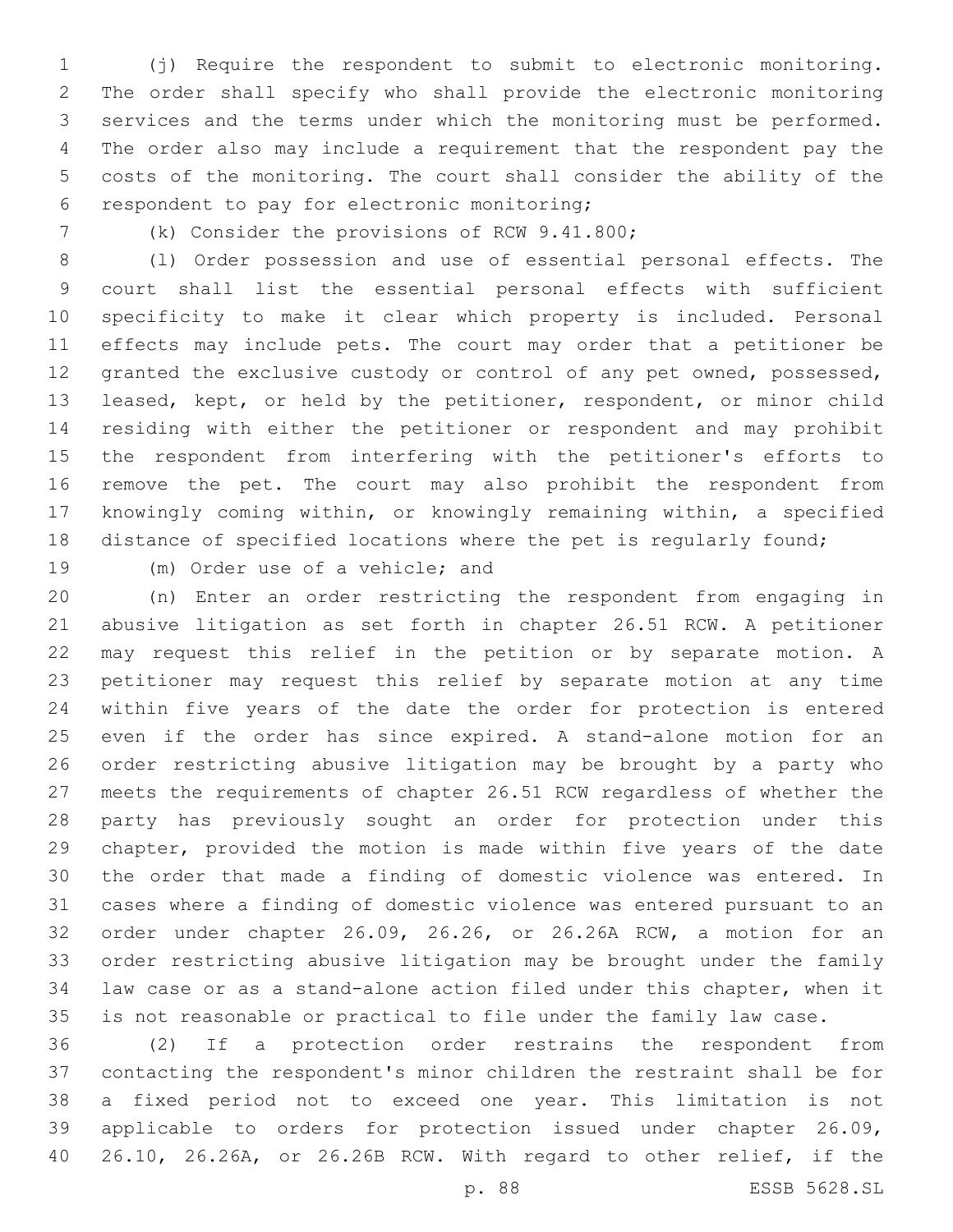(j) Require the respondent to submit to electronic monitoring. The order shall specify who shall provide the electronic monitoring services and the terms under which the monitoring must be performed. The order also may include a requirement that the respondent pay the costs of the monitoring. The court shall consider the ability of the respondent to pay for electronic monitoring;

(k) Consider the provisions of RCW 9.41.800;

(l) Order possession and use of essential personal effects. The court shall list the essential personal effects with sufficient specificity to make it clear which property is included. Personal effects may include pets. The court may order that a petitioner be granted the exclusive custody or control of any pet owned, possessed, leased, kept, or held by the petitioner, respondent, or minor child residing with either the petitioner or respondent and may prohibit the respondent from interfering with the petitioner's efforts to remove the pet. The court may also prohibit the respondent from knowingly coming within, or knowingly remaining within, a specified distance of specified locations where the pet is regularly found;

(m) Order use of a vehicle; and

(n) Enter an order restricting the respondent from engaging in abusive litigation as set forth in chapter 26.51 RCW. A petitioner may request this relief in the petition or by separate motion. A petitioner may request this relief by separate motion at any time within five years of the date the order for protection is entered even if the order has since expired. A stand-alone motion for an order restricting abusive litigation may be brought by a party who meets the requirements of chapter 26.51 RCW regardless of whether the party has previously sought an order for protection under this chapter, provided the motion is made within five years of the date the order that made a finding of domestic violence was entered. In cases where a finding of domestic violence was entered pursuant to an order under chapter 26.09, 26.26, or 26.26A RCW, a motion for an order restricting abusive litigation may be brought under the family law case or as a stand-alone action filed under this chapter, when it is not reasonable or practical to file under the family law case.

(2) If a protection order restrains the respondent from contacting the respondent's minor children the restraint shall be for a fixed period not to exceed one year. This limitation is not applicable to orders for protection issued under chapter 26.09, 26.10, 26.26A, or 26.26B RCW. With regard to other relief, if the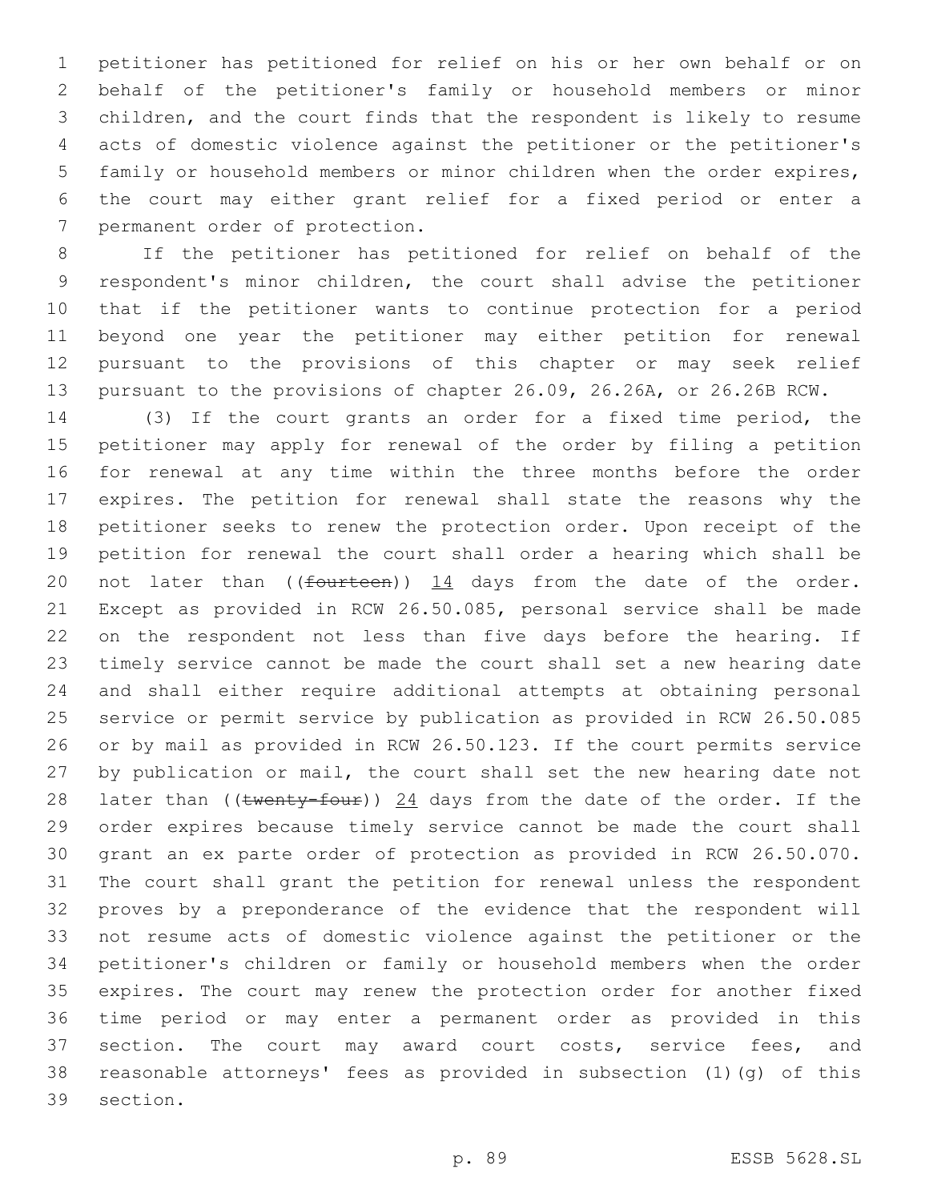petitioner has petitioned for relief on his or her own behalf or on behalf of the petitioner's family or household members or minor children, and the court finds that the respondent is likely to resume acts of domestic violence against the petitioner or the petitioner's family or household members or minor children when the order expires, the court may either grant relief for a fixed period or enter a permanent order of protection.

If the petitioner has petitioned for relief on behalf of the respondent's minor children, the court shall advise the petitioner that if the petitioner wants to continue protection for a period beyond one year the petitioner may either petition for renewal pursuant to the provisions of this chapter or may seek relief pursuant to the provisions of chapter 26.09, 26.26A, or 26.26B RCW.

(3) If the court grants an order for a fixed time period, the petitioner may apply for renewal of the order by filing a petition for renewal at any time within the three months before the order expires. The petition for renewal shall state the reasons why the petitioner seeks to renew the protection order. Upon receipt of the petition for renewal the court shall order a hearing which shall be not later than ((~~fourteen~~)) 14 days from the date of the order. Except as provided in RCW 26.50.085, personal service shall be made on the respondent not less than five days before the hearing. If timely service cannot be made the court shall set a new hearing date and shall either require additional attempts at obtaining personal service or permit service by publication as provided in RCW 26.50.085 or by mail as provided in RCW 26.50.123. If the court permits service by publication or mail, the court shall set the new hearing date not later than ((~~twenty-four~~)) 24 days from the date of the order. If the order expires because timely service cannot be made the court shall grant an ex parte order of protection as provided in RCW 26.50.070. The court shall grant the petition for renewal unless the respondent proves by a preponderance of the evidence that the respondent will not resume acts of domestic violence against the petitioner or the petitioner's children or family or household members when the order expires. The court may renew the protection order for another fixed time period or may enter a permanent order as provided in this section. The court may award court costs, service fees, and reasonable attorneys' fees as provided in subsection (1)(g) of this section.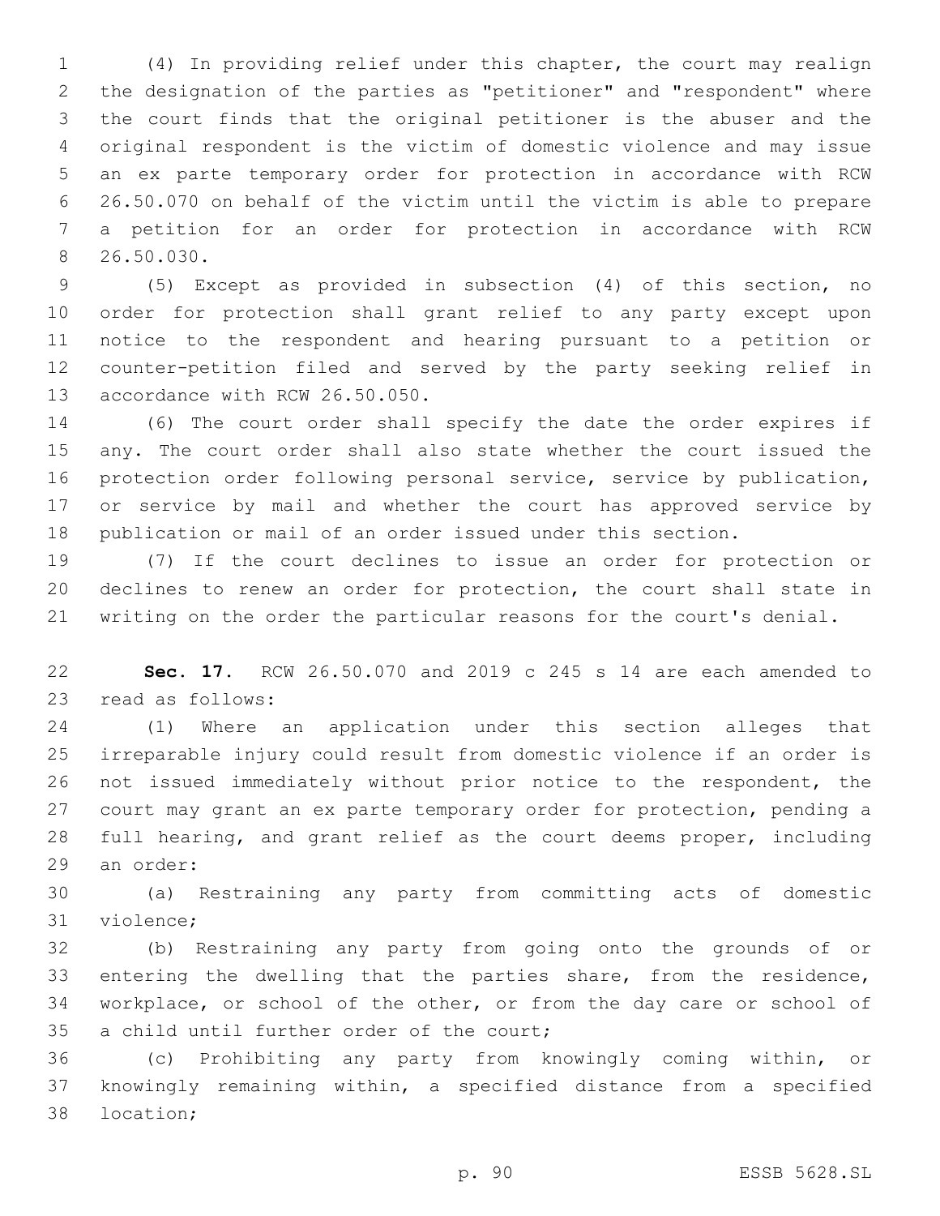(4) In providing relief under this chapter, the court may realign the designation of the parties as "petitioner" and "respondent" where the court finds that the original petitioner is the abuser and the original respondent is the victim of domestic violence and may issue an ex parte temporary order for protection in accordance with RCW 26.50.070 on behalf of the victim until the victim is able to prepare a petition for an order for protection in accordance with RCW 26.50.030.

(5) Except as provided in subsection (4) of this section, no order for protection shall grant relief to any party except upon notice to the respondent and hearing pursuant to a petition or counter-petition filed and served by the party seeking relief in accordance with RCW 26.50.050.

(6) The court order shall specify the date the order expires if any. The court order shall also state whether the court issued the protection order following personal service, service by publication, or service by mail and whether the court has approved service by publication or mail of an order issued under this section.

(7) If the court declines to issue an order for protection or declines to renew an order for protection, the court shall state in writing on the order the particular reasons for the court's denial.

**Sec. 17.** RCW 26.50.070 and 2019 c 245 s 14 are each amended to read as follows:

(1) Where an application under this section alleges that irreparable injury could result from domestic violence if an order is not issued immediately without prior notice to the respondent, the court may grant an ex parte temporary order for protection, pending a full hearing, and grant relief as the court deems proper, including an order:

(a) Restraining any party from committing acts of domestic violence;

(b) Restraining any party from going onto the grounds of or entering the dwelling that the parties share, from the residence, workplace, or school of the other, or from the day care or school of a child until further order of the court;

(c) Prohibiting any party from knowingly coming within, or knowingly remaining within, a specified distance from a specified location;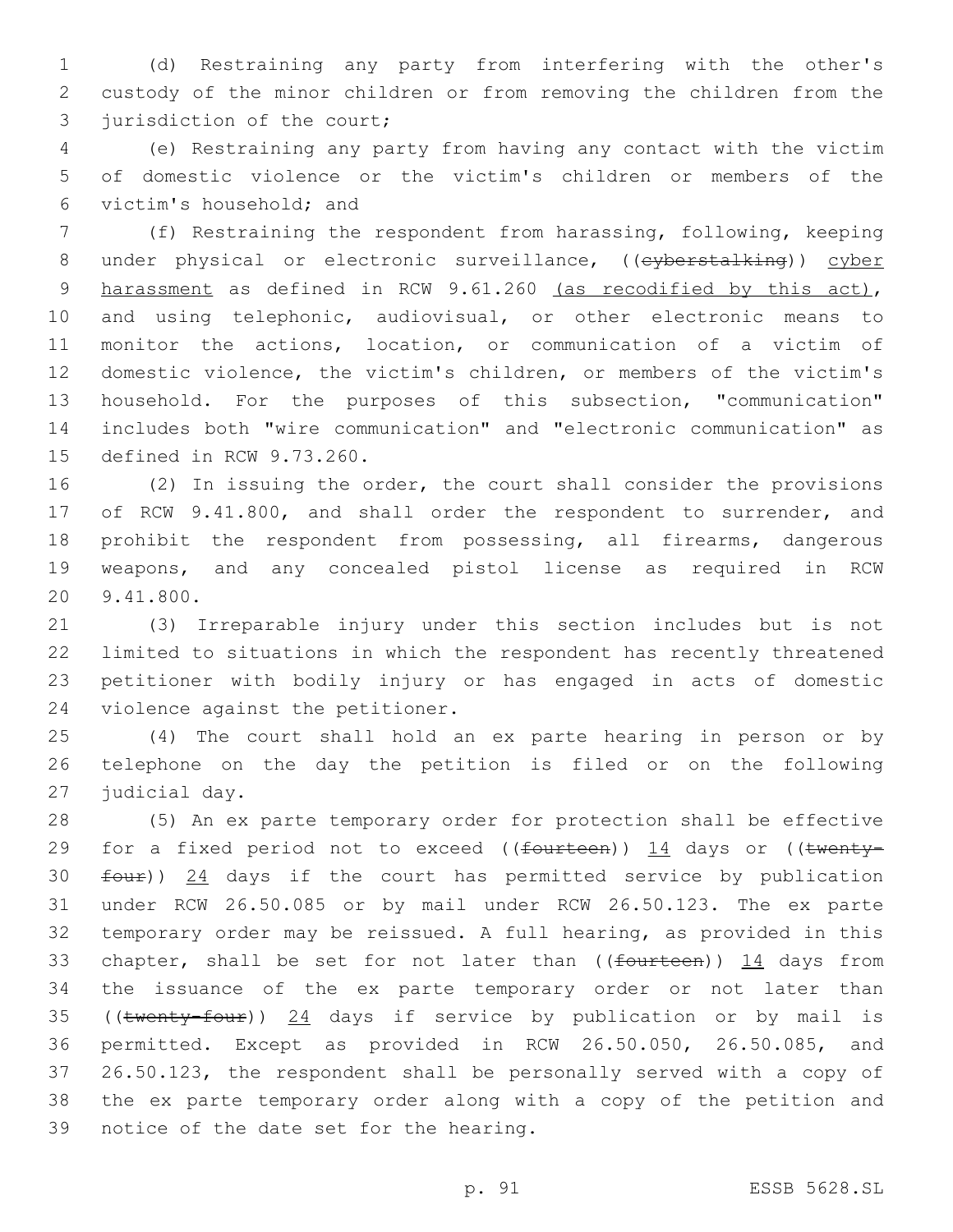(d) Restraining any party from interfering with the other's custody of the minor children or from removing the children from the jurisdiction of the court;

(e) Restraining any party from having any contact with the victim of domestic violence or the victim's children or members of the victim's household; and

(f) Restraining the respondent from harassing, following, keeping under physical or electronic surveillance, ((~~cyberstalking~~)) <u>cyber harassment</u> as defined in RCW 9.61.260 <u>(as recodified by this act)</u>, and using telephonic, audiovisual, or other electronic means to monitor the actions, location, or communication of a victim of domestic violence, the victim's children, or members of the victim's household. For the purposes of this subsection, "communication" includes both "wire communication" and "electronic communication" as defined in RCW 9.73.260.

(2) In issuing the order, the court shall consider the provisions of RCW 9.41.800, and shall order the respondent to surrender, and prohibit the respondent from possessing, all firearms, dangerous weapons, and any concealed pistol license as required in RCW 9.41.800.

(3) Irreparable injury under this section includes but is not limited to situations in which the respondent has recently threatened petitioner with bodily injury or has engaged in acts of domestic violence against the petitioner.

(4) The court shall hold an ex parte hearing in person or by telephone on the day the petition is filed or on the following judicial day.

(5) An ex parte temporary order for protection shall be effective for a fixed period not to exceed ((~~fourteen~~)) <u>14</u> days or ((~~twenty-four~~)) <u>24</u> days if the court has permitted service by publication under RCW 26.50.085 or by mail under RCW 26.50.123. The ex parte temporary order may be reissued. A full hearing, as provided in this chapter, shall be set for not later than ((~~fourteen~~)) <u>14</u> days from the issuance of the ex parte temporary order or not later than ((~~twenty-four~~)) <u>24</u> days if service by publication or by mail is permitted. Except as provided in RCW 26.50.050, 26.50.085, and 26.50.123, the respondent shall be personally served with a copy of the ex parte temporary order along with a copy of the petition and notice of the date set for the hearing.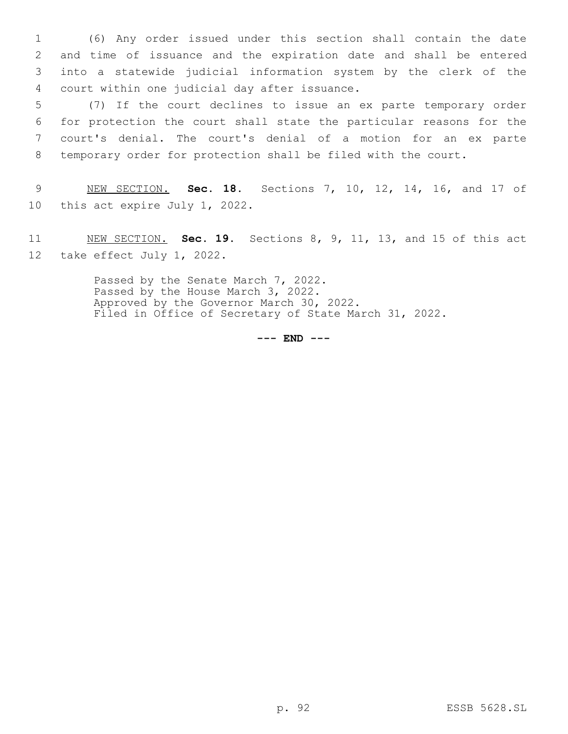(6) Any order issued under this section shall contain the date and time of issuance and the expiration date and shall be entered into a statewide judicial information system by the clerk of the court within one judicial day after issuance.

(7) If the court declines to issue an ex parte temporary order for protection the court shall state the particular reasons for the court's denial. The court's denial of a motion for an ex parte temporary order for protection shall be filed with the court.

NEW SECTION. **Sec. 18.** Sections 7, 10, 12, 14, 16, and 17 of this act expire July 1, 2022.

NEW SECTION. **Sec. 19.** Sections 8, 9, 11, 13, and 15 of this act take effect July 1, 2022.

Passed by the Senate March 7, 2022.
Passed by the House March 3, 2022.
Approved by the Governor March 30, 2022.
Filed in Office of Secretary of State March 31, 2022.

**--- END ---**